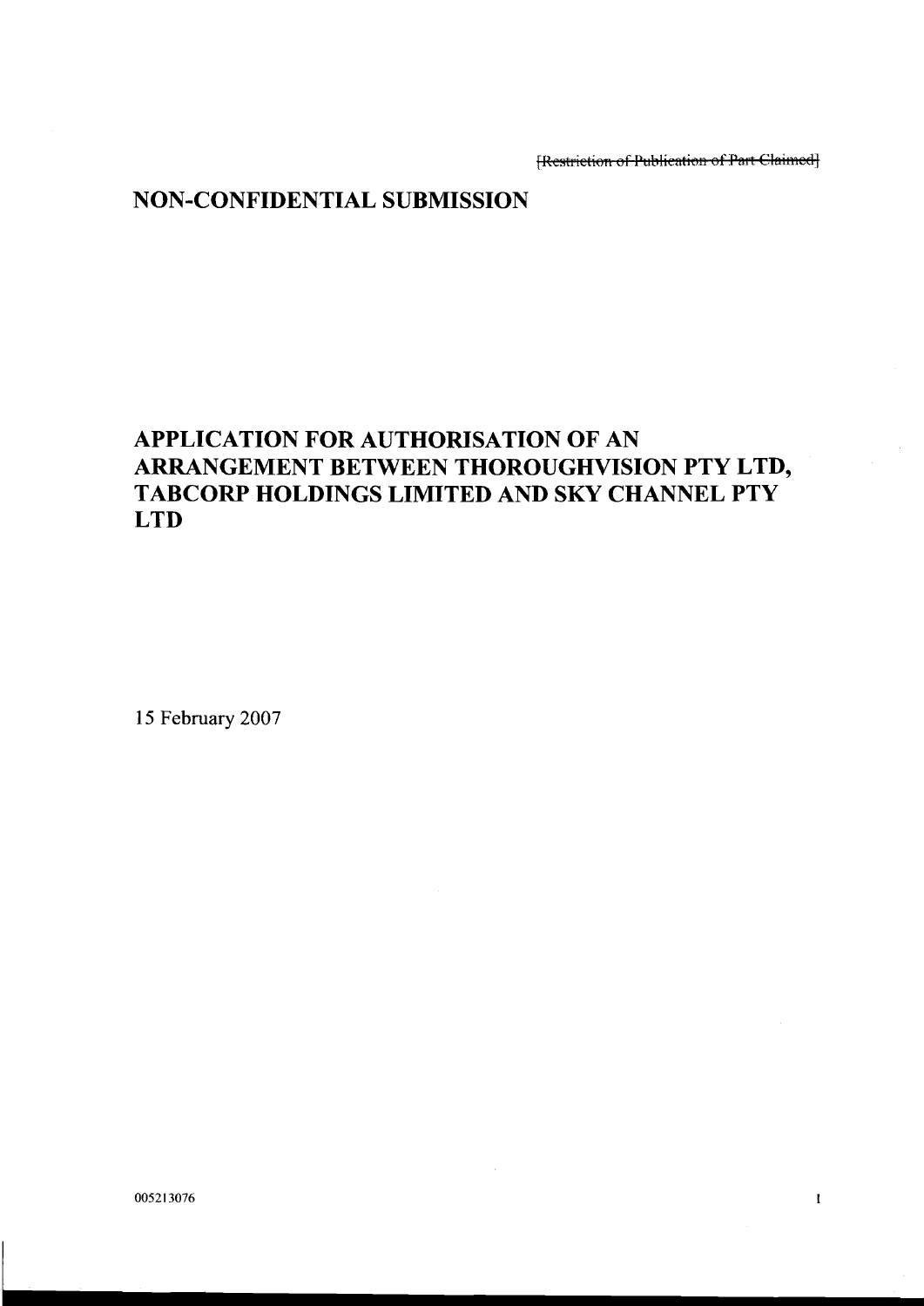~~[Restriction of Publication of Part Claimed]~~

# NON-CONFIDENTIAL SUBMISSION

# APPLICATION FOR AUTHORISATION OF AN ARRANGEMENT BETWEEN THOROUGHVISION PTY LTD, TABCORP HOLDINGS LIMITED AND SKY CHANNEL PTY LTD

15 February 2007

005213076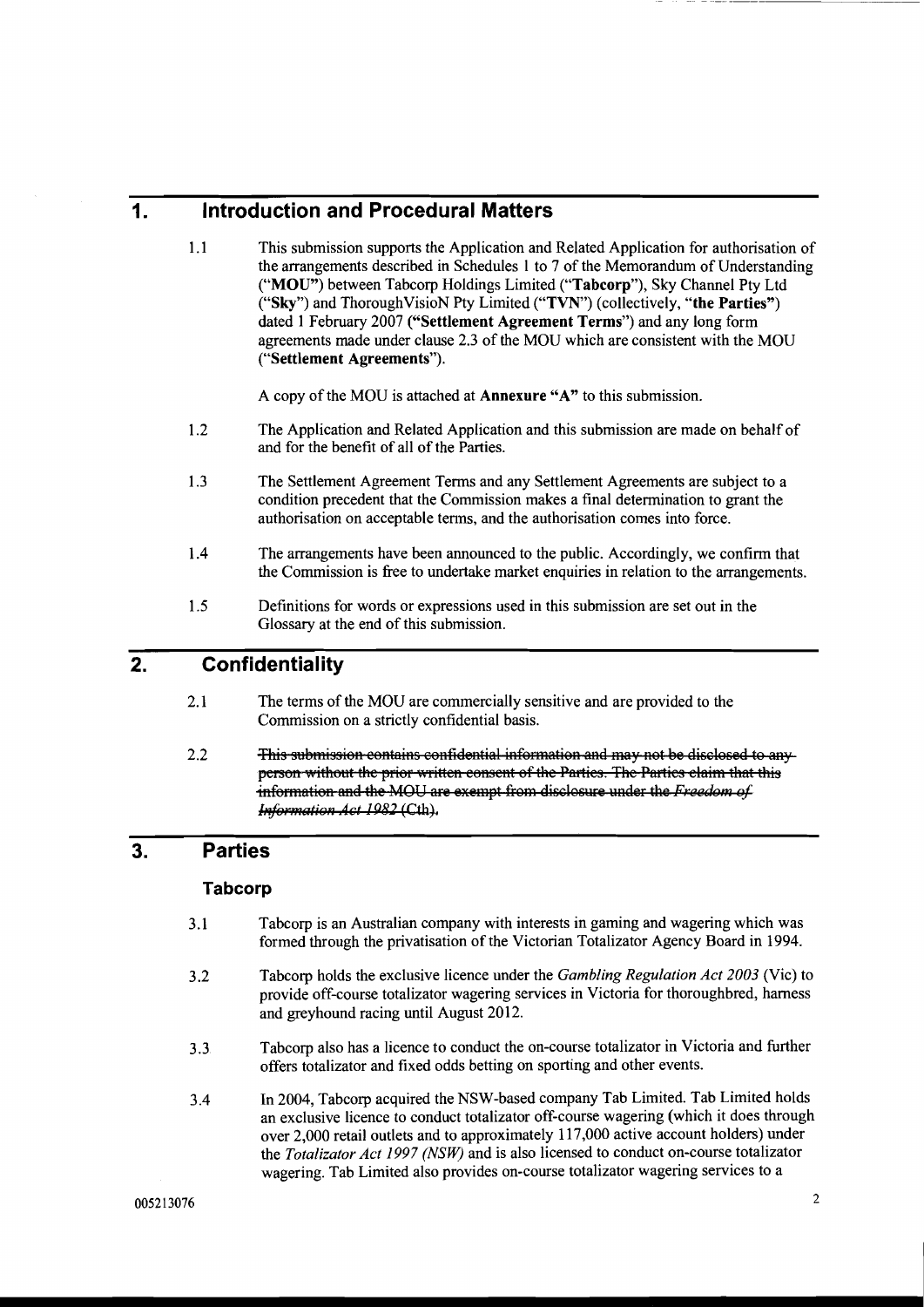## 1. Introduction and Procedural Matters

1.1 This submission supports the Application and Related Application for authorisation of the arrangements described in Schedules 1 to 7 of the Memorandum of Understanding ("**MOU**") between Tabcorp Holdings Limited ("**Tabcorp**"), Sky Channel Pty Ltd ("**Sky**") and ThoroughVisioN Pty Limited ("**TVN**") (collectively, "**the Parties**") dated 1 February 2007 (**"Settlement Agreement Terms"**) and any long form agreements made under clause 2.3 of the MOU which are consistent with the MOU ("**Settlement Agreements**").

A copy of the MOU is attached at **Annexure "A"** to this submission.

1.2 The Application and Related Application and this submission are made on behalf of and for the benefit of all of the Parties.

1.3 The Settlement Agreement Terms and any Settlement Agreements are subject to a condition precedent that the Commission makes a final determination to grant the authorisation on acceptable terms, and the authorisation comes into force.

1.4 The arrangements have been announced to the public. Accordingly, we confirm that the Commission is free to undertake market enquiries in relation to the arrangements.

1.5 Definitions for words or expressions used in this submission are set out in the Glossary at the end of this submission.

## 2. Confidentiality

2.1 The terms of the MOU are commercially sensitive and are provided to the Commission on a strictly confidential basis.

2.2 ~~This submission contains confidential information and may not be disclosed to any person without the prior written consent of the Parties. The Parties claim that this information and the MOU are exempt from disclosure under the *Freedom of Information Act 1982* (Cth).~~

## 3. Parties

### Tabcorp

3.1 Tabcorp is an Australian company with interests in gaming and wagering which was formed through the privatisation of the Victorian Totalizator Agency Board in 1994.

3.2 Tabcorp holds the exclusive licence under the *Gambling Regulation Act 2003* (Vic) to provide off-course totalizator wagering services in Victoria for thoroughbred, harness and greyhound racing until August 2012.

3.3 Tabcorp also has a licence to conduct the on-course totalizator in Victoria and further offers totalizator and fixed odds betting on sporting and other events.

3.4 In 2004, Tabcorp acquired the NSW-based company Tab Limited. Tab Limited holds an exclusive licence to conduct totalizator off-course wagering (which it does through over 2,000 retail outlets and to approximately 117,000 active account holders) under the *Totalizator Act 1997 (NSW)* and is also licensed to conduct on-course totalizator wagering. Tab Limited also provides on-course totalizator wagering services to a

005213076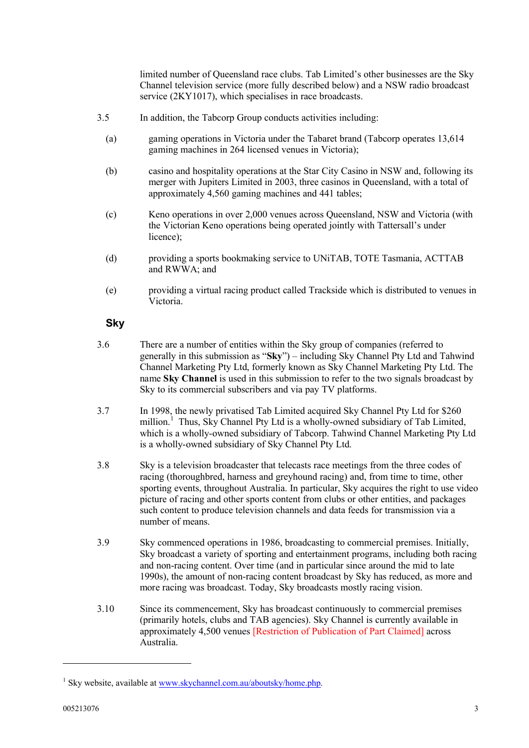limited number of Queensland race clubs. Tab Limited's other businesses are the Sky Channel television service (more fully described below) and a NSW radio broadcast service (2KY1017), which specialises in race broadcasts.

3.5 In addition, the Tabcorp Group conducts activities including:

(a) gaming operations in Victoria under the Tabaret brand (Tabcorp operates 13,614 gaming machines in 264 licensed venues in Victoria);

(b) casino and hospitality operations at the Star City Casino in NSW and, following its merger with Jupiters Limited in 2003, three casinos in Queensland, with a total of approximately 4,560 gaming machines and 441 tables;

(c) Keno operations in over 2,000 venues across Queensland, NSW and Victoria (with the Victorian Keno operations being operated jointly with Tattersall's under licence);

(d) providing a sports bookmaking service to UNiTAB, TOTE Tasmania, ACTTAB and RWWA; and

(e) providing a virtual racing product called Trackside which is distributed to venues in Victoria.

## Sky

3.6 There are a number of entities within the Sky group of companies (referred to generally in this submission as "**Sky**") – including Sky Channel Pty Ltd and Tahwind Channel Marketing Pty Ltd, formerly known as Sky Channel Marketing Pty Ltd. The name **Sky Channel** is used in this submission to refer to the two signals broadcast by Sky to its commercial subscribers and via pay TV platforms.

3.7 In 1998, the newly privatised Tab Limited acquired Sky Channel Pty Ltd for $260 million.[1] Thus, Sky Channel Pty Ltd is a wholly-owned subsidiary of Tab Limited, which is a wholly-owned subsidiary of Tabcorp. Tahwind Channel Marketing Pty Ltd is a wholly-owned subsidiary of Sky Channel Pty Ltd.

3.8 Sky is a television broadcaster that telecasts race meetings from the three codes of racing (thoroughbred, harness and greyhound racing) and, from time to time, other sporting events, throughout Australia. In particular, Sky acquires the right to use video picture of racing and other sports content from clubs or other entities, and packages such content to produce television channels and data feeds for transmission via a number of means.

3.9 Sky commenced operations in 1986, broadcasting to commercial premises. Initially, Sky broadcast a variety of sporting and entertainment programs, including both racing and non-racing content. Over time (and in particular since around the mid to late 1990s), the amount of non-racing content broadcast by Sky has reduced, as more and more racing was broadcast. Today, Sky broadcasts mostly racing vision.

3.10 Since its commencement, Sky has broadcast continuously to commercial premises (primarily hotels, clubs and TAB agencies). Sky Channel is currently available in approximately 4,500 venues [Restriction of Publication of Part Claimed] across Australia.

[1] Sky website, available at www.skychannel.com.au/aboutsky/home.php.

005213076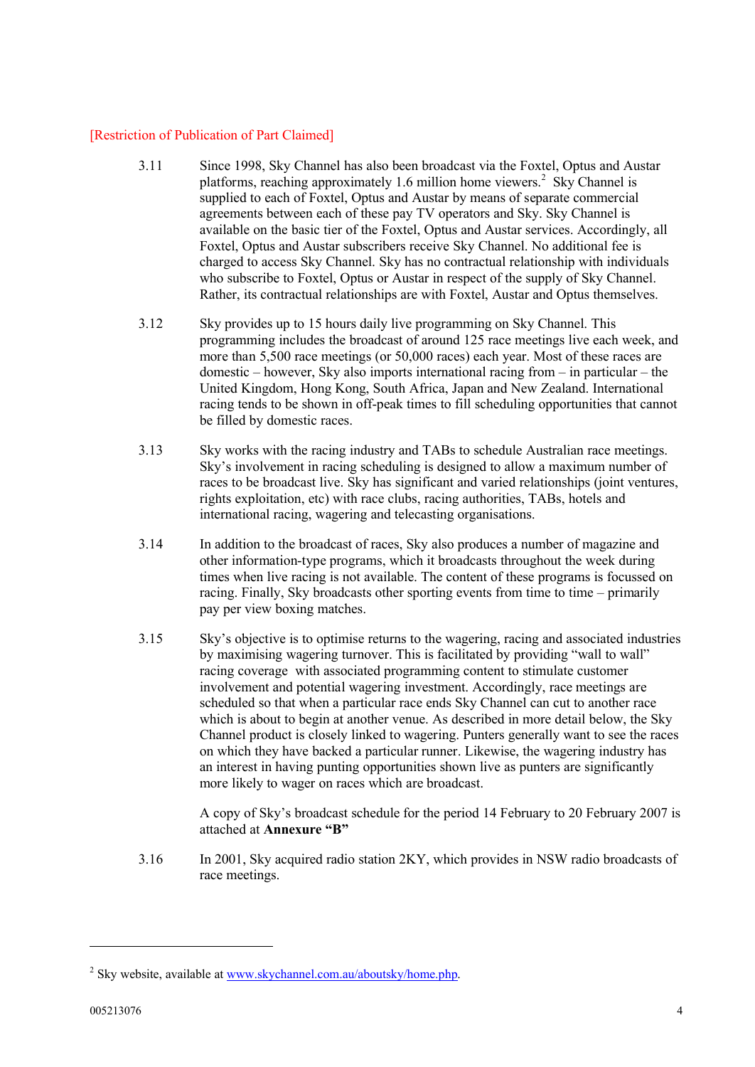[Restriction of Publication of Part Claimed]

3.11 Since 1998, Sky Channel has also been broadcast via the Foxtel, Optus and Austar platforms, reaching approximately 1.6 million home viewers.[2] Sky Channel is supplied to each of Foxtel, Optus and Austar by means of separate commercial agreements between each of these pay TV operators and Sky. Sky Channel is available on the basic tier of the Foxtel, Optus and Austar services. Accordingly, all Foxtel, Optus and Austar subscribers receive Sky Channel. No additional fee is charged to access Sky Channel. Sky has no contractual relationship with individuals who subscribe to Foxtel, Optus or Austar in respect of the supply of Sky Channel. Rather, its contractual relationships are with Foxtel, Austar and Optus themselves.

3.12 Sky provides up to 15 hours daily live programming on Sky Channel. This programming includes the broadcast of around 125 race meetings live each week, and more than 5,500 race meetings (or 50,000 races) each year. Most of these races are domestic – however, Sky also imports international racing from – in particular – the United Kingdom, Hong Kong, South Africa, Japan and New Zealand. International racing tends to be shown in off-peak times to fill scheduling opportunities that cannot be filled by domestic races.

3.13 Sky works with the racing industry and TABs to schedule Australian race meetings. Sky's involvement in racing scheduling is designed to allow a maximum number of races to be broadcast live. Sky has significant and varied relationships (joint ventures, rights exploitation, etc) with race clubs, racing authorities, TABs, hotels and international racing, wagering and telecasting organisations.

3.14 In addition to the broadcast of races, Sky also produces a number of magazine and other information-type programs, which it broadcasts throughout the week during times when live racing is not available. The content of these programs is focussed on racing. Finally, Sky broadcasts other sporting events from time to time – primarily pay per view boxing matches.

3.15 Sky's objective is to optimise returns to the wagering, racing and associated industries by maximising wagering turnover. This is facilitated by providing "wall to wall" racing coverage with associated programming content to stimulate customer involvement and potential wagering investment. Accordingly, race meetings are scheduled so that when a particular race ends Sky Channel can cut to another race which is about to begin at another venue. As described in more detail below, the Sky Channel product is closely linked to wagering. Punters generally want to see the races on which they have backed a particular runner. Likewise, the wagering industry has an interest in having punting opportunities shown live as punters are significantly more likely to wager on races which are broadcast.

A copy of Sky's broadcast schedule for the period 14 February to 20 February 2007 is attached at **Annexure "B"**

3.16 In 2001, Sky acquired radio station 2KY, which provides in NSW radio broadcasts of race meetings.

---

[2] Sky website, available at www.skychannel.com.au/aboutsky/home.php.

005213076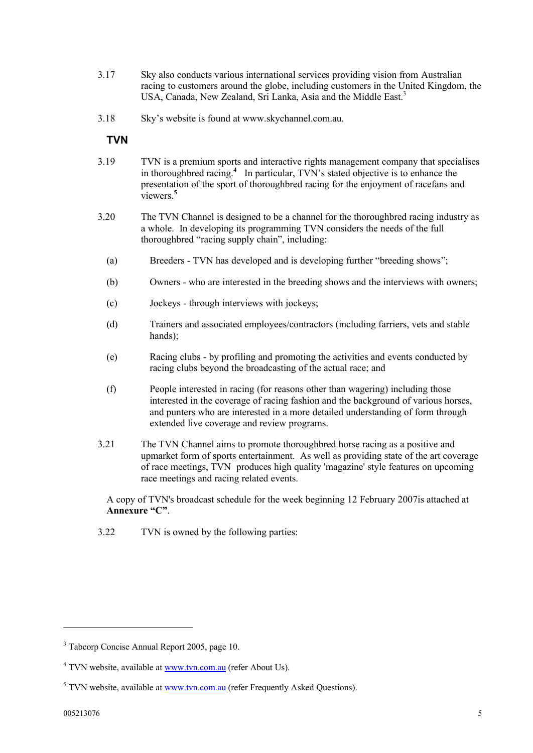3.17 Sky also conducts various international services providing vision from Australian racing to customers around the globe, including customers in the United Kingdom, the USA, Canada, New Zealand, Sri Lanka, Asia and the Middle East.[3]

3.18 Sky's website is found at www.skychannel.com.au.

## TVN

3.19 TVN is a premium sports and interactive rights management company that specialises in thoroughbred racing.[4] In particular, TVN's stated objective is to enhance the presentation of the sport of thoroughbred racing for the enjoyment of racefans and viewers.[5]

3.20 The TVN Channel is designed to be a channel for the thoroughbred racing industry as a whole. In developing its programming TVN considers the needs of the full thoroughbred "racing supply chain", including:

(a) Breeders - TVN has developed and is developing further "breeding shows";

(b) Owners - who are interested in the breeding shows and the interviews with owners;

(c) Jockeys - through interviews with jockeys;

(d) Trainers and associated employees/contractors (including farriers, vets and stable hands);

(e) Racing clubs - by profiling and promoting the activities and events conducted by racing clubs beyond the broadcasting of the actual race; and

(f) People interested in racing (for reasons other than wagering) including those interested in the coverage of racing fashion and the background of various horses, and punters who are interested in a more detailed understanding of form through extended live coverage and review programs.

3.21 The TVN Channel aims to promote thoroughbred horse racing as a positive and upmarket form of sports entertainment. As well as providing state of the art coverage of race meetings, TVN produces high quality 'magazine' style features on upcoming race meetings and racing related events.

A copy of TVN's broadcast schedule for the week beginning 12 February 2007is attached at **Annexure "C"**.

3.22 TVN is owned by the following parties:

---

[3] Tabcorp Concise Annual Report 2005, page 10.

[4] TVN website, available at www.tvn.com.au (refer About Us).

[5] TVN website, available at www.tvn.com.au (refer Frequently Asked Questions).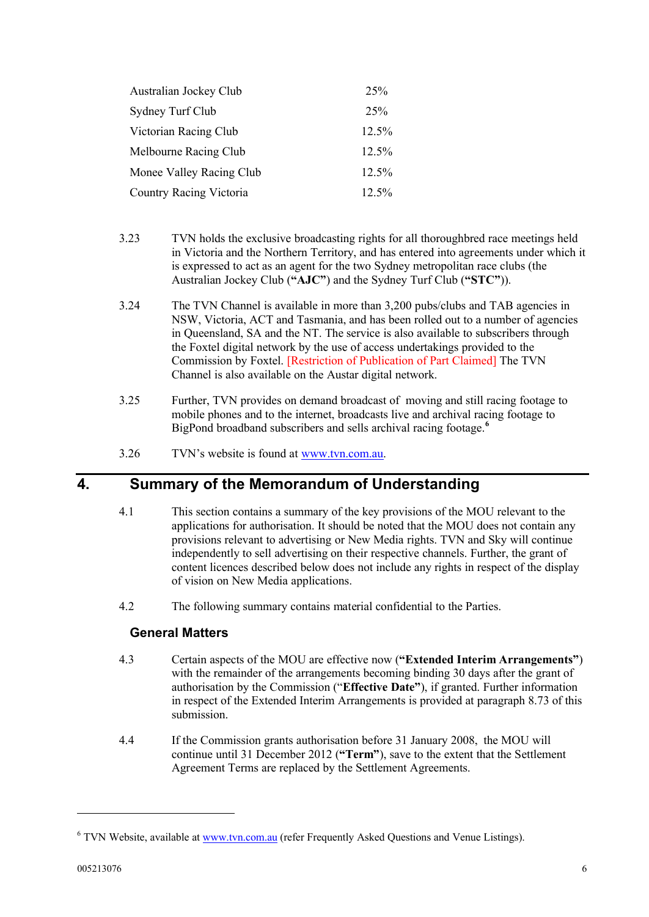| | |
|---|---|
| Australian Jockey Club | 25% |
| Sydney Turf Club | 25% |
| Victorian Racing Club | 12.5% |
| Melbourne Racing Club | 12.5% |
| Monee Valley Racing Club | 12.5% |
| Country Racing Victoria | 12.5% |

3.23 TVN holds the exclusive broadcasting rights for all thoroughbred race meetings held in Victoria and the Northern Territory, and has entered into agreements under which it is expressed to act as an agent for the two Sydney metropolitan race clubs (the Australian Jockey Club (**"AJC"**) and the Sydney Turf Club (**"STC"**)).

3.24 The TVN Channel is available in more than 3,200 pubs/clubs and TAB agencies in NSW, Victoria, ACT and Tasmania, and has been rolled out to a number of agencies in Queensland, SA and the NT. The service is also available to subscribers through the Foxtel digital network by the use of access undertakings provided to the Commission by Foxtel. [Restriction of Publication of Part Claimed] The TVN Channel is also available on the Austar digital network.

3.25 Further, TVN provides on demand broadcast of moving and still racing footage to mobile phones and to the internet, broadcasts live and archival racing footage to BigPond broadband subscribers and sells archival racing footage.[6]

3.26 TVN's website is found at www.tvn.com.au.

# 4. Summary of the Memorandum of Understanding

4.1 This section contains a summary of the key provisions of the MOU relevant to the applications for authorisation. It should be noted that the MOU does not contain any provisions relevant to advertising or New Media rights. TVN and Sky will continue independently to sell advertising on their respective channels. Further, the grant of content licences described below does not include any rights in respect of the display of vision on New Media applications.

4.2 The following summary contains material confidential to the Parties.

## General Matters

4.3 Certain aspects of the MOU are effective now (**"Extended Interim Arrangements"**) with the remainder of the arrangements becoming binding 30 days after the grant of authorisation by the Commission ("**Effective Date"**), if granted. Further information in respect of the Extended Interim Arrangements is provided at paragraph 8.73 of this submission.

4.4 If the Commission grants authorisation before 31 January 2008, the MOU will continue until 31 December 2012 (**"Term"**), save to the extent that the Settlement Agreement Terms are replaced by the Settlement Agreements.

[6] TVN Website, available at www.tvn.com.au (refer Frequently Asked Questions and Venue Listings).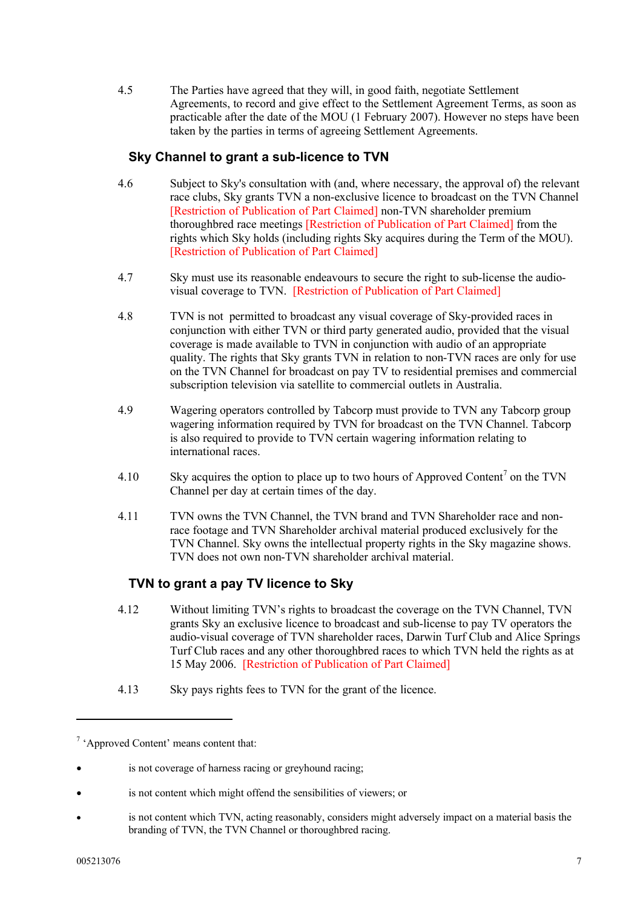4.5 The Parties have agreed that they will, in good faith, negotiate Settlement Agreements, to record and give effect to the Settlement Agreement Terms, as soon as practicable after the date of the MOU (1 February 2007). However no steps have been taken by the parties in terms of agreeing Settlement Agreements.

### Sky Channel to grant a sub-licence to TVN

4.6 Subject to Sky's consultation with (and, where necessary, the approval of) the relevant race clubs, Sky grants TVN a non-exclusive licence to broadcast on the TVN Channel [Restriction of Publication of Part Claimed] non-TVN shareholder premium thoroughbred race meetings [Restriction of Publication of Part Claimed] from the rights which Sky holds (including rights Sky acquires during the Term of the MOU). [Restriction of Publication of Part Claimed]

4.7 Sky must use its reasonable endeavours to secure the right to sub-license the audio-visual coverage to TVN. [Restriction of Publication of Part Claimed]

4.8 TVN is not permitted to broadcast any visual coverage of Sky-provided races in conjunction with either TVN or third party generated audio, provided that the visual coverage is made available to TVN in conjunction with audio of an appropriate quality. The rights that Sky grants TVN in relation to non-TVN races are only for use on the TVN Channel for broadcast on pay TV to residential premises and commercial subscription television via satellite to commercial outlets in Australia.

4.9 Wagering operators controlled by Tabcorp must provide to TVN any Tabcorp group wagering information required by TVN for broadcast on the TVN Channel. Tabcorp is also required to provide to TVN certain wagering information relating to international races.

4.10 Sky acquires the option to place up to two hours of Approved Content[7] on the TVN Channel per day at certain times of the day.

4.11 TVN owns the TVN Channel, the TVN brand and TVN Shareholder race and non-race footage and TVN Shareholder archival material produced exclusively for the TVN Channel. Sky owns the intellectual property rights in the Sky magazine shows. TVN does not own non-TVN shareholder archival material.

### TVN to grant a pay TV licence to Sky

4.12 Without limiting TVN's rights to broadcast the coverage on the TVN Channel, TVN grants Sky an exclusive licence to broadcast and sub-license to pay TV operators the audio-visual coverage of TVN shareholder races, Darwin Turf Club and Alice Springs Turf Club races and any other thoroughbred races to which TVN held the rights as at 15 May 2006. [Restriction of Publication of Part Claimed]

4.13 Sky pays rights fees to TVN for the grant of the licence.

---

[7] 'Approved Content' means content that:

- is not coverage of harness racing or greyhound racing;
- is not content which might offend the sensibilities of viewers; or
- is not content which TVN, acting reasonably, considers might adversely impact on a material basis the branding of TVN, the TVN Channel or thoroughbred racing.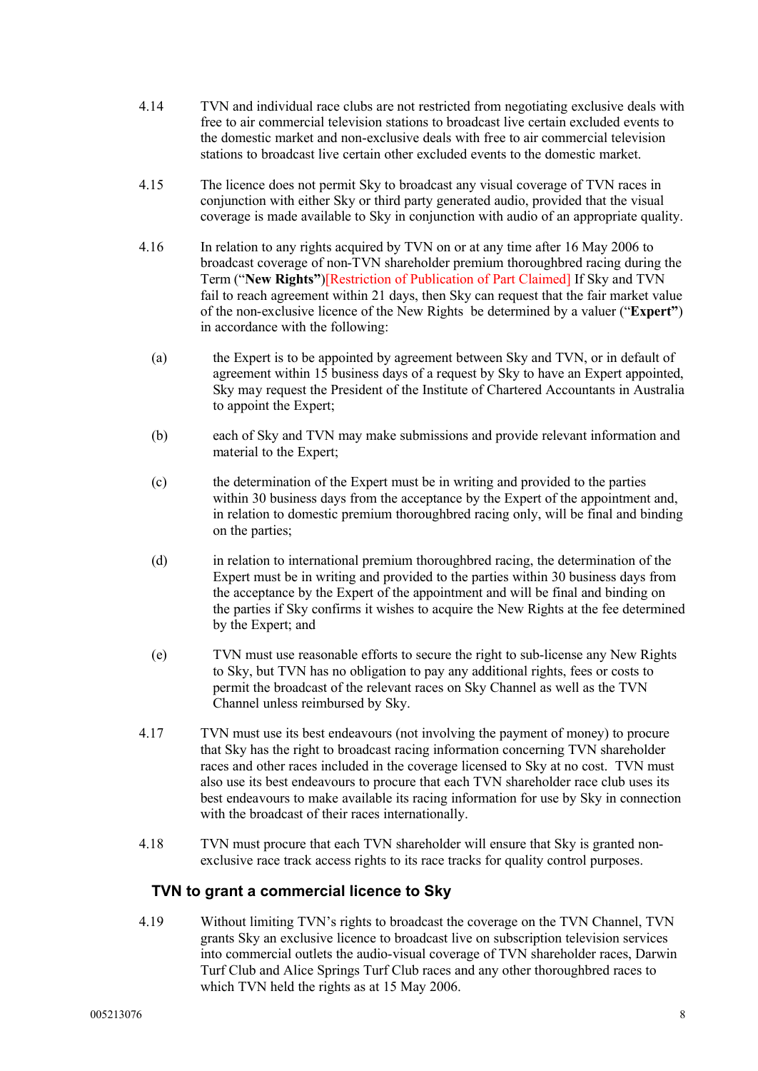4.14 TVN and individual race clubs are not restricted from negotiating exclusive deals with free to air commercial television stations to broadcast live certain excluded events to the domestic market and non-exclusive deals with free to air commercial television stations to broadcast live certain other excluded events to the domestic market.

4.15 The licence does not permit Sky to broadcast any visual coverage of TVN races in conjunction with either Sky or third party generated audio, provided that the visual coverage is made available to Sky in conjunction with audio of an appropriate quality.

4.16 In relation to any rights acquired by TVN on or at any time after 16 May 2006 to broadcast coverage of non-TVN shareholder premium thoroughbred racing during the Term ("**New Rights**")[Restriction of Publication of Part Claimed] If Sky and TVN fail to reach agreement within 21 days, then Sky can request that the fair market value of the non-exclusive licence of the New Rights be determined by a valuer ("**Expert**") in accordance with the following:

(a) the Expert is to be appointed by agreement between Sky and TVN, or in default of agreement within 15 business days of a request by Sky to have an Expert appointed, Sky may request the President of the Institute of Chartered Accountants in Australia to appoint the Expert;

(b) each of Sky and TVN may make submissions and provide relevant information and material to the Expert;

(c) the determination of the Expert must be in writing and provided to the parties within 30 business days from the acceptance by the Expert of the appointment and, in relation to domestic premium thoroughbred racing only, will be final and binding on the parties;

(d) in relation to international premium thoroughbred racing, the determination of the Expert must be in writing and provided to the parties within 30 business days from the acceptance by the Expert of the appointment and will be final and binding on the parties if Sky confirms it wishes to acquire the New Rights at the fee determined by the Expert; and

(e) TVN must use reasonable efforts to secure the right to sub-license any New Rights to Sky, but TVN has no obligation to pay any additional rights, fees or costs to permit the broadcast of the relevant races on Sky Channel as well as the TVN Channel unless reimbursed by Sky.

4.17 TVN must use its best endeavours (not involving the payment of money) to procure that Sky has the right to broadcast racing information concerning TVN shareholder races and other races included in the coverage licensed to Sky at no cost. TVN must also use its best endeavours to procure that each TVN shareholder race club uses its best endeavours to make available its racing information for use by Sky in connection with the broadcast of their races internationally.

4.18 TVN must procure that each TVN shareholder will ensure that Sky is granted non-exclusive race track access rights to its race tracks for quality control purposes.

## TVN to grant a commercial licence to Sky

4.19 Without limiting TVN's rights to broadcast the coverage on the TVN Channel, TVN grants Sky an exclusive licence to broadcast live on subscription television services into commercial outlets the audio-visual coverage of TVN shareholder races, Darwin Turf Club and Alice Springs Turf Club races and any other thoroughbred races to which TVN held the rights as at 15 May 2006.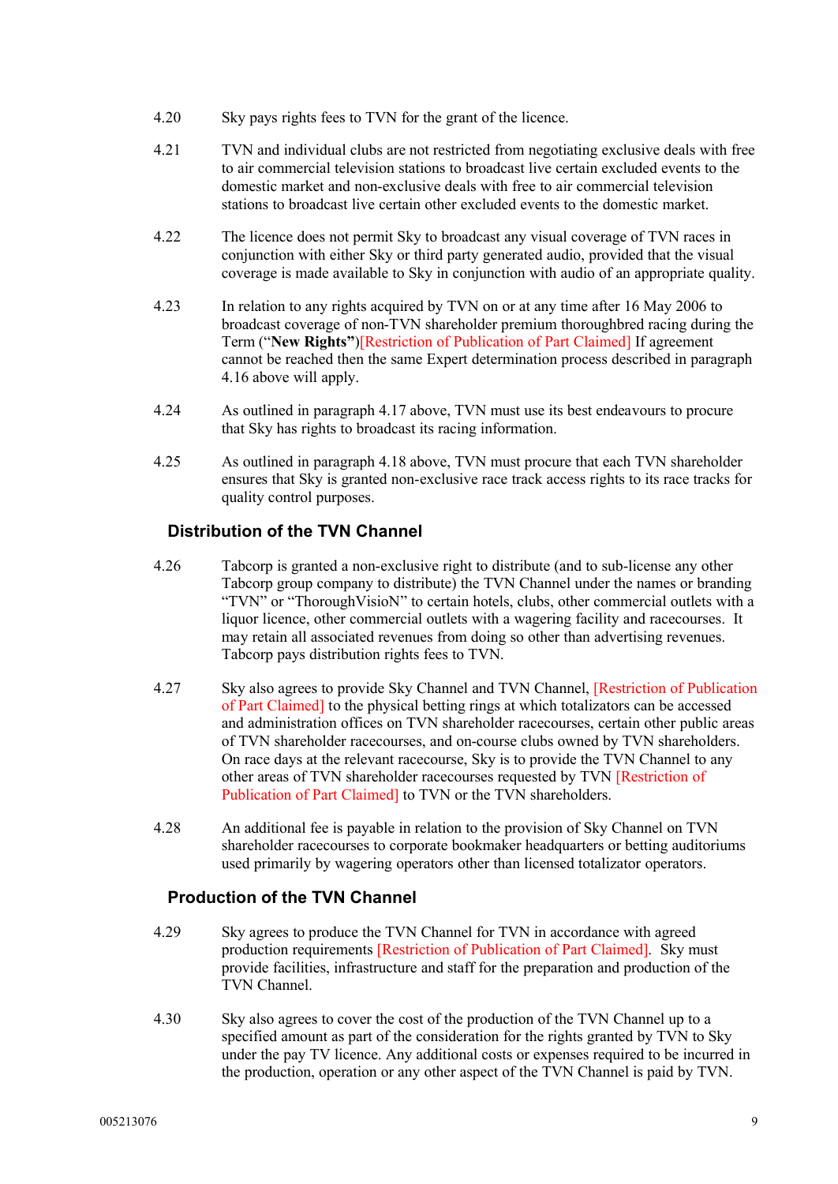4.20 Sky pays rights fees to TVN for the grant of the licence.

4.21 TVN and individual clubs are not restricted from negotiating exclusive deals with free to air commercial television stations to broadcast live certain excluded events to the domestic market and non-exclusive deals with free to air commercial television stations to broadcast live certain other excluded events to the domestic market.

4.22 The licence does not permit Sky to broadcast any visual coverage of TVN races in conjunction with either Sky or third party generated audio, provided that the visual coverage is made available to Sky in conjunction with audio of an appropriate quality.

4.23 In relation to any rights acquired by TVN on or at any time after 16 May 2006 to broadcast coverage of non-TVN shareholder premium thoroughbred racing during the Term ("**New Rights**")[Restriction of Publication of Part Claimed] If agreement cannot be reached then the same Expert determination process described in paragraph 4.16 above will apply.

4.24 As outlined in paragraph 4.17 above, TVN must use its best endeavours to procure that Sky has rights to broadcast its racing information.

4.25 As outlined in paragraph 4.18 above, TVN must procure that each TVN shareholder ensures that Sky is granted non-exclusive race track access rights to its race tracks for quality control purposes.

## Distribution of the TVN Channel

4.26 Tabcorp is granted a non-exclusive right to distribute (and to sub-license any other Tabcorp group company to distribute) the TVN Channel under the names or branding "TVN" or "ThoroughVisioN" to certain hotels, clubs, other commercial outlets with a liquor licence, other commercial outlets with a wagering facility and racecourses. It may retain all associated revenues from doing so other than advertising revenues. Tabcorp pays distribution rights fees to TVN.

4.27 Sky also agrees to provide Sky Channel and TVN Channel, [Restriction of Publication of Part Claimed] to the physical betting rings at which totalizators can be accessed and administration offices on TVN shareholder racecourses, certain other public areas of TVN shareholder racecourses, and on-course clubs owned by TVN shareholders. On race days at the relevant racecourse, Sky is to provide the TVN Channel to any other areas of TVN shareholder racecourses requested by TVN [Restriction of Publication of Part Claimed] to TVN or the TVN shareholders.

4.28 An additional fee is payable in relation to the provision of Sky Channel on TVN shareholder racecourses to corporate bookmaker headquarters or betting auditoriums used primarily by wagering operators other than licensed totalizator operators.

## Production of the TVN Channel

4.29 Sky agrees to produce the TVN Channel for TVN in accordance with agreed production requirements [Restriction of Publication of Part Claimed]. Sky must provide facilities, infrastructure and staff for the preparation and production of the TVN Channel.

4.30 Sky also agrees to cover the cost of the production of the TVN Channel up to a specified amount as part of the consideration for the rights granted by TVN to Sky under the pay TV licence. Any additional costs or expenses required to be incurred in the production, operation or any other aspect of the TVN Channel is paid by TVN.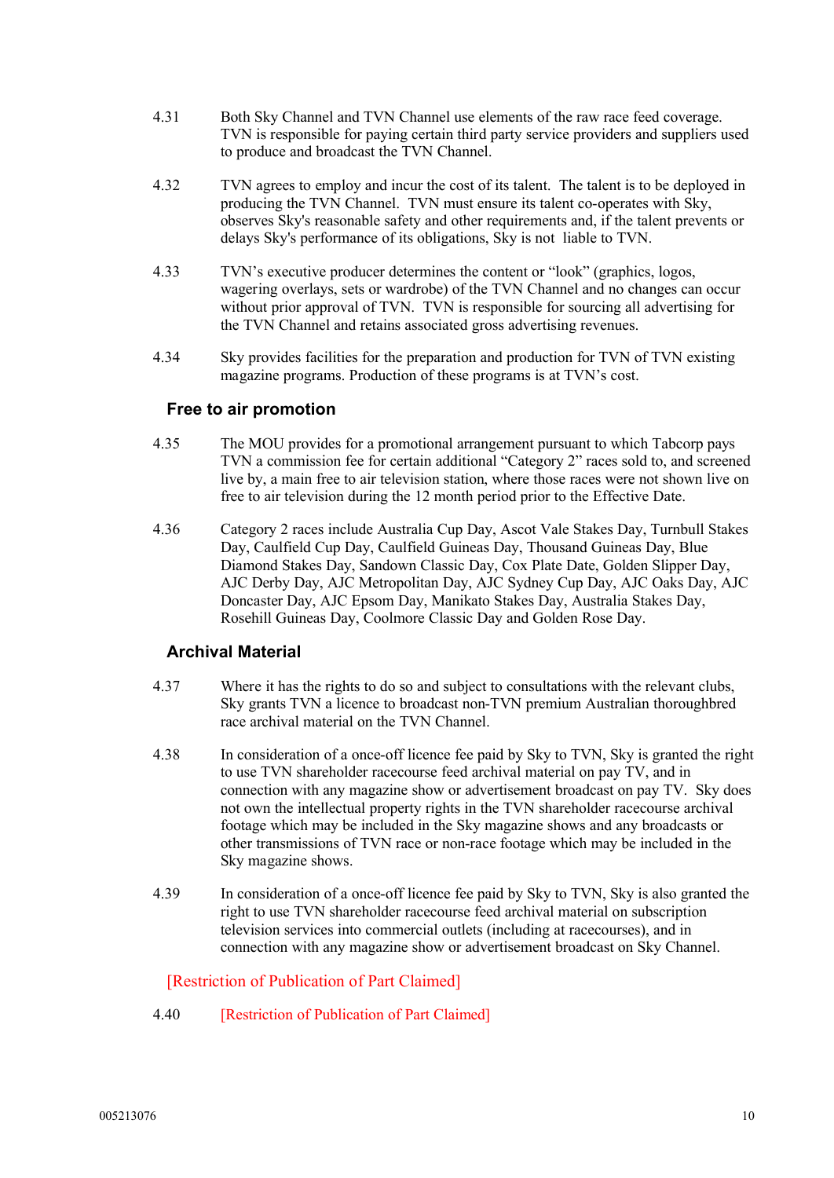4.31 Both Sky Channel and TVN Channel use elements of the raw race feed coverage. TVN is responsible for paying certain third party service providers and suppliers used to produce and broadcast the TVN Channel.

4.32 TVN agrees to employ and incur the cost of its talent. The talent is to be deployed in producing the TVN Channel. TVN must ensure its talent co-operates with Sky, observes Sky's reasonable safety and other requirements and, if the talent prevents or delays Sky's performance of its obligations, Sky is not liable to TVN.

4.33 TVN's executive producer determines the content or "look" (graphics, logos, wagering overlays, sets or wardrobe) of the TVN Channel and no changes can occur without prior approval of TVN. TVN is responsible for sourcing all advertising for the TVN Channel and retains associated gross advertising revenues.

4.34 Sky provides facilities for the preparation and production for TVN of TVN existing magazine programs. Production of these programs is at TVN's cost.

### Free to air promotion

4.35 The MOU provides for a promotional arrangement pursuant to which Tabcorp pays TVN a commission fee for certain additional "Category 2" races sold to, and screened live by, a main free to air television station, where those races were not shown live on free to air television during the 12 month period prior to the Effective Date.

4.36 Category 2 races include Australia Cup Day, Ascot Vale Stakes Day, Turnbull Stakes Day, Caulfield Cup Day, Caulfield Guineas Day, Thousand Guineas Day, Blue Diamond Stakes Day, Sandown Classic Day, Cox Plate Date, Golden Slipper Day, AJC Derby Day, AJC Metropolitan Day, AJC Sydney Cup Day, AJC Oaks Day, AJC Doncaster Day, AJC Epsom Day, Manikato Stakes Day, Australia Stakes Day, Rosehill Guineas Day, Coolmore Classic Day and Golden Rose Day.

### Archival Material

4.37 Where it has the rights to do so and subject to consultations with the relevant clubs, Sky grants TVN a licence to broadcast non-TVN premium Australian thoroughbred race archival material on the TVN Channel.

4.38 In consideration of a once-off licence fee paid by Sky to TVN, Sky is granted the right to use TVN shareholder racecourse feed archival material on pay TV, and in connection with any magazine show or advertisement broadcast on pay TV. Sky does not own the intellectual property rights in the TVN shareholder racecourse archival footage which may be included in the Sky magazine shows and any broadcasts or other transmissions of TVN race or non-race footage which may be included in the Sky magazine shows.

4.39 In consideration of a once-off licence fee paid by Sky to TVN, Sky is also granted the right to use TVN shareholder racecourse feed archival material on subscription television services into commercial outlets (including at racecourses), and in connection with any magazine show or advertisement broadcast on Sky Channel.

[Restriction of Publication of Part Claimed]

4.40 [Restriction of Publication of Part Claimed]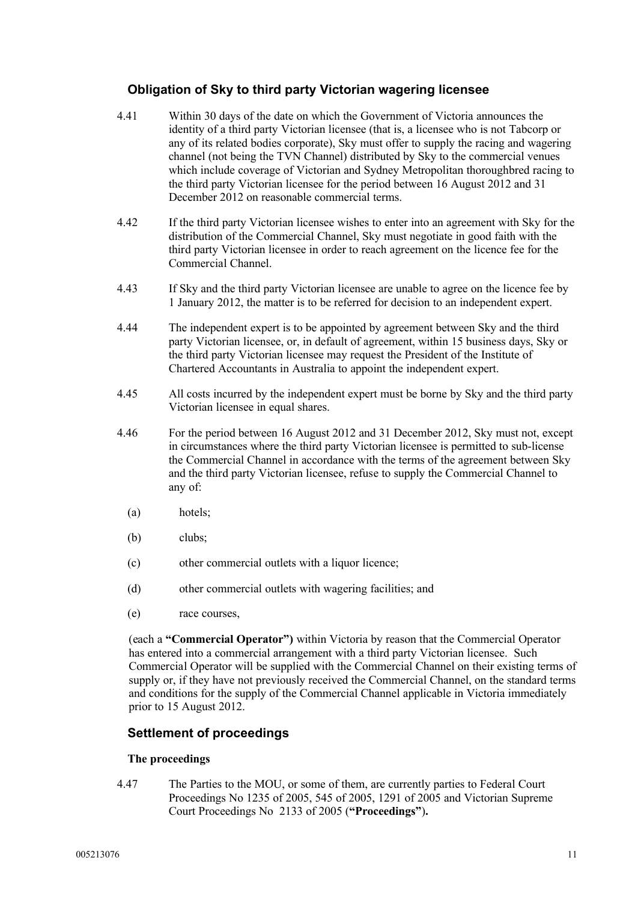## Obligation of Sky to third party Victorian wagering licensee

4.41 Within 30 days of the date on which the Government of Victoria announces the identity of a third party Victorian licensee (that is, a licensee who is not Tabcorp or any of its related bodies corporate), Sky must offer to supply the racing and wagering channel (not being the TVN Channel) distributed by Sky to the commercial venues which include coverage of Victorian and Sydney Metropolitan thoroughbred racing to the third party Victorian licensee for the period between 16 August 2012 and 31 December 2012 on reasonable commercial terms.

4.42 If the third party Victorian licensee wishes to enter into an agreement with Sky for the distribution of the Commercial Channel, Sky must negotiate in good faith with the third party Victorian licensee in order to reach agreement on the licence fee for the Commercial Channel.

4.43 If Sky and the third party Victorian licensee are unable to agree on the licence fee by 1 January 2012, the matter is to be referred for decision to an independent expert.

4.44 The independent expert is to be appointed by agreement between Sky and the third party Victorian licensee, or, in default of agreement, within 15 business days, Sky or the third party Victorian licensee may request the President of the Institute of Chartered Accountants in Australia to appoint the independent expert.

4.45 All costs incurred by the independent expert must be borne by Sky and the third party Victorian licensee in equal shares.

4.46 For the period between 16 August 2012 and 31 December 2012, Sky must not, except in circumstances where the third party Victorian licensee is permitted to sub-license the Commercial Channel in accordance with the terms of the agreement between Sky and the third party Victorian licensee, refuse to supply the Commercial Channel to any of:

(a) hotels;

(b) clubs;

(c) other commercial outlets with a liquor licence;

(d) other commercial outlets with wagering facilities; and

(e) race courses,

(each a **"Commercial Operator")** within Victoria by reason that the Commercial Operator has entered into a commercial arrangement with a third party Victorian licensee. Such Commercial Operator will be supplied with the Commercial Channel on their existing terms of supply or, if they have not previously received the Commercial Channel, on the standard terms and conditions for the supply of the Commercial Channel applicable in Victoria immediately prior to 15 August 2012.

## Settlement of proceedings

### The proceedings

4.47 The Parties to the MOU, or some of them, are currently parties to Federal Court Proceedings No 1235 of 2005, 545 of 2005, 1291 of 2005 and Victorian Supreme Court Proceedings No 2133 of 2005 (**"Proceedings"**)**.**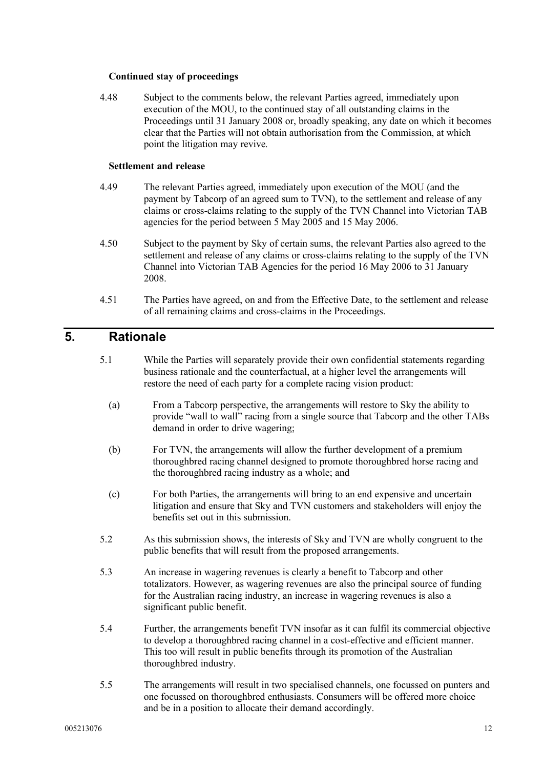**Continued stay of proceedings**

4.48 Subject to the comments below, the relevant Parties agreed, immediately upon execution of the MOU, to the continued stay of all outstanding claims in the Proceedings until 31 January 2008 or, broadly speaking, any date on which it becomes clear that the Parties will not obtain authorisation from the Commission, at which point the litigation may revive.

**Settlement and release**

4.49 The relevant Parties agreed, immediately upon execution of the MOU (and the payment by Tabcorp of an agreed sum to TVN), to the settlement and release of any claims or cross-claims relating to the supply of the TVN Channel into Victorian TAB agencies for the period between 5 May 2005 and 15 May 2006.

4.50 Subject to the payment by Sky of certain sums, the relevant Parties also agreed to the settlement and release of any claims or cross-claims relating to the supply of the TVN Channel into Victorian TAB Agencies for the period 16 May 2006 to 31 January 2008.

4.51 The Parties have agreed, on and from the Effective Date, to the settlement and release of all remaining claims and cross-claims in the Proceedings.

## 5. Rationale

5.1 While the Parties will separately provide their own confidential statements regarding business rationale and the counterfactual, at a higher level the arrangements will restore the need of each party for a complete racing vision product:

(a) From a Tabcorp perspective, the arrangements will restore to Sky the ability to provide "wall to wall" racing from a single source that Tabcorp and the other TABs demand in order to drive wagering;

(b) For TVN, the arrangements will allow the further development of a premium thoroughbred racing channel designed to promote thoroughbred horse racing and the thoroughbred racing industry as a whole; and

(c) For both Parties, the arrangements will bring to an end expensive and uncertain litigation and ensure that Sky and TVN customers and stakeholders will enjoy the benefits set out in this submission.

5.2 As this submission shows, the interests of Sky and TVN are wholly congruent to the public benefits that will result from the proposed arrangements.

5.3 An increase in wagering revenues is clearly a benefit to Tabcorp and other totalizators. However, as wagering revenues are also the principal source of funding for the Australian racing industry, an increase in wagering revenues is also a significant public benefit.

5.4 Further, the arrangements benefit TVN insofar as it can fulfil its commercial objective to develop a thoroughbred racing channel in a cost-effective and efficient manner. This too will result in public benefits through its promotion of the Australian thoroughbred industry.

5.5 The arrangements will result in two specialised channels, one focussed on punters and one focussed on thoroughbred enthusiasts. Consumers will be offered more choice and be in a position to allocate their demand accordingly.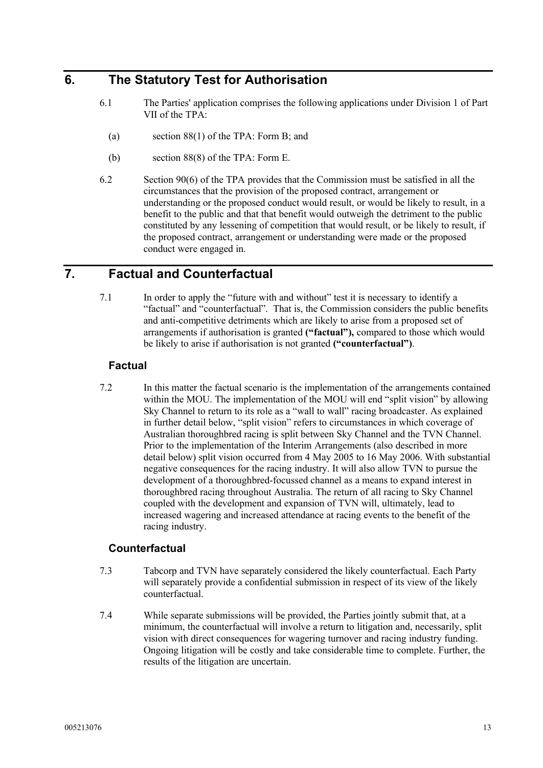## 6. The Statutory Test for Authorisation

6.1 The Parties' application comprises the following applications under Division 1 of Part VII of the TPA:

(a) section 88(1) of the TPA: Form B; and

(b) section 88(8) of the TPA: Form E.

6.2 Section 90(6) of the TPA provides that the Commission must be satisfied in all the circumstances that the provision of the proposed contract, arrangement or understanding or the proposed conduct would result, or would be likely to result, in a benefit to the public and that that benefit would outweigh the detriment to the public constituted by any lessening of competition that would result, or be likely to result, if the proposed contract, arrangement or understanding were made or the proposed conduct were engaged in.

## 7. Factual and Counterfactual

7.1 In order to apply the "future with and without" test it is necessary to identify a "factual" and "counterfactual". That is, the Commission considers the public benefits and anti-competitive detriments which are likely to arise from a proposed set of arrangements if authorisation is granted **("factual"),** compared to those which would be likely to arise if authorisation is not granted **("counterfactual")**.

### Factual

7.2 In this matter the factual scenario is the implementation of the arrangements contained within the MOU. The implementation of the MOU will end "split vision" by allowing Sky Channel to return to its role as a "wall to wall" racing broadcaster. As explained in further detail below, "split vision" refers to circumstances in which coverage of Australian thoroughbred racing is split between Sky Channel and the TVN Channel. Prior to the implementation of the Interim Arrangements (also described in more detail below) split vision occurred from 4 May 2005 to 16 May 2006. With substantial negative consequences for the racing industry. It will also allow TVN to pursue the development of a thoroughbred-focussed channel as a means to expand interest in thoroughbred racing throughout Australia. The return of all racing to Sky Channel coupled with the development and expansion of TVN will, ultimately, lead to increased wagering and increased attendance at racing events to the benefit of the racing industry.

### Counterfactual

7.3 Tabcorp and TVN have separately considered the likely counterfactual. Each Party will separately provide a confidential submission in respect of its view of the likely counterfactual.

7.4 While separate submissions will be provided, the Parties jointly submit that, at a minimum, the counterfactual will involve a return to litigation and, necessarily, split vision with direct consequences for wagering turnover and racing industry funding. Ongoing litigation will be costly and take considerable time to complete. Further, the results of the litigation are uncertain.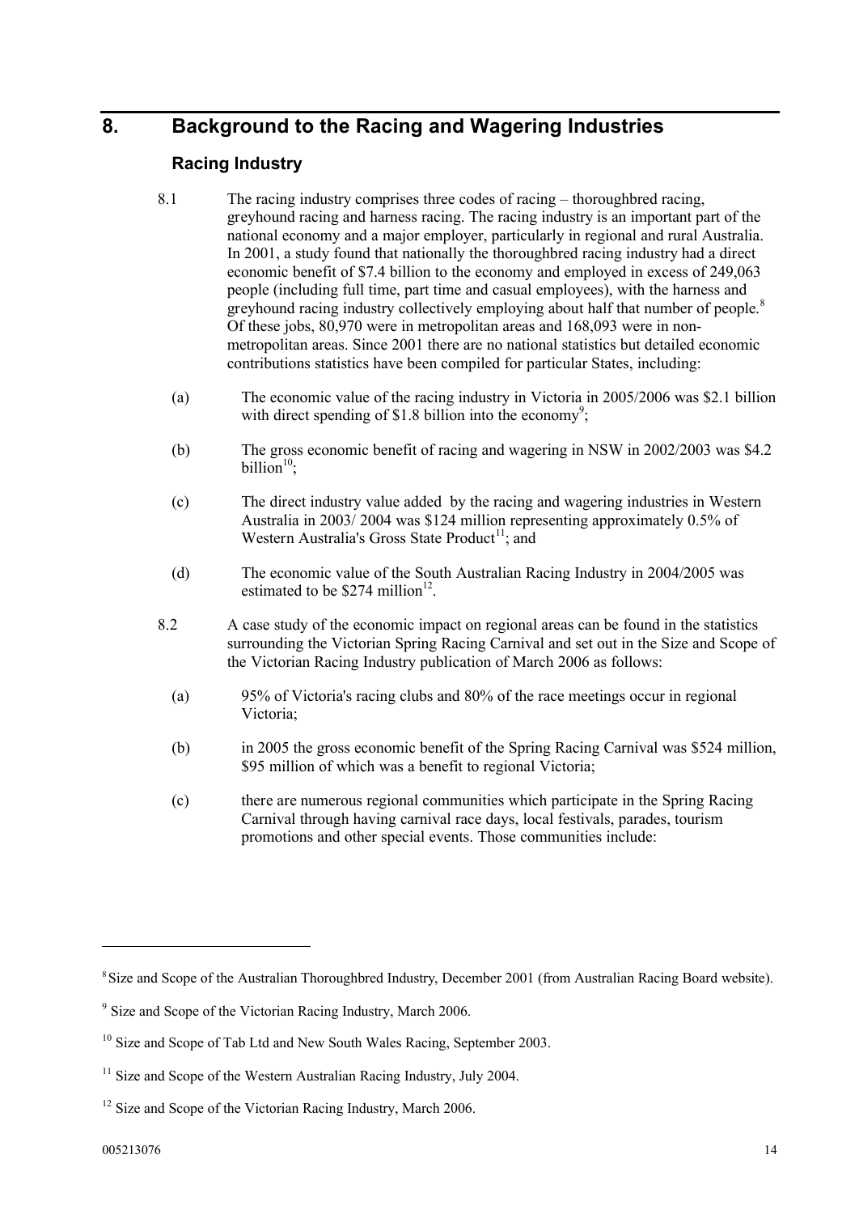## 8. Background to the Racing and Wagering Industries

### Racing Industry

8.1 The racing industry comprises three codes of racing – thoroughbred racing, greyhound racing and harness racing. The racing industry is an important part of the national economy and a major employer, particularly in regional and rural Australia. In 2001, a study found that nationally the thoroughbred racing industry had a direct economic benefit of $7.4 billion to the economy and employed in excess of 249,063 people (including full time, part time and casual employees), with the harness and greyhound racing industry collectively employing about half that number of people.[8] Of these jobs, 80,970 were in metropolitan areas and 168,093 were in non-metropolitan areas. Since 2001 there are no national statistics but detailed economic contributions statistics have been compiled for particular States, including:

(a) The economic value of the racing industry in Victoria in 2005/2006 was $2.1 billion with direct spending of $1.8 billion into the economy[9];

(b) The gross economic benefit of racing and wagering in NSW in 2002/2003 was $4.2 billion[10];

(c) The direct industry value added by the racing and wagering industries in Western Australia in 2003/ 2004 was $124 million representing approximately 0.5% of Western Australia's Gross State Product[11]; and

(d) The economic value of the South Australian Racing Industry in 2004/2005 was estimated to be $274 million[12].

8.2 A case study of the economic impact on regional areas can be found in the statistics surrounding the Victorian Spring Racing Carnival and set out in the Size and Scope of the Victorian Racing Industry publication of March 2006 as follows:

(a) 95% of Victoria's racing clubs and 80% of the race meetings occur in regional Victoria;

(b) in 2005 the gross economic benefit of the Spring Racing Carnival was $524 million, $95 million of which was a benefit to regional Victoria;

(c) there are numerous regional communities which participate in the Spring Racing Carnival through having carnival race days, local festivals, parades, tourism promotions and other special events. Those communities include:

---

[8] Size and Scope of the Australian Thoroughbred Industry, December 2001 (from Australian Racing Board website).

[9] Size and Scope of the Victorian Racing Industry, March 2006.

[10] Size and Scope of Tab Ltd and New South Wales Racing, September 2003.

[11] Size and Scope of the Western Australian Racing Industry, July 2004.

[12] Size and Scope of the Victorian Racing Industry, March 2006.

005213076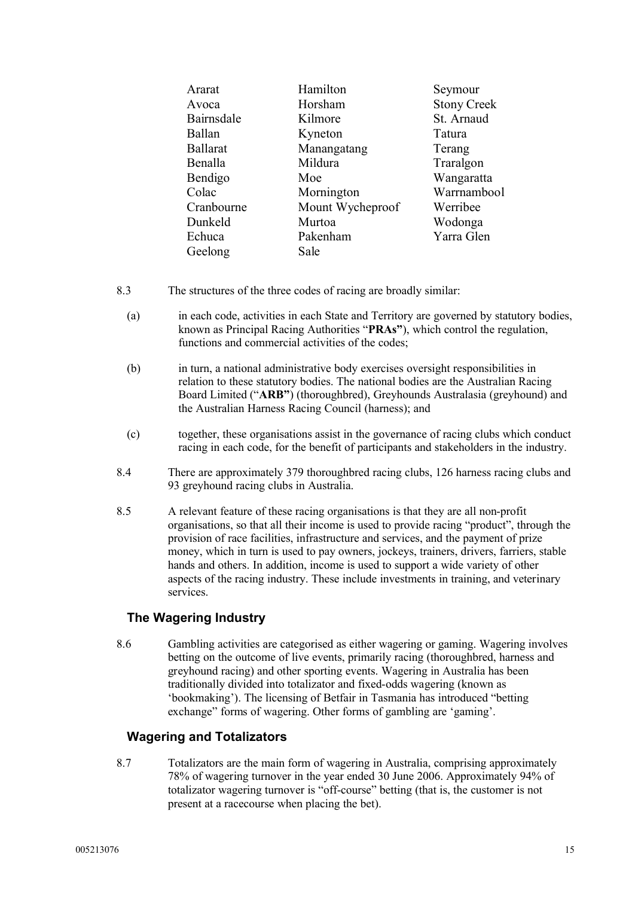| | | |
|---|---|---|
| Ararat | Hamilton | Seymour |
| Avoca | Horsham | Stony Creek |
| Bairnsdale | Kilmore | St. Arnaud |
| Ballan | Kyneton | Tatura |
| Ballarat | Manangatang | Terang |
| Benalla | Mildura | Traralgon |
| Bendigo | Moe | Wangaratta |
| Colac | Mornington | Warrnambool |
| Cranbourne | Mount Wycheproof | Werribee |
| Dunkeld | Murtoa | Wodonga |
| Echuca | Pakenham | Yarra Glen |
| Geelong | Sale | |

8.3 The structures of the three codes of racing are broadly similar:

(a) in each code, activities in each State and Territory are governed by statutory bodies, known as Principal Racing Authorities "**PRAs"**), which control the regulation, functions and commercial activities of the codes;

(b) in turn, a national administrative body exercises oversight responsibilities in relation to these statutory bodies. The national bodies are the Australian Racing Board Limited ("**ARB"**) (thoroughbred), Greyhounds Australasia (greyhound) and the Australian Harness Racing Council (harness); and

(c) together, these organisations assist in the governance of racing clubs which conduct racing in each code, for the benefit of participants and stakeholders in the industry.

8.4 There are approximately 379 thoroughbred racing clubs, 126 harness racing clubs and 93 greyhound racing clubs in Australia.

8.5 A relevant feature of these racing organisations is that they are all non-profit organisations, so that all their income is used to provide racing "product", through the provision of race facilities, infrastructure and services, and the payment of prize money, which in turn is used to pay owners, jockeys, trainers, drivers, farriers, stable hands and others. In addition, income is used to support a wide variety of other aspects of the racing industry. These include investments in training, and veterinary services.

## The Wagering Industry

8.6 Gambling activities are categorised as either wagering or gaming. Wagering involves betting on the outcome of live events, primarily racing (thoroughbred, harness and greyhound racing) and other sporting events. Wagering in Australia has been traditionally divided into totalizator and fixed-odds wagering (known as 'bookmaking'). The licensing of Betfair in Tasmania has introduced "betting exchange" forms of wagering. Other forms of gambling are 'gaming'.

## Wagering and Totalizators

8.7 Totalizators are the main form of wagering in Australia, comprising approximately 78% of wagering turnover in the year ended 30 June 2006. Approximately 94% of totalizator wagering turnover is "off-course" betting (that is, the customer is not present at a racecourse when placing the bet).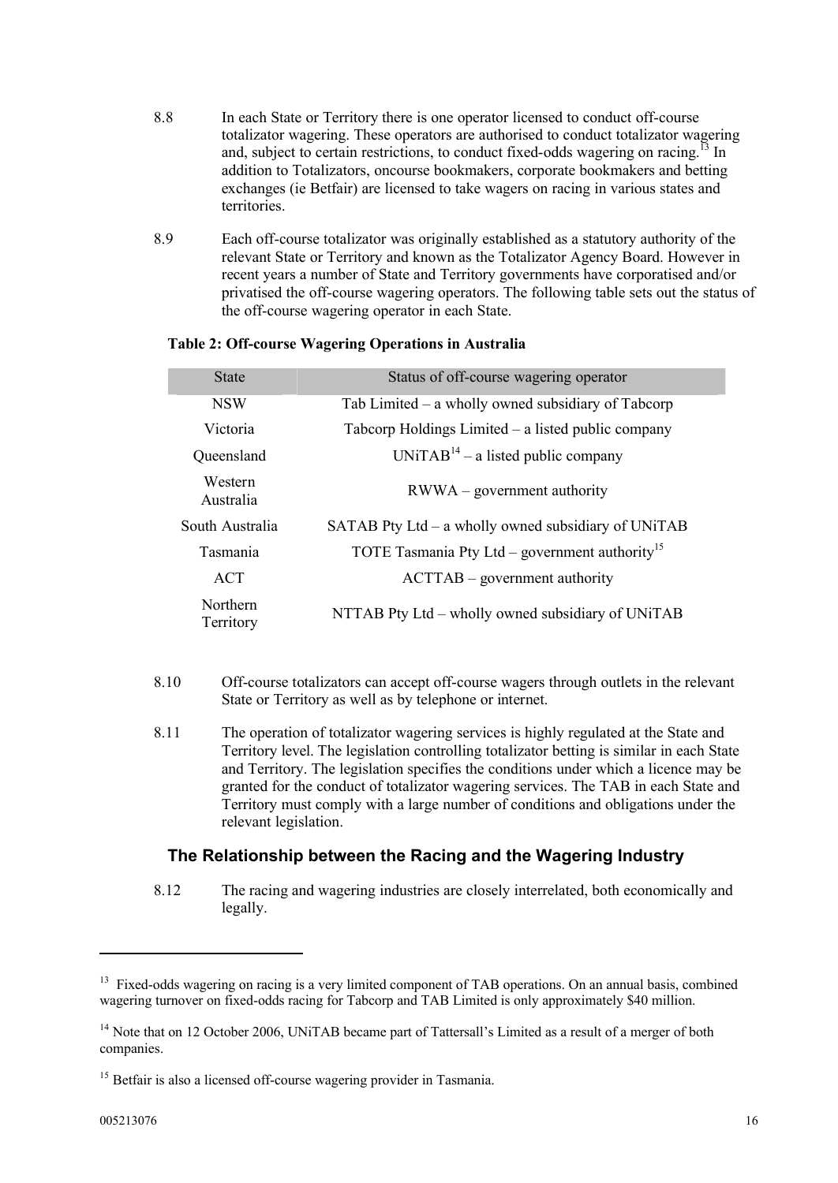8.8 In each State or Territory there is one operator licensed to conduct off-course totalizator wagering. These operators are authorised to conduct totalizator wagering and, subject to certain restrictions, to conduct fixed-odds wagering on racing.[13] In addition to Totalizators, oncourse bookmakers, corporate bookmakers and betting exchanges (ie Betfair) are licensed to take wagers on racing in various states and territories.

8.9 Each off-course totalizator was originally established as a statutory authority of the relevant State or Territory and known as the Totalizator Agency Board. However in recent years a number of State and Territory governments have corporatised and/or privatised the off-course wagering operators. The following table sets out the status of the off-course wagering operator in each State.

**Table 2: Off-course Wagering Operations in Australia**

| State | Status of off-course wagering operator |
|---|---|
| NSW | Tab Limited – a wholly owned subsidiary of Tabcorp |
| Victoria | Tabcorp Holdings Limited – a listed public company |
| Queensland | UNiTAB[14] – a listed public company |
| Western Australia | RWWA – government authority |
| South Australia | SATAB Pty Ltd – a wholly owned subsidiary of UNiTAB |
| Tasmania | TOTE Tasmania Pty Ltd – government authority[15] |
| ACT | ACTTAB – government authority |
| Northern Territory | NTTAB Pty Ltd – wholly owned subsidiary of UNiTAB |

8.10 Off-course totalizators can accept off-course wagers through outlets in the relevant State or Territory as well as by telephone or internet.

8.11 The operation of totalizator wagering services is highly regulated at the State and Territory level. The legislation controlling totalizator betting is similar in each State and Territory. The legislation specifies the conditions under which a licence may be granted for the conduct of totalizator wagering services. The TAB in each State and Territory must comply with a large number of conditions and obligations under the relevant legislation.

## The Relationship between the Racing and the Wagering Industry

8.12 The racing and wagering industries are closely interrelated, both economically and legally.

---

[13] Fixed-odds wagering on racing is a very limited component of TAB operations. On an annual basis, combined wagering turnover on fixed-odds racing for Tabcorp and TAB Limited is only approximately $40 million.

[14] Note that on 12 October 2006, UNiTAB became part of Tattersall's Limited as a result of a merger of both companies.

[15] Betfair is also a licensed off-course wagering provider in Tasmania.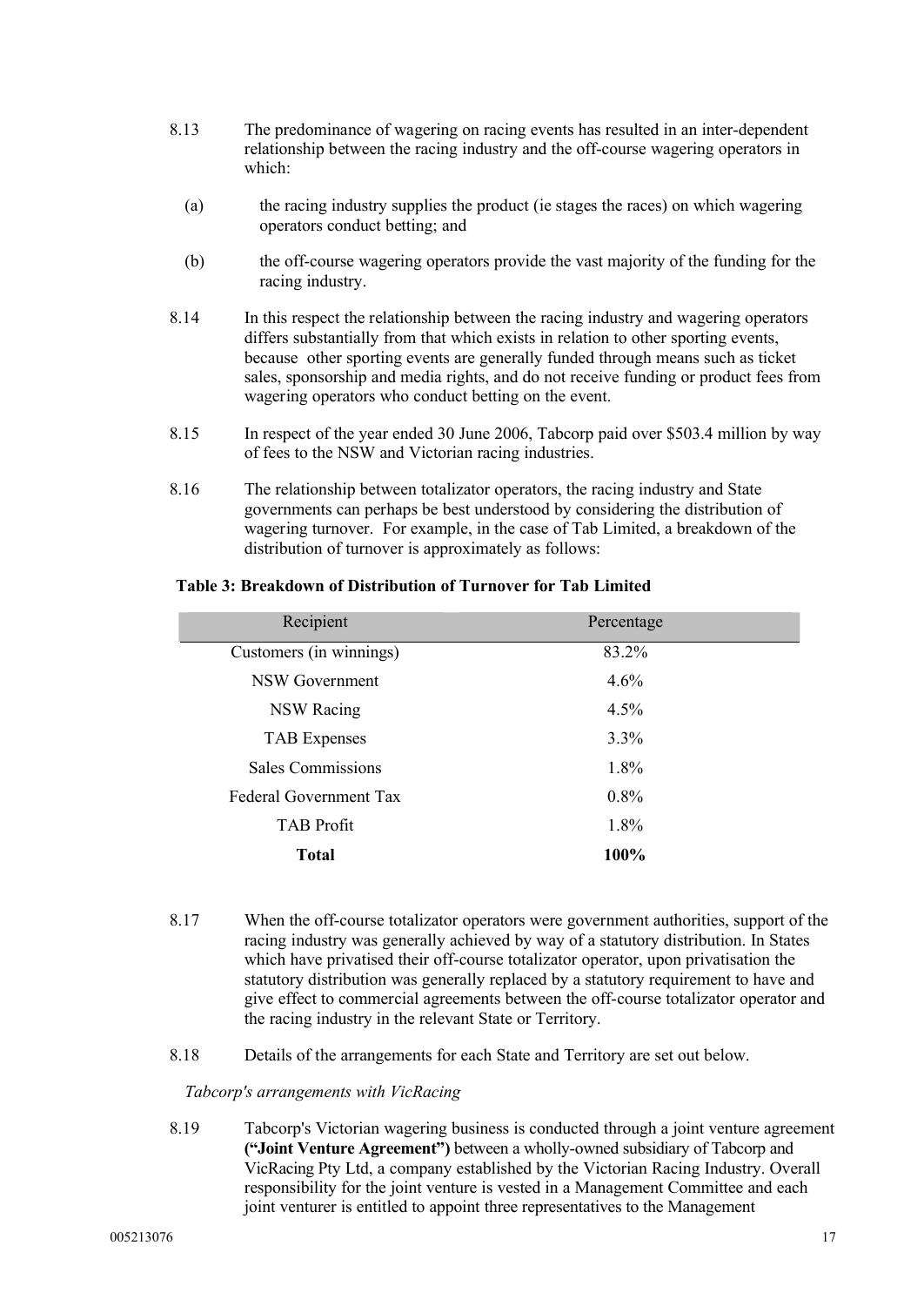8.13 The predominance of wagering on racing events has resulted in an inter-dependent relationship between the racing industry and the off-course wagering operators in which:

(a) the racing industry supplies the product (ie stages the races) on which wagering operators conduct betting; and

(b) the off-course wagering operators provide the vast majority of the funding for the racing industry.

8.14 In this respect the relationship between the racing industry and wagering operators differs substantially from that which exists in relation to other sporting events, because other sporting events are generally funded through means such as ticket sales, sponsorship and media rights, and do not receive funding or product fees from wagering operators who conduct betting on the event.

8.15 In respect of the year ended 30 June 2006, Tabcorp paid over $503.4 million by way of fees to the NSW and Victorian racing industries.

8.16 The relationship between totalizator operators, the racing industry and State governments can perhaps be best understood by considering the distribution of wagering turnover. For example, in the case of Tab Limited, a breakdown of the distribution of turnover is approximately as follows:

**Table 3: Breakdown of Distribution of Turnover for Tab Limited**

| Recipient | Percentage |
| --- | --- |
| Customers (in winnings) | 83.2% |
| NSW Government | 4.6% |
| NSW Racing | 4.5% |
| TAB Expenses | 3.3% |
| Sales Commissions | 1.8% |
| Federal Government Tax | 0.8% |
| TAB Profit | 1.8% |
| **Total** | **100%** |

8.17 When the off-course totalizator operators were government authorities, support of the racing industry was generally achieved by way of a statutory distribution. In States which have privatised their off-course totalizator operator, upon privatisation the statutory distribution was generally replaced by a statutory requirement to have and give effect to commercial agreements between the off-course totalizator operator and the racing industry in the relevant State or Territory.

8.18 Details of the arrangements for each State and Territory are set out below.

*Tabcorp's arrangements with VicRacing*

8.19 Tabcorp's Victorian wagering business is conducted through a joint venture agreement **("Joint Venture Agreement")** between a wholly-owned subsidiary of Tabcorp and VicRacing Pty Ltd, a company established by the Victorian Racing Industry. Overall responsibility for the joint venture is vested in a Management Committee and each joint venturer is entitled to appoint three representatives to the Management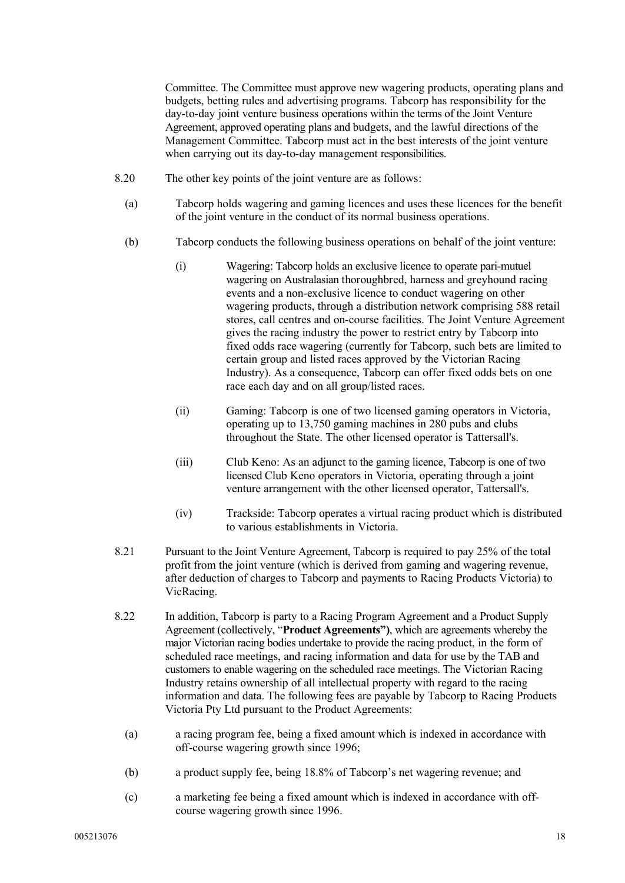Committee. The Committee must approve new wagering products, operating plans and budgets, betting rules and advertising programs. Tabcorp has responsibility for the day-to-day joint venture business operations within the terms of the Joint Venture Agreement, approved operating plans and budgets, and the lawful directions of the Management Committee. Tabcorp must act in the best interests of the joint venture when carrying out its day-to-day management responsibilities.

8.20 The other key points of the joint venture are as follows:

(a) Tabcorp holds wagering and gaming licences and uses these licences for the benefit of the joint venture in the conduct of its normal business operations.

(b) Tabcorp conducts the following business operations on behalf of the joint venture:

(i) Wagering: Tabcorp holds an exclusive licence to operate pari-mutuel wagering on Australasian thoroughbred, harness and greyhound racing events and a non-exclusive licence to conduct wagering on other wagering products, through a distribution network comprising 588 retail stores, call centres and on-course facilities. The Joint Venture Agreement gives the racing industry the power to restrict entry by Tabcorp into fixed odds race wagering (currently for Tabcorp, such bets are limited to certain group and listed races approved by the Victorian Racing Industry). As a consequence, Tabcorp can offer fixed odds bets on one race each day and on all group/listed races.

(ii) Gaming: Tabcorp is one of two licensed gaming operators in Victoria, operating up to 13,750 gaming machines in 280 pubs and clubs throughout the State. The other licensed operator is Tattersall's.

(iii) Club Keno: As an adjunct to the gaming licence, Tabcorp is one of two licensed Club Keno operators in Victoria, operating through a joint venture arrangement with the other licensed operator, Tattersall's.

(iv) Trackside: Tabcorp operates a virtual racing product which is distributed to various establishments in Victoria.

8.21 Pursuant to the Joint Venture Agreement, Tabcorp is required to pay 25% of the total profit from the joint venture (which is derived from gaming and wagering revenue, after deduction of charges to Tabcorp and payments to Racing Products Victoria) to VicRacing.

8.22 In addition, Tabcorp is party to a Racing Program Agreement and a Product Supply Agreement (collectively, "**Product Agreements")**, which are agreements whereby the major Victorian racing bodies undertake to provide the racing product, in the form of scheduled race meetings, and racing information and data for use by the TAB and customers to enable wagering on the scheduled race meetings. The Victorian Racing Industry retains ownership of all intellectual property with regard to the racing information and data. The following fees are payable by Tabcorp to Racing Products Victoria Pty Ltd pursuant to the Product Agreements:

(a) a racing program fee, being a fixed amount which is indexed in accordance with off-course wagering growth since 1996;

(b) a product supply fee, being 18.8% of Tabcorp's net wagering revenue; and

(c) a marketing fee being a fixed amount which is indexed in accordance with off-course wagering growth since 1996.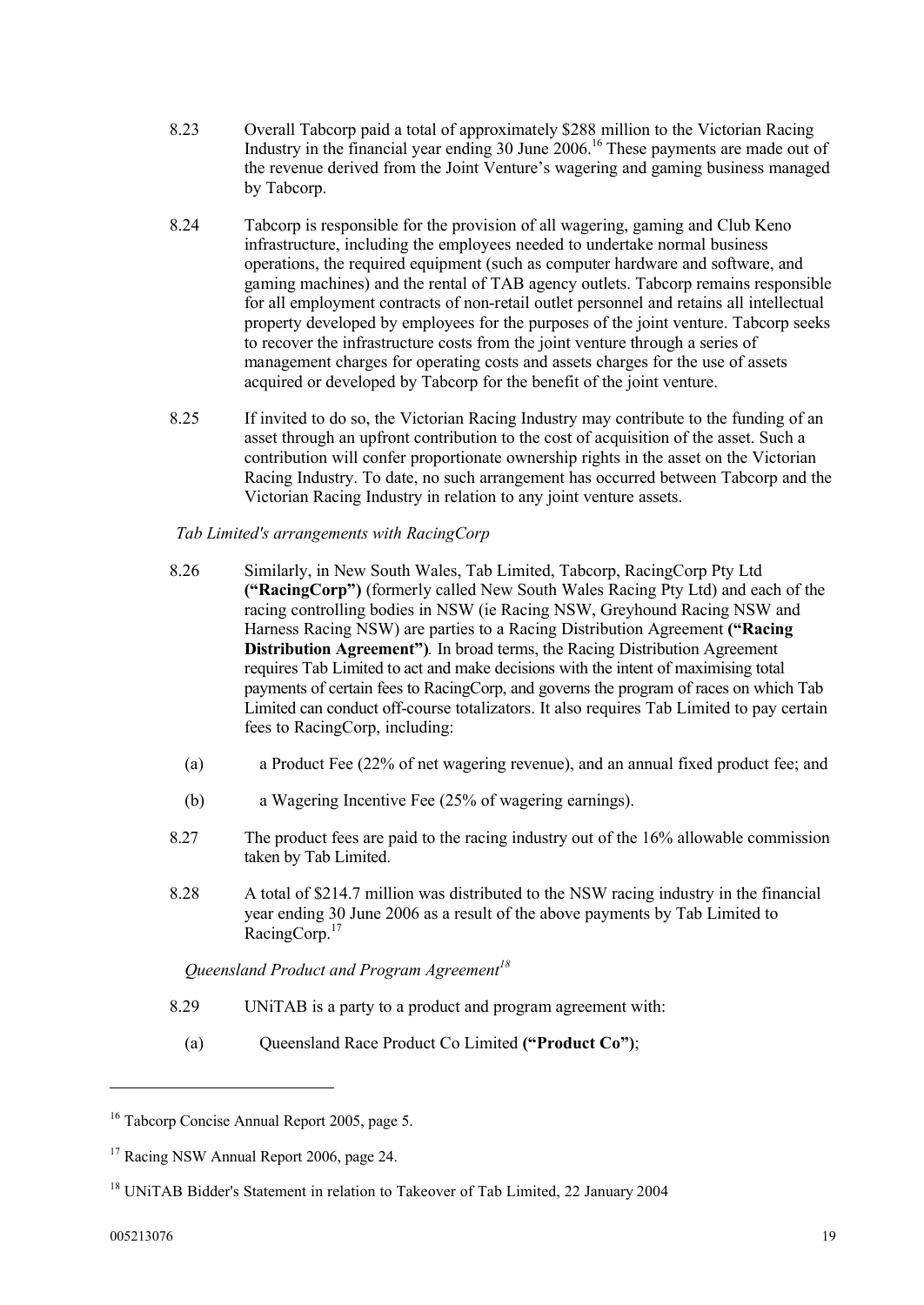8.23 Overall Tabcorp paid a total of approximately $288 million to the Victorian Racing Industry in the financial year ending 30 June 2006.[16] These payments are made out of the revenue derived from the Joint Venture's wagering and gaming business managed by Tabcorp.

8.24 Tabcorp is responsible for the provision of all wagering, gaming and Club Keno infrastructure, including the employees needed to undertake normal business operations, the required equipment (such as computer hardware and software, and gaming machines) and the rental of TAB agency outlets. Tabcorp remains responsible for all employment contracts of non-retail outlet personnel and retains all intellectual property developed by employees for the purposes of the joint venture. Tabcorp seeks to recover the infrastructure costs from the joint venture through a series of management charges for operating costs and assets charges for the use of assets acquired or developed by Tabcorp for the benefit of the joint venture.

8.25 If invited to do so, the Victorian Racing Industry may contribute to the funding of an asset through an upfront contribution to the cost of acquisition of the asset. Such a contribution will confer proportionate ownership rights in the asset on the Victorian Racing Industry. To date, no such arrangement has occurred between Tabcorp and the Victorian Racing Industry in relation to any joint venture assets.

*Tab Limited's arrangements with RacingCorp*

8.26 Similarly, in New South Wales, Tab Limited, Tabcorp, RacingCorp Pty Ltd **("RacingCorp")** (formerly called New South Wales Racing Pty Ltd) and each of the racing controlling bodies in NSW (ie Racing NSW, Greyhound Racing NSW and Harness Racing NSW) are parties to a Racing Distribution Agreement **("Racing Distribution Agreement")**. In broad terms, the Racing Distribution Agreement requires Tab Limited to act and make decisions with the intent of maximising total payments of certain fees to RacingCorp, and governs the program of races on which Tab Limited can conduct off-course totalizators. It also requires Tab Limited to pay certain fees to RacingCorp, including:

(a) a Product Fee (22% of net wagering revenue), and an annual fixed product fee; and

(b) a Wagering Incentive Fee (25% of wagering earnings).

8.27 The product fees are paid to the racing industry out of the 16% allowable commission taken by Tab Limited.

8.28 A total of $214.7 million was distributed to the NSW racing industry in the financial year ending 30 June 2006 as a result of the above payments by Tab Limited to RacingCorp.[17]

*Queensland Product and Program Agreement*[18]

8.29 UNiTAB is a party to a product and program agreement with:

(a) Queensland Race Product Co Limited **("Product Co")**;

---

[16] Tabcorp Concise Annual Report 2005, page 5.

[17] Racing NSW Annual Report 2006, page 24.

[18] UNiTAB Bidder's Statement in relation to Takeover of Tab Limited, 22 January 2004

005213076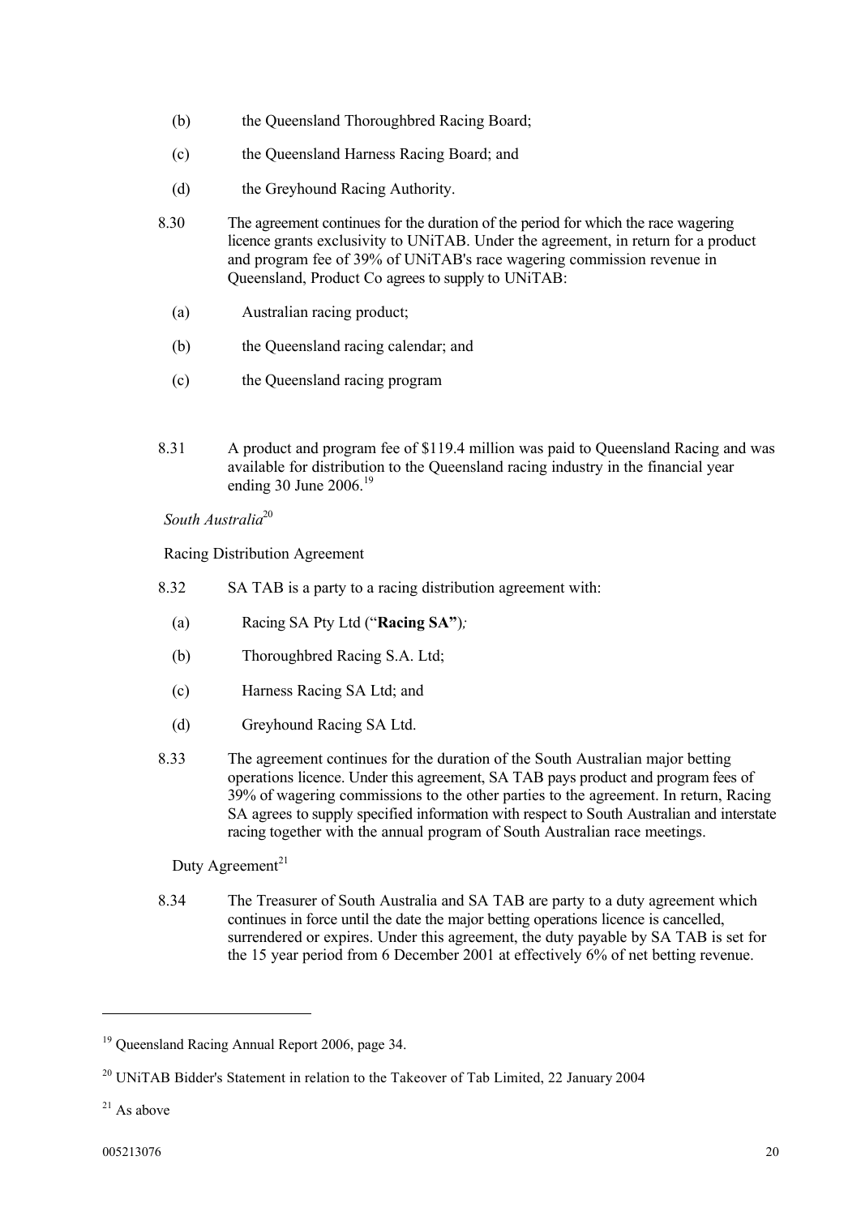(b) the Queensland Thoroughbred Racing Board;

(c) the Queensland Harness Racing Board; and

(d) the Greyhound Racing Authority.

8.30 The agreement continues for the duration of the period for which the race wagering licence grants exclusivity to UNiTAB. Under the agreement, in return for a product and program fee of 39% of UNiTAB's race wagering commission revenue in Queensland, Product Co agrees to supply to UNiTAB:

(a) Australian racing product;

(b) the Queensland racing calendar; and

(c) the Queensland racing program

8.31 A product and program fee of $119.4 million was paid to Queensland Racing and was available for distribution to the Queensland racing industry in the financial year ending 30 June 2006.[19]

*South Australia*[20]

Racing Distribution Agreement

8.32 SA TAB is a party to a racing distribution agreement with:

(a) Racing SA Pty Ltd ("**Racing SA"**)*;*

(b) Thoroughbred Racing S.A. Ltd;

(c) Harness Racing SA Ltd; and

(d) Greyhound Racing SA Ltd.

8.33 The agreement continues for the duration of the South Australian major betting operations licence. Under this agreement, SA TAB pays product and program fees of 39% of wagering commissions to the other parties to the agreement. In return, Racing SA agrees to supply specified information with respect to South Australian and interstate racing together with the annual program of South Australian race meetings.

Duty Agreement[21]

8.34 The Treasurer of South Australia and SA TAB are party to a duty agreement which continues in force until the date the major betting operations licence is cancelled, surrendered or expires. Under this agreement, the duty payable by SA TAB is set for the 15 year period from 6 December 2001 at effectively 6% of net betting revenue.

---

[19] Queensland Racing Annual Report 2006, page 34.

[20] UNiTAB Bidder's Statement in relation to the Takeover of Tab Limited, 22 January 2004

[21] As above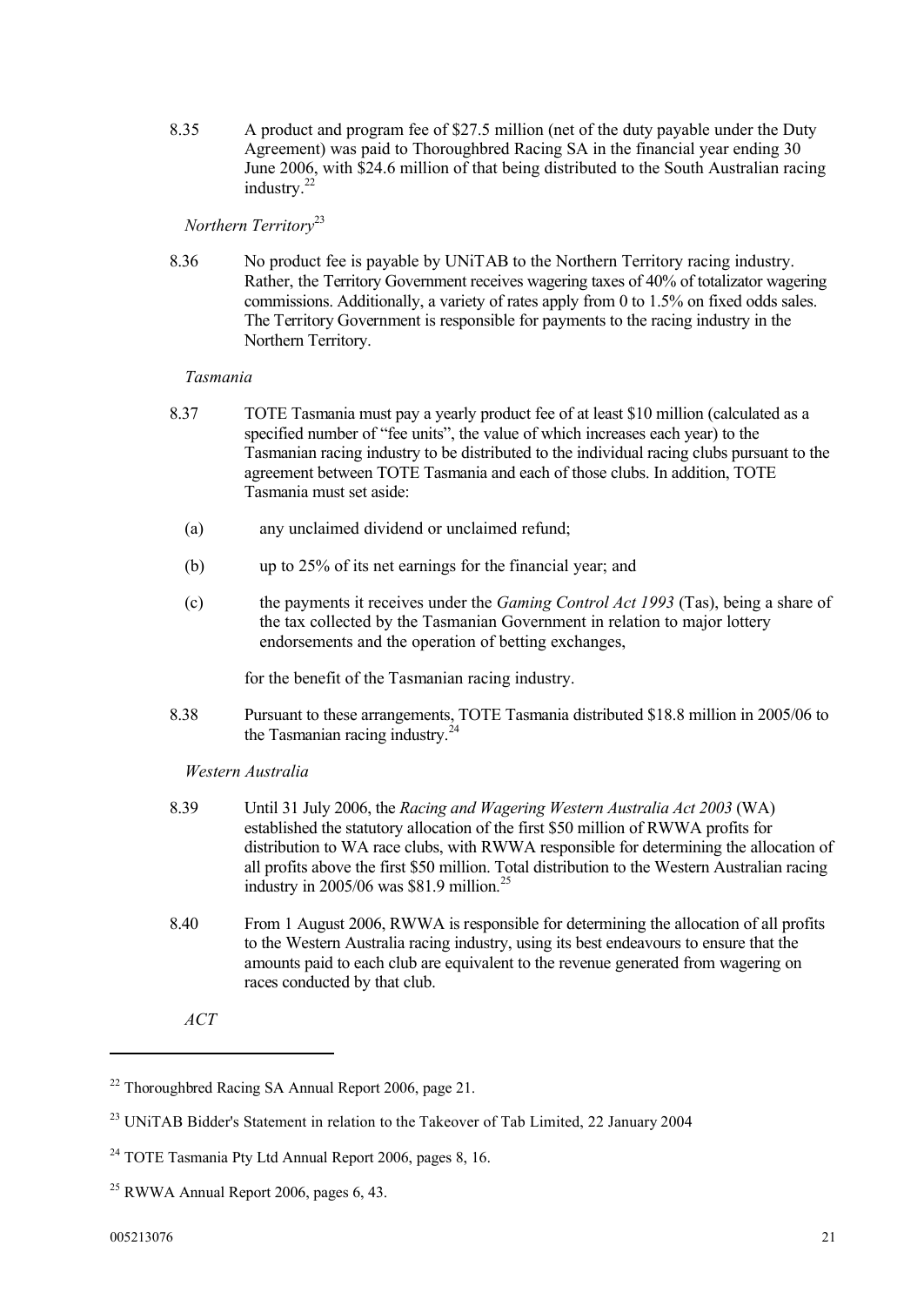8.35 A product and program fee of $27.5 million (net of the duty payable under the Duty Agreement) was paid to Thoroughbred Racing SA in the financial year ending 30 June 2006, with $24.6 million of that being distributed to the South Australian racing industry.[22]

*Northern Territory*[23]

8.36 No product fee is payable by UNiTAB to the Northern Territory racing industry. Rather, the Territory Government receives wagering taxes of 40% of totalizator wagering commissions. Additionally, a variety of rates apply from 0 to 1.5% on fixed odds sales. The Territory Government is responsible for payments to the racing industry in the Northern Territory.

*Tasmania*

8.37 TOTE Tasmania must pay a yearly product fee of at least $10 million (calculated as a specified number of "fee units", the value of which increases each year) to the Tasmanian racing industry to be distributed to the individual racing clubs pursuant to the agreement between TOTE Tasmania and each of those clubs. In addition, TOTE Tasmania must set aside:

(a) any unclaimed dividend or unclaimed refund;

(b) up to 25% of its net earnings for the financial year; and

(c) the payments it receives under the *Gaming Control Act 1993* (Tas), being a share of the tax collected by the Tasmanian Government in relation to major lottery endorsements and the operation of betting exchanges,

for the benefit of the Tasmanian racing industry.

8.38 Pursuant to these arrangements, TOTE Tasmania distributed $18.8 million in 2005/06 to the Tasmanian racing industry.[24]

*Western Australia*

8.39 Until 31 July 2006, the *Racing and Wagering Western Australia Act 2003* (WA) established the statutory allocation of the first $50 million of RWWA profits for distribution to WA race clubs, with RWWA responsible for determining the allocation of all profits above the first $50 million. Total distribution to the Western Australian racing industry in 2005/06 was $81.9 million.[25]

8.40 From 1 August 2006, RWWA is responsible for determining the allocation of all profits to the Western Australia racing industry, using its best endeavours to ensure that the amounts paid to each club are equivalent to the revenue generated from wagering on races conducted by that club.

*ACT*

---

[22] Thoroughbred Racing SA Annual Report 2006, page 21.

[23] UNiTAB Bidder's Statement in relation to the Takeover of Tab Limited, 22 January 2004

[24] TOTE Tasmania Pty Ltd Annual Report 2006, pages 8, 16.

[25] RWWA Annual Report 2006, pages 6, 43.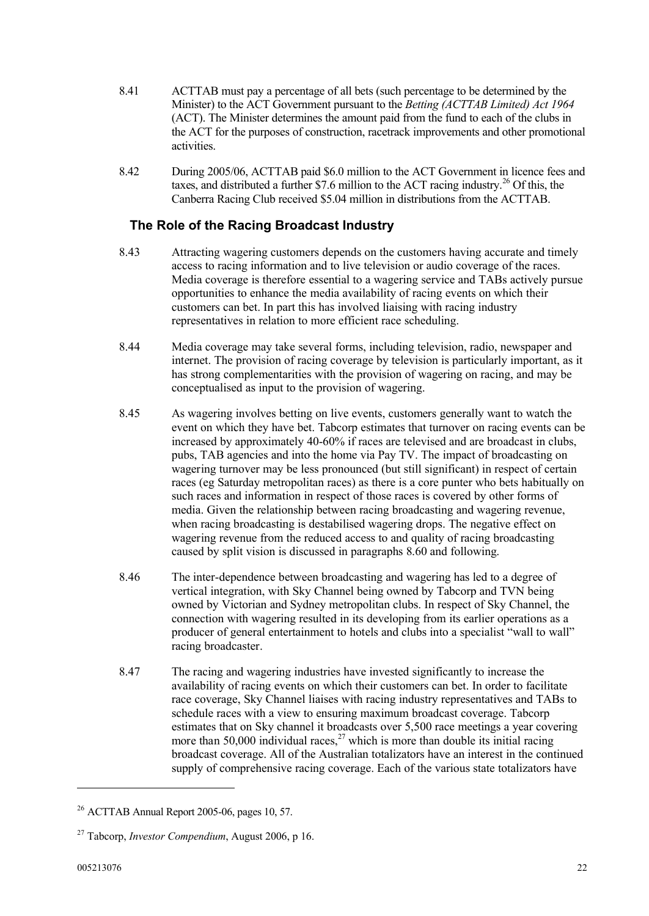8.41 ACTTAB must pay a percentage of all bets (such percentage to be determined by the Minister) to the ACT Government pursuant to the *Betting (ACTTAB Limited) Act 1964* (ACT). The Minister determines the amount paid from the fund to each of the clubs in the ACT for the purposes of construction, racetrack improvements and other promotional activities.

8.42 During 2005/06, ACTTAB paid $6.0 million to the ACT Government in licence fees and taxes, and distributed a further $7.6 million to the ACT racing industry.[26] Of this, the Canberra Racing Club received $5.04 million in distributions from the ACTTAB.

## The Role of the Racing Broadcast Industry

8.43 Attracting wagering customers depends on the customers having accurate and timely access to racing information and to live television or audio coverage of the races. Media coverage is therefore essential to a wagering service and TABs actively pursue opportunities to enhance the media availability of racing events on which their customers can bet. In part this has involved liaising with racing industry representatives in relation to more efficient race scheduling.

8.44 Media coverage may take several forms, including television, radio, newspaper and internet. The provision of racing coverage by television is particularly important, as it has strong complementarities with the provision of wagering on racing, and may be conceptualised as input to the provision of wagering.

8.45 As wagering involves betting on live events, customers generally want to watch the event on which they have bet. Tabcorp estimates that turnover on racing events can be increased by approximately 40-60% if races are televised and are broadcast in clubs, pubs, TAB agencies and into the home via Pay TV. The impact of broadcasting on wagering turnover may be less pronounced (but still significant) in respect of certain races (eg Saturday metropolitan races) as there is a core punter who bets habitually on such races and information in respect of those races is covered by other forms of media. Given the relationship between racing broadcasting and wagering revenue, when racing broadcasting is destabilised wagering drops. The negative effect on wagering revenue from the reduced access to and quality of racing broadcasting caused by split vision is discussed in paragraphs 8.60 and following.

8.46 The inter-dependence between broadcasting and wagering has led to a degree of vertical integration, with Sky Channel being owned by Tabcorp and TVN being owned by Victorian and Sydney metropolitan clubs. In respect of Sky Channel, the connection with wagering resulted in its developing from its earlier operations as a producer of general entertainment to hotels and clubs into a specialist "wall to wall" racing broadcaster.

8.47 The racing and wagering industries have invested significantly to increase the availability of racing events on which their customers can bet. In order to facilitate race coverage, Sky Channel liaises with racing industry representatives and TABs to schedule races with a view to ensuring maximum broadcast coverage. Tabcorp estimates that on Sky channel it broadcasts over 5,500 race meetings a year covering more than 50,000 individual races,[27] which is more than double its initial racing broadcast coverage. All of the Australian totalizators have an interest in the continued supply of comprehensive racing coverage. Each of the various state totalizators have

---

[26] ACTTAB Annual Report 2005-06, pages 10, 57.

[27] Tabcorp, *Investor Compendium*, August 2006, p 16.

005213076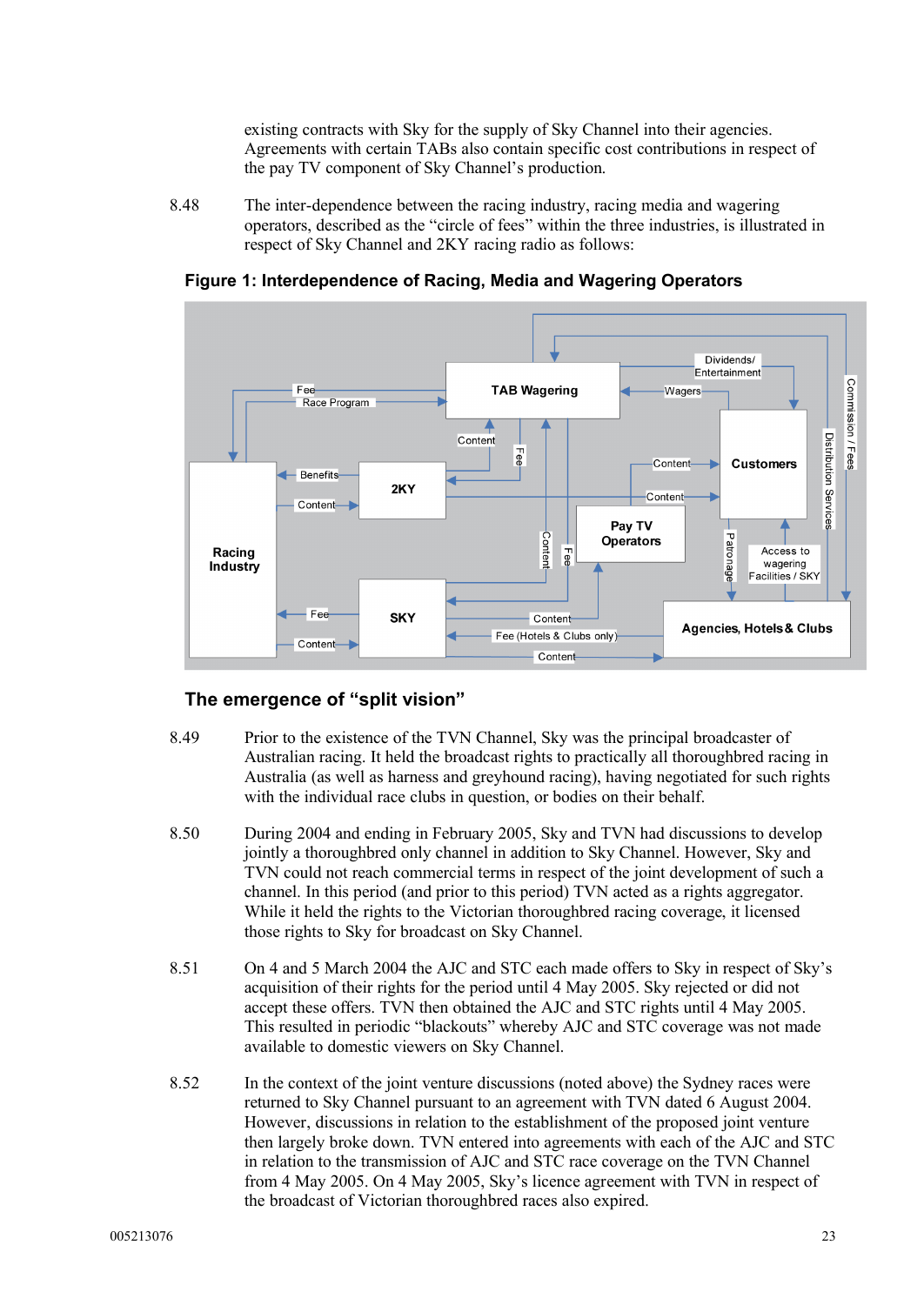existing contracts with Sky for the supply of Sky Channel into their agencies. Agreements with certain TABs also contain specific cost contributions in respect of the pay TV component of Sky Channel's production.

8.48 The inter-dependence between the racing industry, racing media and wagering operators, described as the "circle of fees" within the three industries, is illustrated in respect of Sky Channel and 2KY racing radio as follows:

**Figure 1: Interdependence of Racing, Media and Wagering Operators**

TAB Wagering
Racing Industry
2KY
SKY
Pay TV Operators
Customers
Agencies, Hotels & Clubs
Fee
Race Program
Content
Fee
Benefits
Content
Content
Content
Content
Fee
Fee
Content
Content
Fee (Hotels & Clubs only)
Content
Wagers
Dividends/ Entertainment
Patronage
Access to wagering Facilities / SKY
Distribution Services
Commission / Fees

## The emergence of "split vision"

8.49 Prior to the existence of the TVN Channel, Sky was the principal broadcaster of Australian racing. It held the broadcast rights to practically all thoroughbred racing in Australia (as well as harness and greyhound racing), having negotiated for such rights with the individual race clubs in question, or bodies on their behalf.

8.50 During 2004 and ending in February 2005, Sky and TVN had discussions to develop jointly a thoroughbred only channel in addition to Sky Channel. However, Sky and TVN could not reach commercial terms in respect of the joint development of such a channel. In this period (and prior to this period) TVN acted as a rights aggregator. While it held the rights to the Victorian thoroughbred racing coverage, it licensed those rights to Sky for broadcast on Sky Channel.

8.51 On 4 and 5 March 2004 the AJC and STC each made offers to Sky in respect of Sky's acquisition of their rights for the period until 4 May 2005. Sky rejected or did not accept these offers. TVN then obtained the AJC and STC rights until 4 May 2005. This resulted in periodic "blackouts" whereby AJC and STC coverage was not made available to domestic viewers on Sky Channel.

8.52 In the context of the joint venture discussions (noted above) the Sydney races were returned to Sky Channel pursuant to an agreement with TVN dated 6 August 2004. However, discussions in relation to the establishment of the proposed joint venture then largely broke down. TVN entered into agreements with each of the AJC and STC in relation to the transmission of AJC and STC race coverage on the TVN Channel from 4 May 2005. On 4 May 2005, Sky's licence agreement with TVN in respect of the broadcast of Victorian thoroughbred races also expired.

005213076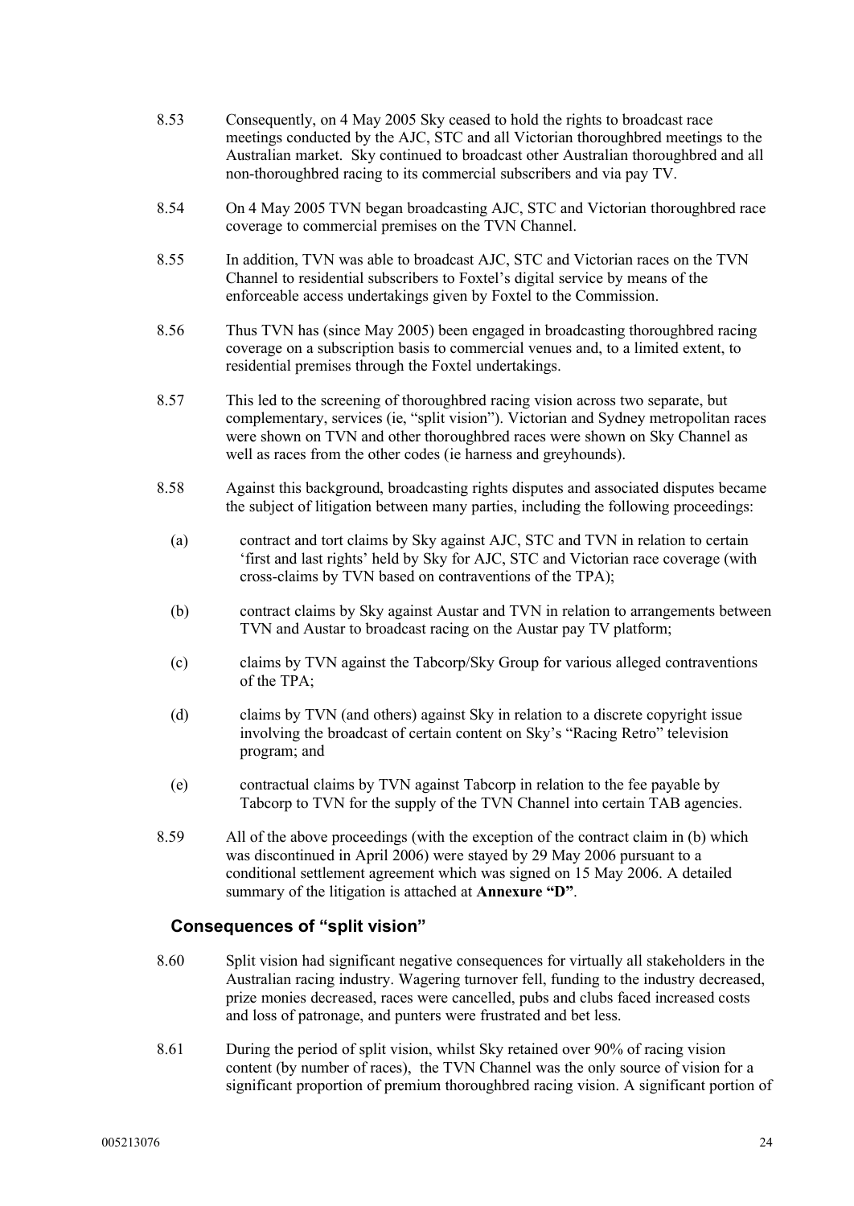8.53 Consequently, on 4 May 2005 Sky ceased to hold the rights to broadcast race meetings conducted by the AJC, STC and all Victorian thoroughbred meetings to the Australian market. Sky continued to broadcast other Australian thoroughbred and all non-thoroughbred racing to its commercial subscribers and via pay TV.

8.54 On 4 May 2005 TVN began broadcasting AJC, STC and Victorian thoroughbred race coverage to commercial premises on the TVN Channel.

8.55 In addition, TVN was able to broadcast AJC, STC and Victorian races on the TVN Channel to residential subscribers to Foxtel's digital service by means of the enforceable access undertakings given by Foxtel to the Commission.

8.56 Thus TVN has (since May 2005) been engaged in broadcasting thoroughbred racing coverage on a subscription basis to commercial venues and, to a limited extent, to residential premises through the Foxtel undertakings.

8.57 This led to the screening of thoroughbred racing vision across two separate, but complementary, services (ie, "split vision"). Victorian and Sydney metropolitan races were shown on TVN and other thoroughbred races were shown on Sky Channel as well as races from the other codes (ie harness and greyhounds).

8.58 Against this background, broadcasting rights disputes and associated disputes became the subject of litigation between many parties, including the following proceedings:

(a) contract and tort claims by Sky against AJC, STC and TVN in relation to certain 'first and last rights' held by Sky for AJC, STC and Victorian race coverage (with cross-claims by TVN based on contraventions of the TPA);

(b) contract claims by Sky against Austar and TVN in relation to arrangements between TVN and Austar to broadcast racing on the Austar pay TV platform;

(c) claims by TVN against the Tabcorp/Sky Group for various alleged contraventions of the TPA;

(d) claims by TVN (and others) against Sky in relation to a discrete copyright issue involving the broadcast of certain content on Sky's "Racing Retro" television program; and

(e) contractual claims by TVN against Tabcorp in relation to the fee payable by Tabcorp to TVN for the supply of the TVN Channel into certain TAB agencies.

8.59 All of the above proceedings (with the exception of the contract claim in (b) which was discontinued in April 2006) were stayed by 29 May 2006 pursuant to a conditional settlement agreement which was signed on 15 May 2006. A detailed summary of the litigation is attached at **Annexure "D"**.

## Consequences of "split vision"

8.60 Split vision had significant negative consequences for virtually all stakeholders in the Australian racing industry. Wagering turnover fell, funding to the industry decreased, prize monies decreased, races were cancelled, pubs and clubs faced increased costs and loss of patronage, and punters were frustrated and bet less.

8.61 During the period of split vision, whilst Sky retained over 90% of racing vision content (by number of races), the TVN Channel was the only source of vision for a significant proportion of premium thoroughbred racing vision. A significant portion of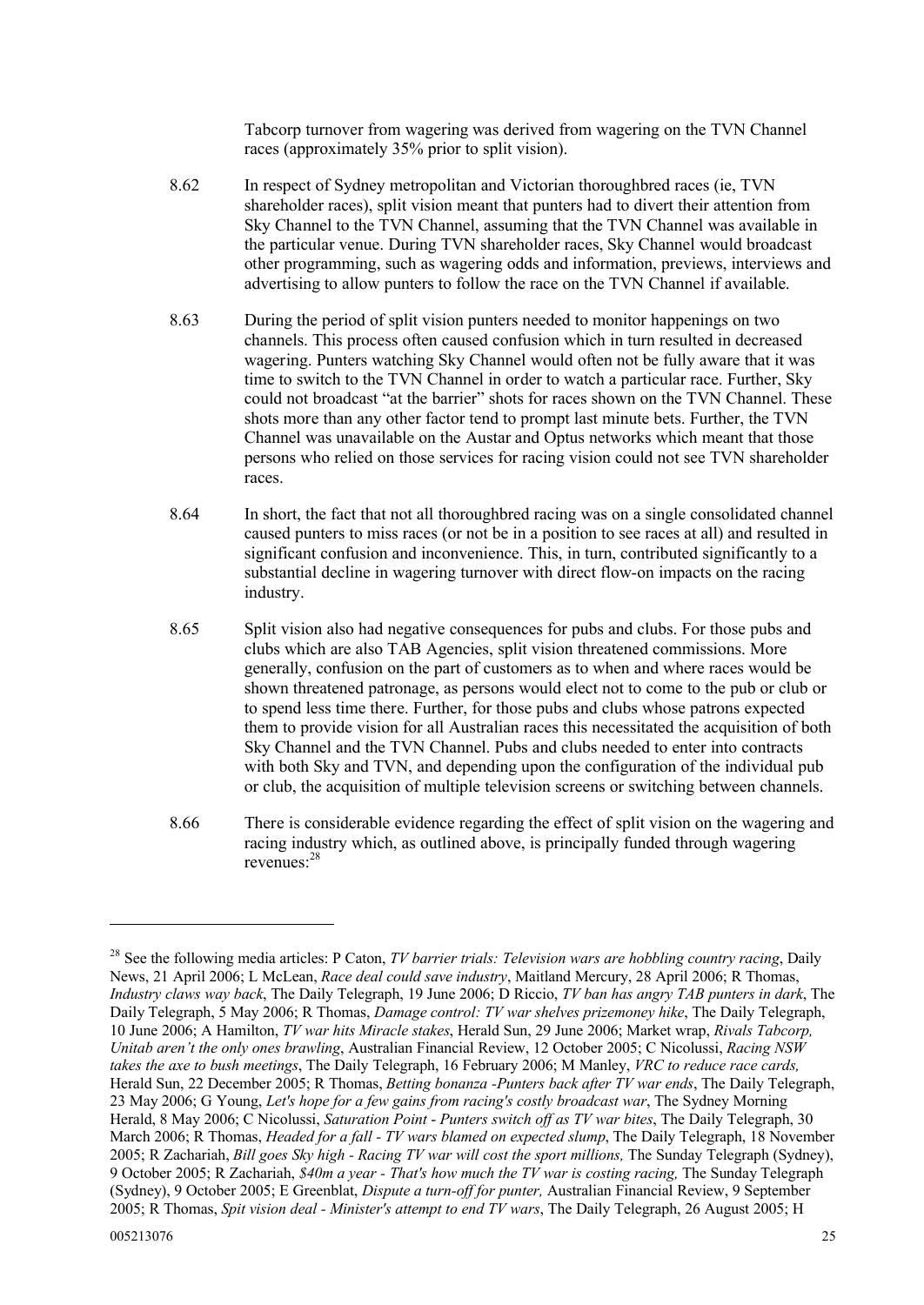Tabcorp turnover from wagering was derived from wagering on the TVN Channel races (approximately 35% prior to split vision).

8.62 In respect of Sydney metropolitan and Victorian thoroughbred races (ie, TVN shareholder races), split vision meant that punters had to divert their attention from Sky Channel to the TVN Channel, assuming that the TVN Channel was available in the particular venue. During TVN shareholder races, Sky Channel would broadcast other programming, such as wagering odds and information, previews, interviews and advertising to allow punters to follow the race on the TVN Channel if available.

8.63 During the period of split vision punters needed to monitor happenings on two channels. This process often caused confusion which in turn resulted in decreased wagering. Punters watching Sky Channel would often not be fully aware that it was time to switch to the TVN Channel in order to watch a particular race. Further, Sky could not broadcast "at the barrier" shots for races shown on the TVN Channel. These shots more than any other factor tend to prompt last minute bets. Further, the TVN Channel was unavailable on the Austar and Optus networks which meant that those persons who relied on those services for racing vision could not see TVN shareholder races.

8.64 In short, the fact that not all thoroughbred racing was on a single consolidated channel caused punters to miss races (or not be in a position to see races at all) and resulted in significant confusion and inconvenience. This, in turn, contributed significantly to a substantial decline in wagering turnover with direct flow-on impacts on the racing industry.

8.65 Split vision also had negative consequences for pubs and clubs. For those pubs and clubs which are also TAB Agencies, split vision threatened commissions. More generally, confusion on the part of customers as to when and where races would be shown threatened patronage, as persons would elect not to come to the pub or club or to spend less time there. Further, for those pubs and clubs whose patrons expected them to provide vision for all Australian races this necessitated the acquisition of both Sky Channel and the TVN Channel. Pubs and clubs needed to enter into contracts with both Sky and TVN, and depending upon the configuration of the individual pub or club, the acquisition of multiple television screens or switching between channels.

8.66 There is considerable evidence regarding the effect of split vision on the wagering and racing industry which, as outlined above, is principally funded through wagering revenues:[28]

---

[28] See the following media articles: P Caton, *TV barrier trials: Television wars are hobbling country racing*, Daily News, 21 April 2006; L McLean, *Race deal could save industry*, Maitland Mercury, 28 April 2006; R Thomas, *Industry claws way back*, The Daily Telegraph, 19 June 2006; D Riccio, *TV ban has angry TAB punters in dark*, The Daily Telegraph, 5 May 2006; R Thomas, *Damage control: TV war shelves prizemoney hike*, The Daily Telegraph, 10 June 2006; A Hamilton, *TV war hits Miracle stakes*, Herald Sun, 29 June 2006; Market wrap, *Rivals Tabcorp, Unitab aren't the only ones brawling*, Australian Financial Review, 12 October 2005; C Nicolussi, *Racing NSW takes the axe to bush meetings*, The Daily Telegraph, 16 February 2006; M Manley, *VRC to reduce race cards,* Herald Sun, 22 December 2005; R Thomas, *Betting bonanza -Punters back after TV war ends*, The Daily Telegraph, 23 May 2006; G Young, *Let's hope for a few gains from racing's costly broadcast war*, The Sydney Morning Herald, 8 May 2006; C Nicolussi, *Saturation Point - Punters switch off as TV war bites*, The Daily Telegraph, 30 March 2006; R Thomas, *Headed for a fall - TV wars blamed on expected slump*, The Daily Telegraph, 18 November 2005; R Zachariah, *Bill goes Sky high - Racing TV war will cost the sport millions,* The Sunday Telegraph (Sydney), 9 October 2005; R Zachariah, *$40m a year - That's how much the TV war is costing racing,* The Sunday Telegraph (Sydney), 9 October 2005; E Greenblat, *Dispute a turn-off for punter,* Australian Financial Review, 9 September 2005; R Thomas, *Spit vision deal - Minister's attempt to end TV wars*, The Daily Telegraph, 26 August 2005; H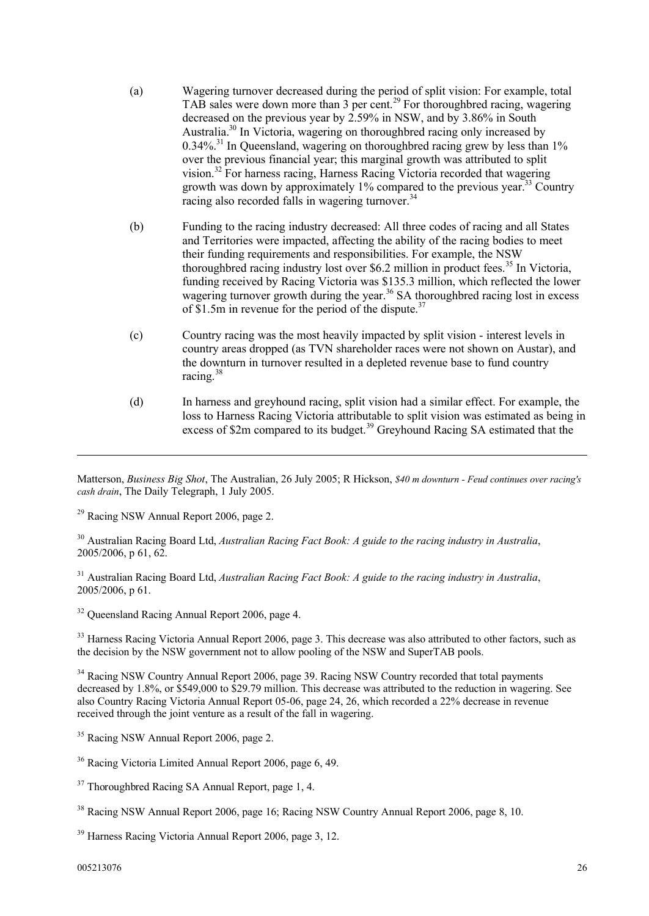(a) Wagering turnover decreased during the period of split vision: For example, total TAB sales were down more than 3 per cent.[29] For thoroughbred racing, wagering decreased on the previous year by 2.59% in NSW, and by 3.86% in South Australia.[30] In Victoria, wagering on thoroughbred racing only increased by 0.34%.[31] In Queensland, wagering on thoroughbred racing grew by less than 1% over the previous financial year; this marginal growth was attributed to split vision.[32] For harness racing, Harness Racing Victoria recorded that wagering growth was down by approximately 1% compared to the previous year.[33] Country racing also recorded falls in wagering turnover.[34]

(b) Funding to the racing industry decreased: All three codes of racing and all States and Territories were impacted, affecting the ability of the racing bodies to meet their funding requirements and responsibilities. For example, the NSW thoroughbred racing industry lost over $6.2 million in product fees.[35] In Victoria, funding received by Racing Victoria was $135.3 million, which reflected the lower wagering turnover growth during the year.[36] SA thoroughbred racing lost in excess of $1.5m in revenue for the period of the dispute.[37]

(c) Country racing was the most heavily impacted by split vision - interest levels in country areas dropped (as TVN shareholder races were not shown on Austar), and the downturn in turnover resulted in a depleted revenue base to fund country racing.[38]

(d) In harness and greyhound racing, split vision had a similar effect. For example, the loss to Harness Racing Victoria attributable to split vision was estimated as being in excess of $2m compared to its budget.[39] Greyhound Racing SA estimated that the

---

Matterson, *Business Big Shot*, The Australian, 26 July 2005; R Hickson, *$40 m downturn - Feud continues over racing's cash drain*, The Daily Telegraph, 1 July 2005.

[29] Racing NSW Annual Report 2006, page 2.

[30] Australian Racing Board Ltd, *Australian Racing Fact Book: A guide to the racing industry in Australia*, 2005/2006, p 61, 62.

[31] Australian Racing Board Ltd, *Australian Racing Fact Book: A guide to the racing industry in Australia*, 2005/2006, p 61.

[32] Queensland Racing Annual Report 2006, page 4.

[33] Harness Racing Victoria Annual Report 2006, page 3. This decrease was also attributed to other factors, such as the decision by the NSW government not to allow pooling of the NSW and SuperTAB pools.

[34] Racing NSW Country Annual Report 2006, page 39. Racing NSW Country recorded that total payments decreased by 1.8%, or $549,000 to $29.79 million. This decrease was attributed to the reduction in wagering. See also Country Racing Victoria Annual Report 05-06, page 24, 26, which recorded a 22% decrease in revenue received through the joint venture as a result of the fall in wagering.

[35] Racing NSW Annual Report 2006, page 2.

[36] Racing Victoria Limited Annual Report 2006, page 6, 49.

[37] Thoroughbred Racing SA Annual Report, page 1, 4.

[38] Racing NSW Annual Report 2006, page 16; Racing NSW Country Annual Report 2006, page 8, 10.

[39] Harness Racing Victoria Annual Report 2006, page 3, 12.

005213076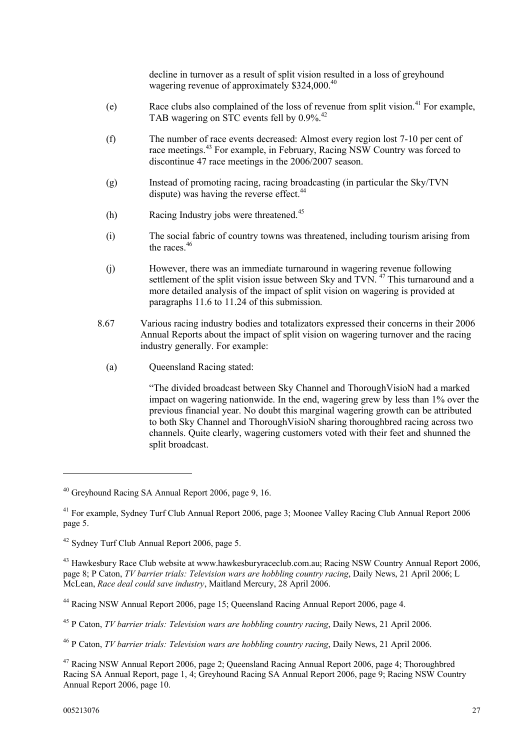decline in turnover as a result of split vision resulted in a loss of greyhound wagering revenue of approximately $324,000.[40]

(e) Race clubs also complained of the loss of revenue from split vision.[41] For example, TAB wagering on STC events fell by 0.9%.[42]

(f) The number of race events decreased: Almost every region lost 7-10 per cent of race meetings.[43] For example, in February, Racing NSW Country was forced to discontinue 47 race meetings in the 2006/2007 season.

(g) Instead of promoting racing, racing broadcasting (in particular the Sky/TVN dispute) was having the reverse effect.[44]

(h) Racing Industry jobs were threatened.[45]

(i) The social fabric of country towns was threatened, including tourism arising from the races.[46]

(j) However, there was an immediate turnaround in wagering revenue following settlement of the split vision issue between Sky and TVN.[47] This turnaround and a more detailed analysis of the impact of split vision on wagering is provided at paragraphs 11.6 to 11.24 of this submission.

8.67 Various racing industry bodies and totalizators expressed their concerns in their 2006 Annual Reports about the impact of split vision on wagering turnover and the racing industry generally. For example:

(a) Queensland Racing stated:

"The divided broadcast between Sky Channel and ThoroughVisioN had a marked impact on wagering nationwide. In the end, wagering grew by less than 1% over the previous financial year. No doubt this marginal wagering growth can be attributed to both Sky Channel and ThoroughVisioN sharing thoroughbred racing across two channels. Quite clearly, wagering customers voted with their feet and shunned the split broadcast.

---

[40] Greyhound Racing SA Annual Report 2006, page 9, 16.

[41] For example, Sydney Turf Club Annual Report 2006, page 3; Moonee Valley Racing Club Annual Report 2006 page 5.

[42] Sydney Turf Club Annual Report 2006, page 5.

[43] Hawkesbury Race Club website at www.hawkesburyraceclub.com.au; Racing NSW Country Annual Report 2006, page 8; P Caton, *TV barrier trials: Television wars are hobbling country racing*, Daily News, 21 April 2006; L McLean, *Race deal could save industry*, Maitland Mercury, 28 April 2006.

[44] Racing NSW Annual Report 2006, page 15; Queensland Racing Annual Report 2006, page 4.

[45] P Caton, *TV barrier trials: Television wars are hobbling country racing*, Daily News, 21 April 2006.

[46] P Caton, *TV barrier trials: Television wars are hobbling country racing*, Daily News, 21 April 2006.

[47] Racing NSW Annual Report 2006, page 2; Queensland Racing Annual Report 2006, page 4; Thoroughbred Racing SA Annual Report, page 1, 4; Greyhound Racing SA Annual Report 2006, page 9; Racing NSW Country Annual Report 2006, page 10.

005213076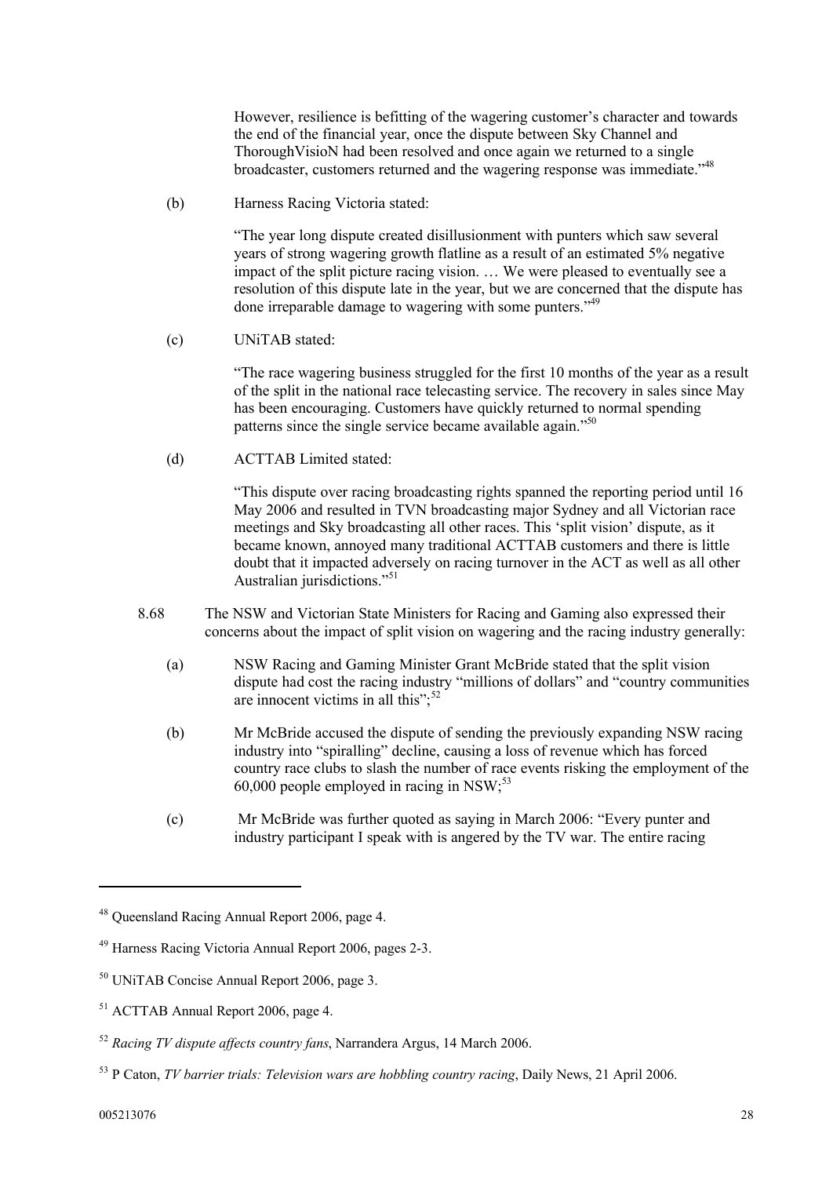However, resilience is befitting of the wagering customer's character and towards the end of the financial year, once the dispute between Sky Channel and ThoroughVisioN had been resolved and once again we returned to a single broadcaster, customers returned and the wagering response was immediate."[48]

(b) Harness Racing Victoria stated:

"The year long dispute created disillusionment with punters which saw several years of strong wagering growth flatline as a result of an estimated 5% negative impact of the split picture racing vision. … We were pleased to eventually see a resolution of this dispute late in the year, but we are concerned that the dispute has done irreparable damage to wagering with some punters."[49]

(c) UNiTAB stated:

"The race wagering business struggled for the first 10 months of the year as a result of the split in the national race telecasting service. The recovery in sales since May has been encouraging. Customers have quickly returned to normal spending patterns since the single service became available again."[50]

(d) ACTTAB Limited stated:

"This dispute over racing broadcasting rights spanned the reporting period until 16 May 2006 and resulted in TVN broadcasting major Sydney and all Victorian race meetings and Sky broadcasting all other races. This 'split vision' dispute, as it became known, annoyed many traditional ACTTAB customers and there is little doubt that it impacted adversely on racing turnover in the ACT as well as all other Australian jurisdictions."[51]

8.68 The NSW and Victorian State Ministers for Racing and Gaming also expressed their concerns about the impact of split vision on wagering and the racing industry generally:

(a) NSW Racing and Gaming Minister Grant McBride stated that the split vision dispute had cost the racing industry "millions of dollars" and "country communities are innocent victims in all this";[52]

(b) Mr McBride accused the dispute of sending the previously expanding NSW racing industry into "spiralling" decline, causing a loss of revenue which has forced country race clubs to slash the number of race events risking the employment of the 60,000 people employed in racing in NSW;[53]

(c) Mr McBride was further quoted as saying in March 2006: "Every punter and industry participant I speak with is angered by the TV war. The entire racing

---

[48] Queensland Racing Annual Report 2006, page 4.

[49] Harness Racing Victoria Annual Report 2006, pages 2-3.

[50] UNiTAB Concise Annual Report 2006, page 3.

[51] ACTTAB Annual Report 2006, page 4.

[52] *Racing TV dispute affects country fans*, Narrandera Argus, 14 March 2006.

[53] P Caton, *TV barrier trials: Television wars are hobbling country racing*, Daily News, 21 April 2006.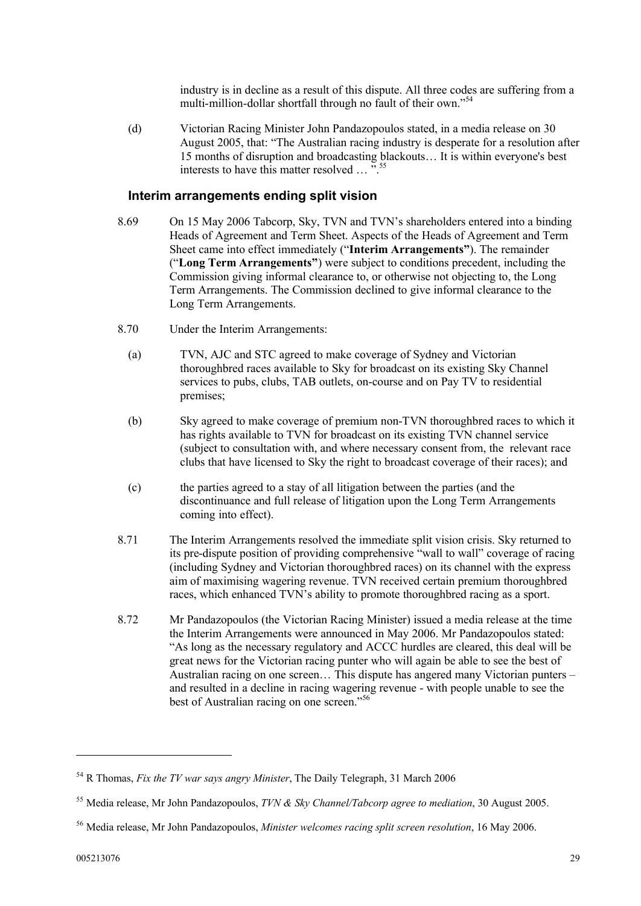industry is in decline as a result of this dispute. All three codes are suffering from a multi-million-dollar shortfall through no fault of their own."[54]

(d) Victorian Racing Minister John Pandazopoulos stated, in a media release on 30 August 2005, that: "The Australian racing industry is desperate for a resolution after 15 months of disruption and broadcasting blackouts… It is within everyone's best interests to have this matter resolved … ".[55]

### Interim arrangements ending split vision

8.69 On 15 May 2006 Tabcorp, Sky, TVN and TVN's shareholders entered into a binding Heads of Agreement and Term Sheet. Aspects of the Heads of Agreement and Term Sheet came into effect immediately ("**Interim Arrangements"**). The remainder ("**Long Term Arrangements"**) were subject to conditions precedent, including the Commission giving informal clearance to, or otherwise not objecting to, the Long Term Arrangements. The Commission declined to give informal clearance to the Long Term Arrangements.

8.70 Under the Interim Arrangements:

(a) TVN, AJC and STC agreed to make coverage of Sydney and Victorian thoroughbred races available to Sky for broadcast on its existing Sky Channel services to pubs, clubs, TAB outlets, on-course and on Pay TV to residential premises;

(b) Sky agreed to make coverage of premium non-TVN thoroughbred races to which it has rights available to TVN for broadcast on its existing TVN channel service (subject to consultation with, and where necessary consent from, the relevant race clubs that have licensed to Sky the right to broadcast coverage of their races); and

(c) the parties agreed to a stay of all litigation between the parties (and the discontinuance and full release of litigation upon the Long Term Arrangements coming into effect).

8.71 The Interim Arrangements resolved the immediate split vision crisis. Sky returned to its pre-dispute position of providing comprehensive "wall to wall" coverage of racing (including Sydney and Victorian thoroughbred races) on its channel with the express aim of maximising wagering revenue. TVN received certain premium thoroughbred races, which enhanced TVN's ability to promote thoroughbred racing as a sport.

8.72 Mr Pandazopoulos (the Victorian Racing Minister) issued a media release at the time the Interim Arrangements were announced in May 2006. Mr Pandazopoulos stated: "As long as the necessary regulatory and ACCC hurdles are cleared, this deal will be great news for the Victorian racing punter who will again be able to see the best of Australian racing on one screen… This dispute has angered many Victorian punters – and resulted in a decline in racing wagering revenue - with people unable to see the best of Australian racing on one screen."[56]

---

[54] R Thomas, *Fix the TV war says angry Minister*, The Daily Telegraph, 31 March 2006

[55] Media release, Mr John Pandazopoulos, *TVN & Sky Channel/Tabcorp agree to mediation*, 30 August 2005.

[56] Media release, Mr John Pandazopoulos, *Minister welcomes racing split screen resolution*, 16 May 2006.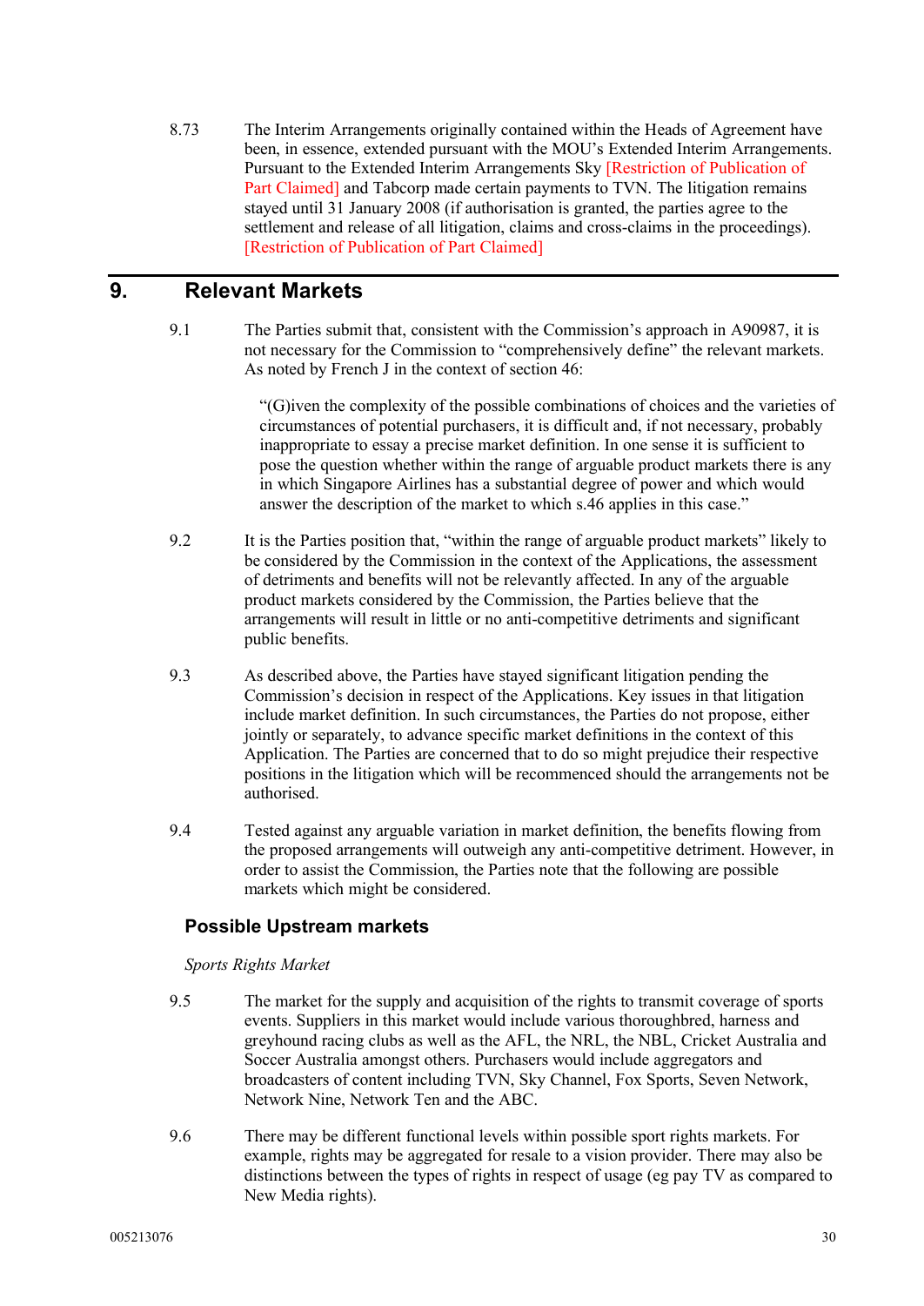8.73 The Interim Arrangements originally contained within the Heads of Agreement have been, in essence, extended pursuant with the MOU's Extended Interim Arrangements. Pursuant to the Extended Interim Arrangements Sky [Restriction of Publication of Part Claimed] and Tabcorp made certain payments to TVN. The litigation remains stayed until 31 January 2008 (if authorisation is granted, the parties agree to the settlement and release of all litigation, claims and cross-claims in the proceedings). [Restriction of Publication of Part Claimed]

# 9. Relevant Markets

9.1 The Parties submit that, consistent with the Commission's approach in A90987, it is not necessary for the Commission to "comprehensively define" the relevant markets. As noted by French J in the context of section 46:

> "(G)iven the complexity of the possible combinations of choices and the varieties of circumstances of potential purchasers, it is difficult and, if not necessary, probably inappropriate to essay a precise market definition. In one sense it is sufficient to pose the question whether within the range of arguable product markets there is any in which Singapore Airlines has a substantial degree of power and which would answer the description of the market to which s.46 applies in this case."

9.2 It is the Parties position that, "within the range of arguable product markets" likely to be considered by the Commission in the context of the Applications, the assessment of detriments and benefits will not be relevantly affected. In any of the arguable product markets considered by the Commission, the Parties believe that the arrangements will result in little or no anti-competitive detriments and significant public benefits.

9.3 As described above, the Parties have stayed significant litigation pending the Commission's decision in respect of the Applications. Key issues in that litigation include market definition. In such circumstances, the Parties do not propose, either jointly or separately, to advance specific market definitions in the context of this Application. The Parties are concerned that to do so might prejudice their respective positions in the litigation which will be recommenced should the arrangements not be authorised.

9.4 Tested against any arguable variation in market definition, the benefits flowing from the proposed arrangements will outweigh any anti-competitive detriment. However, in order to assist the Commission, the Parties note that the following are possible markets which might be considered.

## Possible Upstream markets

*Sports Rights Market*

9.5 The market for the supply and acquisition of the rights to transmit coverage of sports events. Suppliers in this market would include various thoroughbred, harness and greyhound racing clubs as well as the AFL, the NRL, the NBL, Cricket Australia and Soccer Australia amongst others. Purchasers would include aggregators and broadcasters of content including TVN, Sky Channel, Fox Sports, Seven Network, Network Nine, Network Ten and the ABC.

9.6 There may be different functional levels within possible sport rights markets. For example, rights may be aggregated for resale to a vision provider. There may also be distinctions between the types of rights in respect of usage (eg pay TV as compared to New Media rights).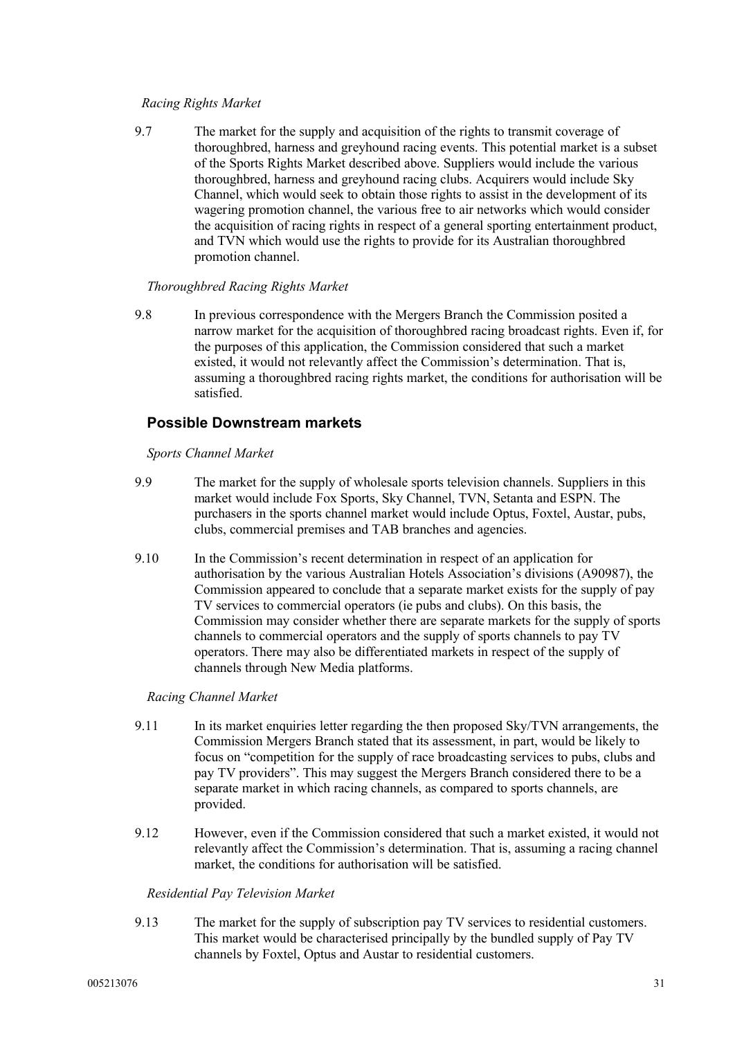*Racing Rights Market*

9.7 The market for the supply and acquisition of the rights to transmit coverage of thoroughbred, harness and greyhound racing events. This potential market is a subset of the Sports Rights Market described above. Suppliers would include the various thoroughbred, harness and greyhound racing clubs. Acquirers would include Sky Channel, which would seek to obtain those rights to assist in the development of its wagering promotion channel, the various free to air networks which would consider the acquisition of racing rights in respect of a general sporting entertainment product, and TVN which would use the rights to provide for its Australian thoroughbred promotion channel.

*Thoroughbred Racing Rights Market*

9.8 In previous correspondence with the Mergers Branch the Commission posited a narrow market for the acquisition of thoroughbred racing broadcast rights. Even if, for the purposes of this application, the Commission considered that such a market existed, it would not relevantly affect the Commission's determination. That is, assuming a thoroughbred racing rights market, the conditions for authorisation will be satisfied.

### Possible Downstream markets

*Sports Channel Market*

9.9 The market for the supply of wholesale sports television channels. Suppliers in this market would include Fox Sports, Sky Channel, TVN, Setanta and ESPN. The purchasers in the sports channel market would include Optus, Foxtel, Austar, pubs, clubs, commercial premises and TAB branches and agencies.

9.10 In the Commission's recent determination in respect of an application for authorisation by the various Australian Hotels Association's divisions (A90987), the Commission appeared to conclude that a separate market exists for the supply of pay TV services to commercial operators (ie pubs and clubs). On this basis, the Commission may consider whether there are separate markets for the supply of sports channels to commercial operators and the supply of sports channels to pay TV operators. There may also be differentiated markets in respect of the supply of channels through New Media platforms.

*Racing Channel Market*

9.11 In its market enquiries letter regarding the then proposed Sky/TVN arrangements, the Commission Mergers Branch stated that its assessment, in part, would be likely to focus on "competition for the supply of race broadcasting services to pubs, clubs and pay TV providers". This may suggest the Mergers Branch considered there to be a separate market in which racing channels, as compared to sports channels, are provided.

9.12 However, even if the Commission considered that such a market existed, it would not relevantly affect the Commission's determination. That is, assuming a racing channel market, the conditions for authorisation will be satisfied.

*Residential Pay Television Market*

9.13 The market for the supply of subscription pay TV services to residential customers. This market would be characterised principally by the bundled supply of Pay TV channels by Foxtel, Optus and Austar to residential customers.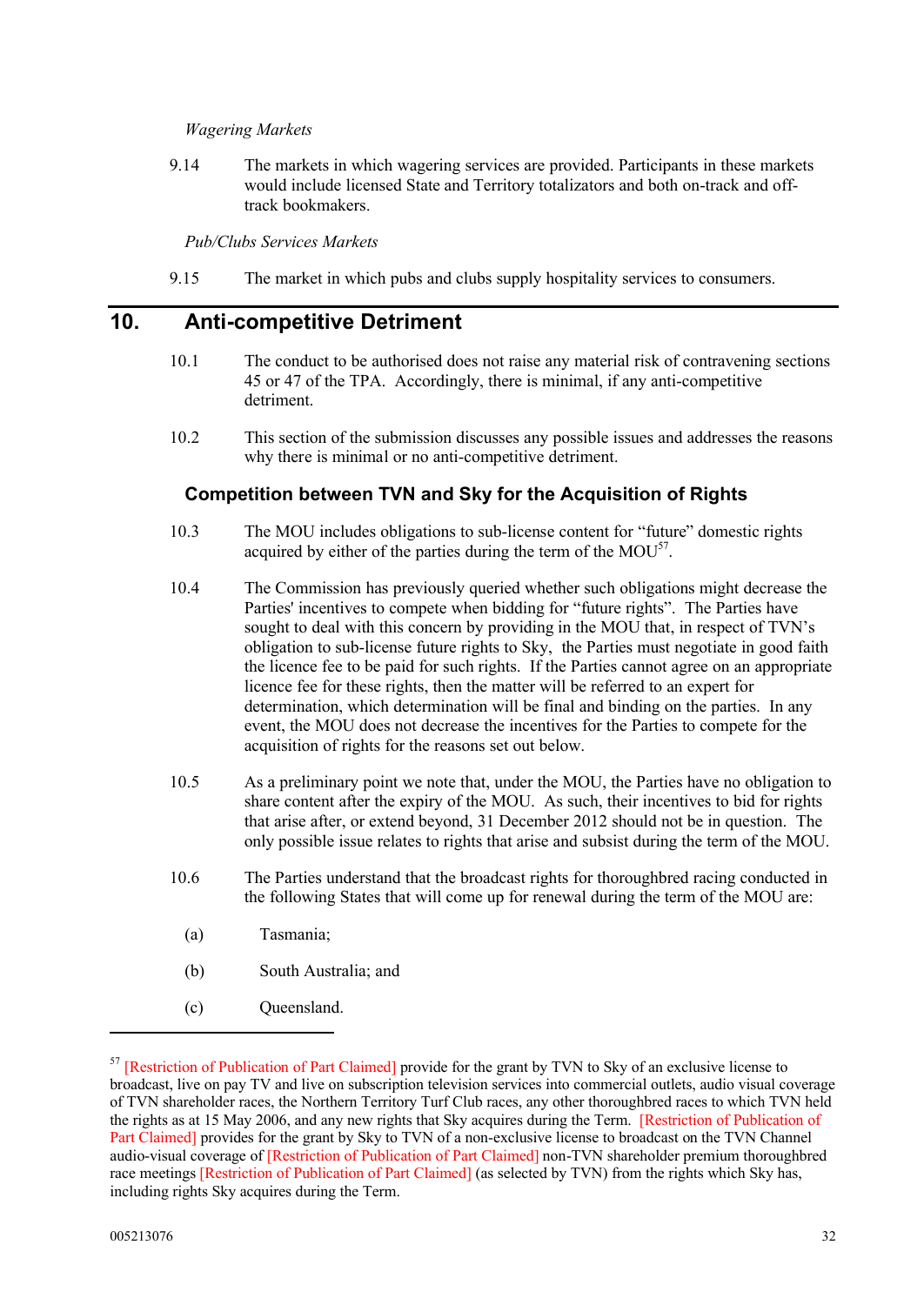*Wagering Markets*

9.14 The markets in which wagering services are provided. Participants in these markets would include licensed State and Territory totalizators and both on-track and off-track bookmakers.

*Pub/Clubs Services Markets*

9.15 The market in which pubs and clubs supply hospitality services to consumers.

# 10. Anti-competitive Detriment

10.1 The conduct to be authorised does not raise any material risk of contravening sections 45 or 47 of the TPA. Accordingly, there is minimal, if any anti-competitive detriment.

10.2 This section of the submission discusses any possible issues and addresses the reasons why there is minimal or no anti-competitive detriment.

### Competition between TVN and Sky for the Acquisition of Rights

10.3 The MOU includes obligations to sub-license content for "future" domestic rights acquired by either of the parties during the term of the MOU[57].

10.4 The Commission has previously queried whether such obligations might decrease the Parties' incentives to compete when bidding for "future rights". The Parties have sought to deal with this concern by providing in the MOU that, in respect of TVN's obligation to sub-license future rights to Sky, the Parties must negotiate in good faith the licence fee to be paid for such rights. If the Parties cannot agree on an appropriate licence fee for these rights, then the matter will be referred to an expert for determination, which determination will be final and binding on the parties. In any event, the MOU does not decrease the incentives for the Parties to compete for the acquisition of rights for the reasons set out below.

10.5 As a preliminary point we note that, under the MOU, the Parties have no obligation to share content after the expiry of the MOU. As such, their incentives to bid for rights that arise after, or extend beyond, 31 December 2012 should not be in question. The only possible issue relates to rights that arise and subsist during the term of the MOU.

10.6 The Parties understand that the broadcast rights for thoroughbred racing conducted in the following States that will come up for renewal during the term of the MOU are:

(a) Tasmania;

(b) South Australia; and

(c) Queensland.

---

[57] [Restriction of Publication of Part Claimed] provide for the grant by TVN to Sky of an exclusive license to broadcast, live on pay TV and live on subscription television services into commercial outlets, audio visual coverage of TVN shareholder races, the Northern Territory Turf Club races, any other thoroughbred races to which TVN held the rights as at 15 May 2006, and any new rights that Sky acquires during the Term. [Restriction of Publication of Part Claimed] provides for the grant by Sky to TVN of a non-exclusive license to broadcast on the TVN Channel audio-visual coverage of [Restriction of Publication of Part Claimed] non-TVN shareholder premium thoroughbred race meetings [Restriction of Publication of Part Claimed] (as selected by TVN) from the rights which Sky has, including rights Sky acquires during the Term.

005213076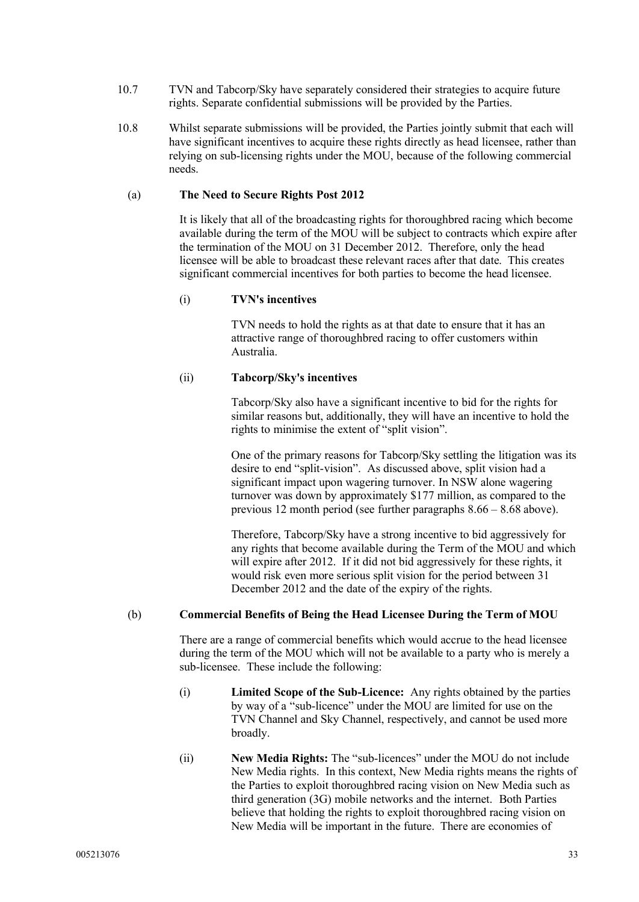10.7 TVN and Tabcorp/Sky have separately considered their strategies to acquire future rights. Separate confidential submissions will be provided by the Parties.

10.8 Whilst separate submissions will be provided, the Parties jointly submit that each will have significant incentives to acquire these rights directly as head licensee, rather than relying on sub-licensing rights under the MOU, because of the following commercial needs.

(a) **The Need to Secure Rights Post 2012**

It is likely that all of the broadcasting rights for thoroughbred racing which become available during the term of the MOU will be subject to contracts which expire after the termination of the MOU on 31 December 2012. Therefore, only the head licensee will be able to broadcast these relevant races after that date. This creates significant commercial incentives for both parties to become the head licensee.

(i) **TVN's incentives**

TVN needs to hold the rights as at that date to ensure that it has an attractive range of thoroughbred racing to offer customers within Australia.

(ii) **Tabcorp/Sky's incentives**

Tabcorp/Sky also have a significant incentive to bid for the rights for similar reasons but, additionally, they will have an incentive to hold the rights to minimise the extent of "split vision".

One of the primary reasons for Tabcorp/Sky settling the litigation was its desire to end "split-vision". As discussed above, split vision had a significant impact upon wagering turnover. In NSW alone wagering turnover was down by approximately $177 million, as compared to the previous 12 month period (see further paragraphs 8.66 – 8.68 above).

Therefore, Tabcorp/Sky have a strong incentive to bid aggressively for any rights that become available during the Term of the MOU and which will expire after 2012. If it did not bid aggressively for these rights, it would risk even more serious split vision for the period between 31 December 2012 and the date of the expiry of the rights.

(b) **Commercial Benefits of Being the Head Licensee During the Term of MOU**

There are a range of commercial benefits which would accrue to the head licensee during the term of the MOU which will not be available to a party who is merely a sub-licensee. These include the following:

(i) **Limited Scope of the Sub-Licence:** Any rights obtained by the parties by way of a "sub-licence" under the MOU are limited for use on the TVN Channel and Sky Channel, respectively, and cannot be used more broadly.

(ii) **New Media Rights:** The "sub-licences" under the MOU do not include New Media rights. In this context, New Media rights means the rights of the Parties to exploit thoroughbred racing vision on New Media such as third generation (3G) mobile networks and the internet. Both Parties believe that holding the rights to exploit thoroughbred racing vision on New Media will be important in the future. There are economies of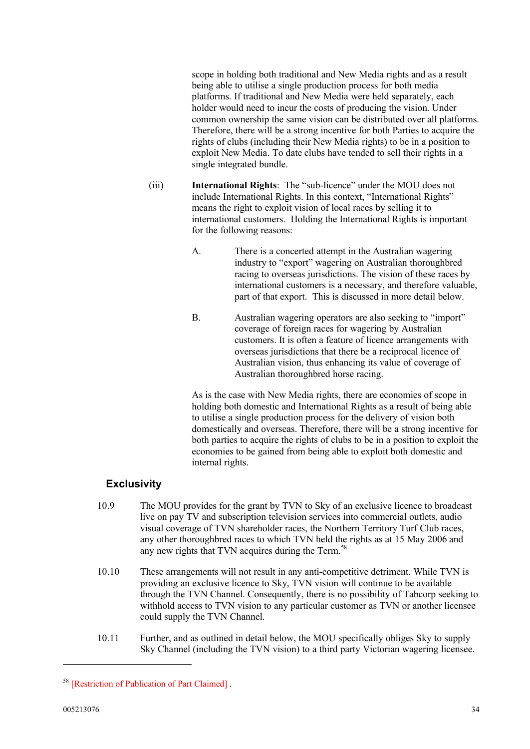scope in holding both traditional and New Media rights and as a result being able to utilise a single production process for both media platforms. If traditional and New Media were held separately, each holder would need to incur the costs of producing the vision. Under common ownership the same vision can be distributed over all platforms. Therefore, there will be a strong incentive for both Parties to acquire the rights of clubs (including their New Media rights) to be in a position to exploit New Media. To date clubs have tended to sell their rights in a single integrated bundle.

(iii) **International Rights**: The "sub-licence" under the MOU does not include International Rights. In this context, "International Rights" means the right to exploit vision of local races by selling it to international customers. Holding the International Rights is important for the following reasons:

A. There is a concerted attempt in the Australian wagering industry to "export" wagering on Australian thoroughbred racing to overseas jurisdictions. The vision of these races by international customers is a necessary, and therefore valuable, part of that export. This is discussed in more detail below.

B. Australian wagering operators are also seeking to "import" coverage of foreign races for wagering by Australian customers. It is often a feature of licence arrangements with overseas jurisdictions that there be a reciprocal licence of Australian vision, thus enhancing its value of coverage of Australian thoroughbred horse racing.

As is the case with New Media rights, there are economies of scope in holding both domestic and International Rights as a result of being able to utilise a single production process for the delivery of vision both domestically and overseas. Therefore, there will be a strong incentive for both parties to acquire the rights of clubs to be in a position to exploit the economies to be gained from being able to exploit both domestic and internal rights.

## Exclusivity

10.9 The MOU provides for the grant by TVN to Sky of an exclusive licence to broadcast live on pay TV and subscription television services into commercial outlets, audio visual coverage of TVN shareholder races, the Northern Territory Turf Club races, any other thoroughbred races to which TVN held the rights as at 15 May 2006 and any new rights that TVN acquires during the Term.[58]

10.10 These arrangements will not result in any anti-competitive detriment. While TVN is providing an exclusive licence to Sky, TVN vision will continue to be available through the TVN Channel. Consequently, there is no possibility of Tabcorp seeking to withhold access to TVN vision to any particular customer as TVN or another licensee could supply the TVN Channel.

10.11 Further, and as outlined in detail below, the MOU specifically obliges Sky to supply Sky Channel (including the TVN vision) to a third party Victorian wagering licensee.

---

[58] [Restriction of Publication of Part Claimed] .

005213076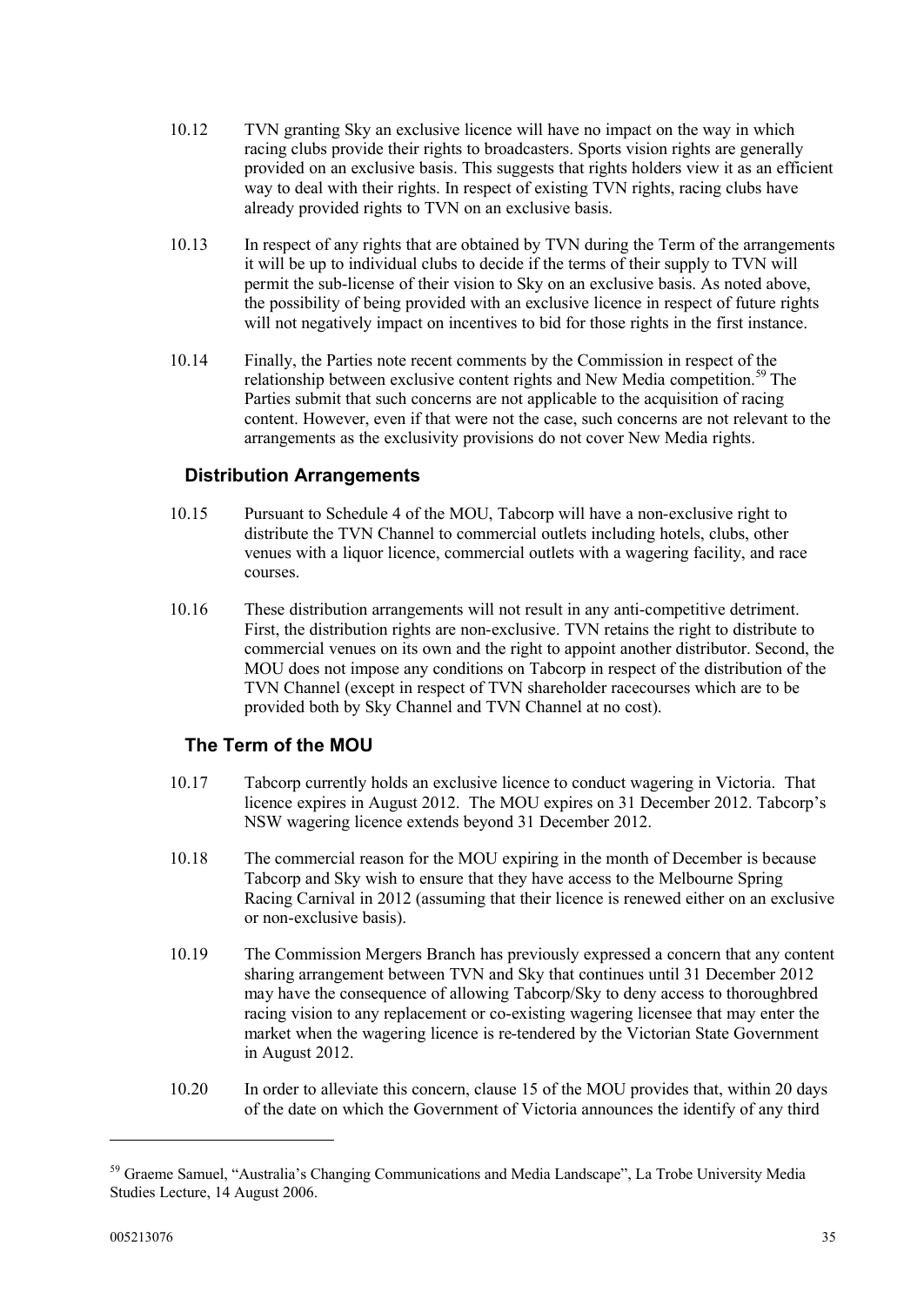10.12 TVN granting Sky an exclusive licence will have no impact on the way in which racing clubs provide their rights to broadcasters. Sports vision rights are generally provided on an exclusive basis. This suggests that rights holders view it as an efficient way to deal with their rights. In respect of existing TVN rights, racing clubs have already provided rights to TVN on an exclusive basis.

10.13 In respect of any rights that are obtained by TVN during the Term of the arrangements it will be up to individual clubs to decide if the terms of their supply to TVN will permit the sub-license of their vision to Sky on an exclusive basis. As noted above, the possibility of being provided with an exclusive licence in respect of future rights will not negatively impact on incentives to bid for those rights in the first instance.

10.14 Finally, the Parties note recent comments by the Commission in respect of the relationship between exclusive content rights and New Media competition.[59] The Parties submit that such concerns are not applicable to the acquisition of racing content. However, even if that were not the case, such concerns are not relevant to the arrangements as the exclusivity provisions do not cover New Media rights.

## Distribution Arrangements

10.15 Pursuant to Schedule 4 of the MOU, Tabcorp will have a non-exclusive right to distribute the TVN Channel to commercial outlets including hotels, clubs, other venues with a liquor licence, commercial outlets with a wagering facility, and race courses.

10.16 These distribution arrangements will not result in any anti-competitive detriment. First, the distribution rights are non-exclusive. TVN retains the right to distribute to commercial venues on its own and the right to appoint another distributor. Second, the MOU does not impose any conditions on Tabcorp in respect of the distribution of the TVN Channel (except in respect of TVN shareholder racecourses which are to be provided both by Sky Channel and TVN Channel at no cost).

## The Term of the MOU

10.17 Tabcorp currently holds an exclusive licence to conduct wagering in Victoria. That licence expires in August 2012. The MOU expires on 31 December 2012. Tabcorp's NSW wagering licence extends beyond 31 December 2012.

10.18 The commercial reason for the MOU expiring in the month of December is because Tabcorp and Sky wish to ensure that they have access to the Melbourne Spring Racing Carnival in 2012 (assuming that their licence is renewed either on an exclusive or non-exclusive basis).

10.19 The Commission Mergers Branch has previously expressed a concern that any content sharing arrangement between TVN and Sky that continues until 31 December 2012 may have the consequence of allowing Tabcorp/Sky to deny access to thoroughbred racing vision to any replacement or co-existing wagering licensee that may enter the market when the wagering licence is re-tendered by the Victorian State Government in August 2012.

10.20 In order to alleviate this concern, clause 15 of the MOU provides that, within 20 days of the date on which the Government of Victoria announces the identify of any third

---

[59] Graeme Samuel, "Australia's Changing Communications and Media Landscape", La Trobe University Media Studies Lecture, 14 August 2006.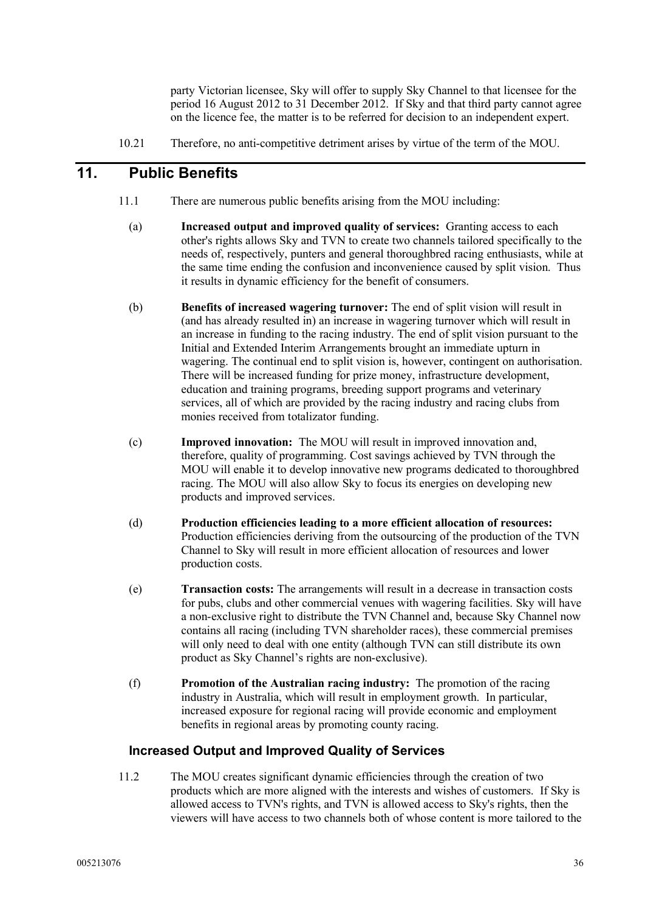party Victorian licensee, Sky will offer to supply Sky Channel to that licensee for the period 16 August 2012 to 31 December 2012. If Sky and that third party cannot agree on the licence fee, the matter is to be referred for decision to an independent expert.

10.21 Therefore, no anti-competitive detriment arises by virtue of the term of the MOU.

## 11. Public Benefits

11.1 There are numerous public benefits arising from the MOU including:

(a) **Increased output and improved quality of services:** Granting access to each other's rights allows Sky and TVN to create two channels tailored specifically to the needs of, respectively, punters and general thoroughbred racing enthusiasts, while at the same time ending the confusion and inconvenience caused by split vision. Thus it results in dynamic efficiency for the benefit of consumers.

(b) **Benefits of increased wagering turnover:** The end of split vision will result in (and has already resulted in) an increase in wagering turnover which will result in an increase in funding to the racing industry. The end of split vision pursuant to the Initial and Extended Interim Arrangements brought an immediate upturn in wagering. The continual end to split vision is, however, contingent on authorisation. There will be increased funding for prize money, infrastructure development, education and training programs, breeding support programs and veterinary services, all of which are provided by the racing industry and racing clubs from monies received from totalizator funding.

(c) **Improved innovation:** The MOU will result in improved innovation and, therefore, quality of programming. Cost savings achieved by TVN through the MOU will enable it to develop innovative new programs dedicated to thoroughbred racing. The MOU will also allow Sky to focus its energies on developing new products and improved services.

(d) **Production efficiencies leading to a more efficient allocation of resources:** Production efficiencies deriving from the outsourcing of the production of the TVN Channel to Sky will result in more efficient allocation of resources and lower production costs.

(e) **Transaction costs:** The arrangements will result in a decrease in transaction costs for pubs, clubs and other commercial venues with wagering facilities. Sky will have a non-exclusive right to distribute the TVN Channel and, because Sky Channel now contains all racing (including TVN shareholder races), these commercial premises will only need to deal with one entity (although TVN can still distribute its own product as Sky Channel's rights are non-exclusive).

(f) **Promotion of the Australian racing industry:** The promotion of the racing industry in Australia, which will result in employment growth. In particular, increased exposure for regional racing will provide economic and employment benefits in regional areas by promoting county racing.

### Increased Output and Improved Quality of Services

11.2 The MOU creates significant dynamic efficiencies through the creation of two products which are more aligned with the interests and wishes of customers. If Sky is allowed access to TVN's rights, and TVN is allowed access to Sky's rights, then the viewers will have access to two channels both of whose content is more tailored to the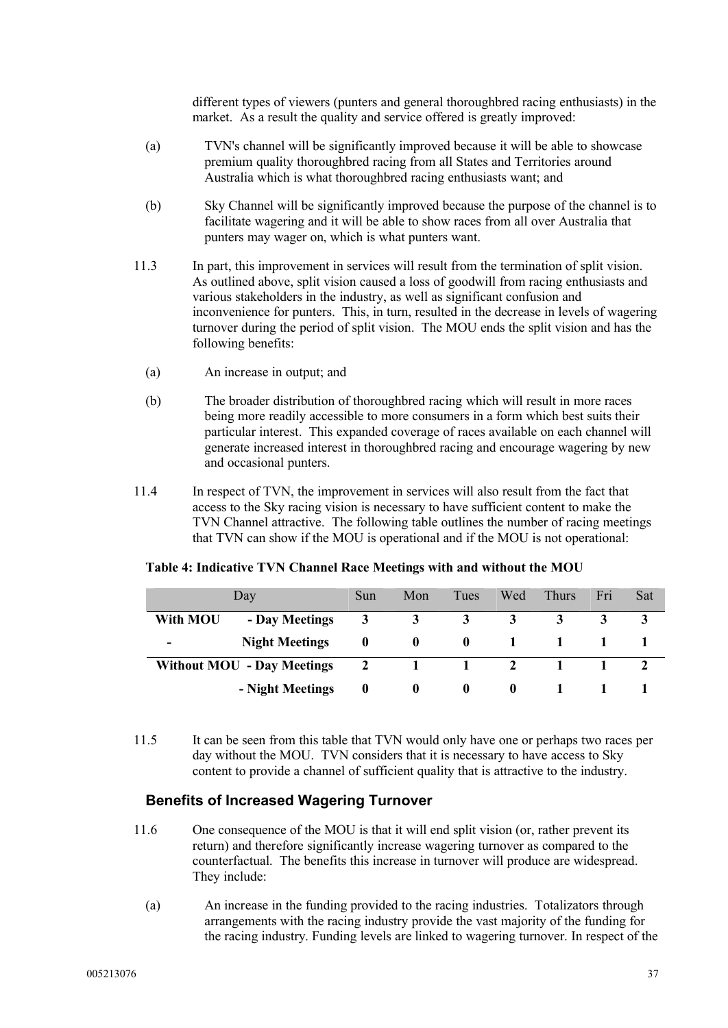different types of viewers (punters and general thoroughbred racing enthusiasts) in the market. As a result the quality and service offered is greatly improved:

(a) TVN's channel will be significantly improved because it will be able to showcase premium quality thoroughbred racing from all States and Territories around Australia which is what thoroughbred racing enthusiasts want; and

(b) Sky Channel will be significantly improved because the purpose of the channel is to facilitate wagering and it will be able to show races from all over Australia that punters may wager on, which is what punters want.

11.3 In part, this improvement in services will result from the termination of split vision. As outlined above, split vision caused a loss of goodwill from racing enthusiasts and various stakeholders in the industry, as well as significant confusion and inconvenience for punters. This, in turn, resulted in the decrease in levels of wagering turnover during the period of split vision. The MOU ends the split vision and has the following benefits:

(a) An increase in output; and

(b) The broader distribution of thoroughbred racing which will result in more races being more readily accessible to more consumers in a form which best suits their particular interest. This expanded coverage of races available on each channel will generate increased interest in thoroughbred racing and encourage wagering by new and occasional punters.

11.4 In respect of TVN, the improvement in services will also result from the fact that access to the Sky racing vision is necessary to have sufficient content to make the TVN Channel attractive. The following table outlines the number of racing meetings that TVN can show if the MOU is operational and if the MOU is not operational:

**Table 4: Indicative TVN Channel Race Meetings with and without the MOU**

| Day | | Sun | Mon | Tues | Wed | Thurs | Fri | Sat |
|---|---|---|---|---|---|---|---|---|
| **With MOU** | **- Day Meetings** | **3** | **3** | **3** | **3** | **3** | **3** | **3** |
| **-** | **Night Meetings** | **0** | **0** | **0** | **1** | **1** | **1** | **1** |
| **Without MOU** | **- Day Meetings** | **2** | **1** | **1** | **2** | **1** | **1** | **2** |
| | **- Night Meetings** | **0** | **0** | **0** | **0** | **1** | **1** | **1** |

11.5 It can be seen from this table that TVN would only have one or perhaps two races per day without the MOU. TVN considers that it is necessary to have access to Sky content to provide a channel of sufficient quality that is attractive to the industry.

### Benefits of Increased Wagering Turnover

11.6 One consequence of the MOU is that it will end split vision (or, rather prevent its return) and therefore significantly increase wagering turnover as compared to the counterfactual. The benefits this increase in turnover will produce are widespread. They include:

(a) An increase in the funding provided to the racing industries. Totalizators through arrangements with the racing industry provide the vast majority of the funding for the racing industry. Funding levels are linked to wagering turnover. In respect of the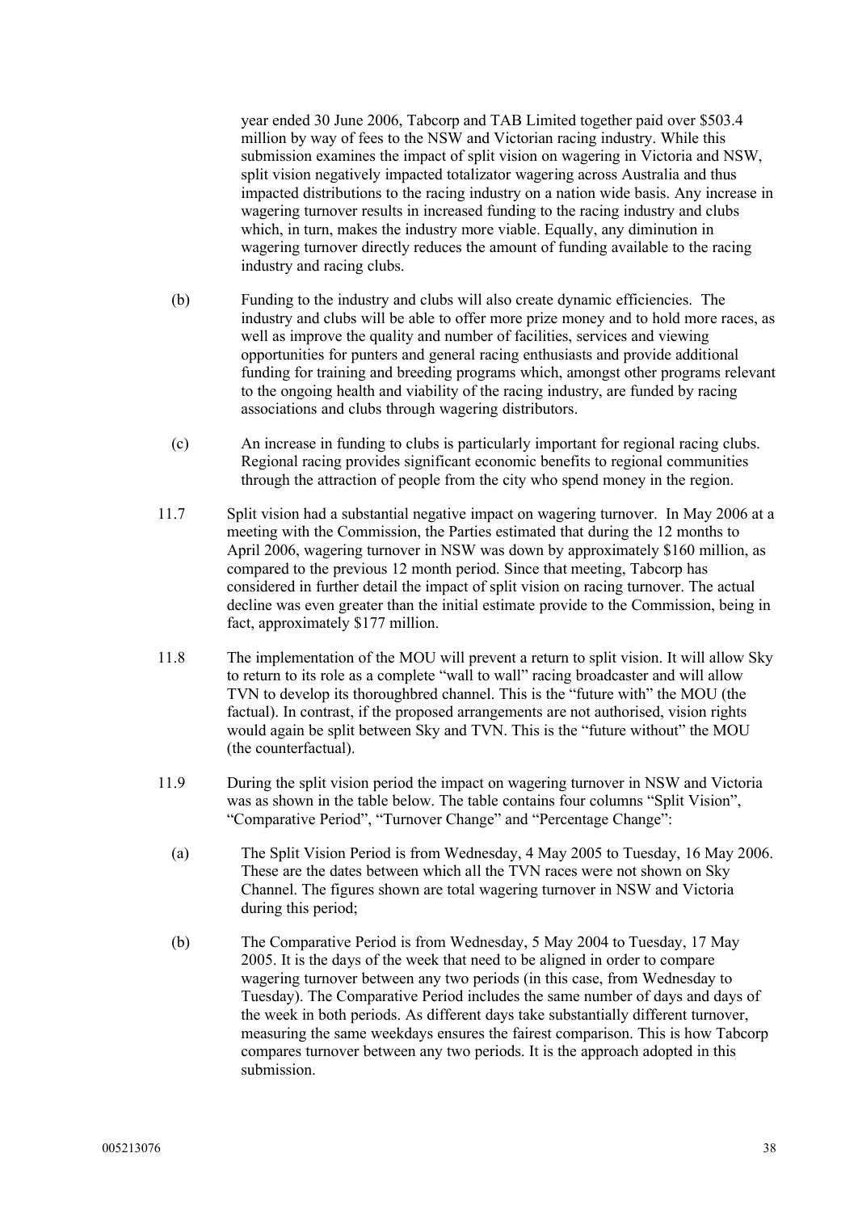year ended 30 June 2006, Tabcorp and TAB Limited together paid over $503.4 million by way of fees to the NSW and Victorian racing industry. While this submission examines the impact of split vision on wagering in Victoria and NSW, split vision negatively impacted totalizator wagering across Australia and thus impacted distributions to the racing industry on a nation wide basis. Any increase in wagering turnover results in increased funding to the racing industry and clubs which, in turn, makes the industry more viable. Equally, any diminution in wagering turnover directly reduces the amount of funding available to the racing industry and racing clubs.

(b) Funding to the industry and clubs will also create dynamic efficiencies. The industry and clubs will be able to offer more prize money and to hold more races, as well as improve the quality and number of facilities, services and viewing opportunities for punters and general racing enthusiasts and provide additional funding for training and breeding programs which, amongst other programs relevant to the ongoing health and viability of the racing industry, are funded by racing associations and clubs through wagering distributors.

(c) An increase in funding to clubs is particularly important for regional racing clubs. Regional racing provides significant economic benefits to regional communities through the attraction of people from the city who spend money in the region.

11.7 Split vision had a substantial negative impact on wagering turnover. In May 2006 at a meeting with the Commission, the Parties estimated that during the 12 months to April 2006, wagering turnover in NSW was down by approximately $160 million, as compared to the previous 12 month period. Since that meeting, Tabcorp has considered in further detail the impact of split vision on racing turnover. The actual decline was even greater than the initial estimate provide to the Commission, being in fact, approximately $177 million.

11.8 The implementation of the MOU will prevent a return to split vision. It will allow Sky to return to its role as a complete "wall to wall" racing broadcaster and will allow TVN to develop its thoroughbred channel. This is the "future with" the MOU (the factual). In contrast, if the proposed arrangements are not authorised, vision rights would again be split between Sky and TVN. This is the "future without" the MOU (the counterfactual).

11.9 During the split vision period the impact on wagering turnover in NSW and Victoria was as shown in the table below. The table contains four columns "Split Vision", "Comparative Period", "Turnover Change" and "Percentage Change":

(a) The Split Vision Period is from Wednesday, 4 May 2005 to Tuesday, 16 May 2006. These are the dates between which all the TVN races were not shown on Sky Channel. The figures shown are total wagering turnover in NSW and Victoria during this period;

(b) The Comparative Period is from Wednesday, 5 May 2004 to Tuesday, 17 May 2005. It is the days of the week that need to be aligned in order to compare wagering turnover between any two periods (in this case, from Wednesday to Tuesday). The Comparative Period includes the same number of days and days of the week in both periods. As different days take substantially different turnover, measuring the same weekdays ensures the fairest comparison. This is how Tabcorp compares turnover between any two periods. It is the approach adopted in this submission.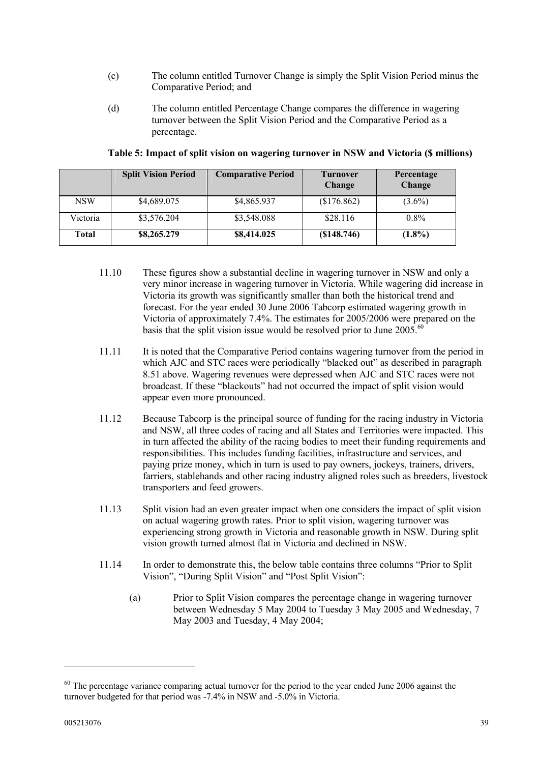(c) The column entitled Turnover Change is simply the Split Vision Period minus the Comparative Period; and

(d) The column entitled Percentage Change compares the difference in wagering turnover between the Split Vision Period and the Comparative Period as a percentage.

**Table 5: Impact of split vision on wagering turnover in NSW and Victoria ($ millions)**

| | Split Vision Period | Comparative Period | Turnover Change | Percentage Change |
|---|---|---|---|---|
| NSW | $4,689.075 | $4,865.937 | ($176.862) | (3.6%) |
| Victoria | $3,576.204 | $3,548.088 | $28.116 | 0.8% |
| **Total** | **$8,265.279** | **$8,414.025** | **($148.746)** | **(1.8%)** |

11.10 These figures show a substantial decline in wagering turnover in NSW and only a very minor increase in wagering turnover in Victoria. While wagering did increase in Victoria its growth was significantly smaller than both the historical trend and forecast. For the year ended 30 June 2006 Tabcorp estimated wagering growth in Victoria of approximately 7.4%. The estimates for 2005/2006 were prepared on the basis that the split vision issue would be resolved prior to June 2005.[60]

11.11 It is noted that the Comparative Period contains wagering turnover from the period in which AJC and STC races were periodically "blacked out" as described in paragraph 8.51 above. Wagering revenues were depressed when AJC and STC races were not broadcast. If these "blackouts" had not occurred the impact of split vision would appear even more pronounced.

11.12 Because Tabcorp is the principal source of funding for the racing industry in Victoria and NSW, all three codes of racing and all States and Territories were impacted. This in turn affected the ability of the racing bodies to meet their funding requirements and responsibilities. This includes funding facilities, infrastructure and services, and paying prize money, which in turn is used to pay owners, jockeys, trainers, drivers, farriers, stablehands and other racing industry aligned roles such as breeders, livestock transporters and feed growers.

11.13 Split vision had an even greater impact when one considers the impact of split vision on actual wagering growth rates. Prior to split vision, wagering turnover was experiencing strong growth in Victoria and reasonable growth in NSW. During split vision growth turned almost flat in Victoria and declined in NSW.

11.14 In order to demonstrate this, the below table contains three columns "Prior to Split Vision", "During Split Vision" and "Post Split Vision":

(a) Prior to Split Vision compares the percentage change in wagering turnover between Wednesday 5 May 2004 to Tuesday 3 May 2005 and Wednesday, 7 May 2003 and Tuesday, 4 May 2004;

---

[60] The percentage variance comparing actual turnover for the period to the year ended June 2006 against the turnover budgeted for that period was -7.4% in NSW and -5.0% in Victoria.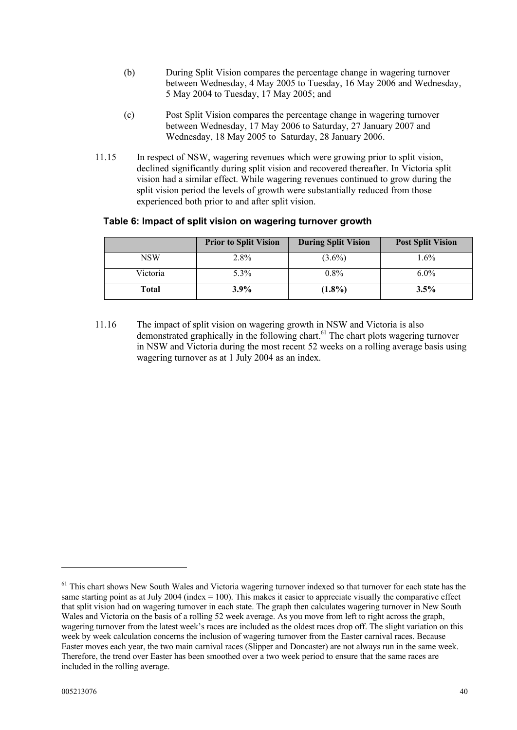(b) During Split Vision compares the percentage change in wagering turnover between Wednesday, 4 May 2005 to Tuesday, 16 May 2006 and Wednesday, 5 May 2004 to Tuesday, 17 May 2005; and

(c) Post Split Vision compares the percentage change in wagering turnover between Wednesday, 17 May 2006 to Saturday, 27 January 2007 and Wednesday, 18 May 2005 to Saturday, 28 January 2006.

11.15 In respect of NSW, wagering revenues which were growing prior to split vision, declined significantly during split vision and recovered thereafter. In Victoria split vision had a similar effect. While wagering revenues continued to grow during the split vision period the levels of growth were substantially reduced from those experienced both prior to and after split vision.

**Table 6: Impact of split vision on wagering turnover growth**

| | Prior to Split Vision | During Split Vision | Post Split Vision |
|---|---|---|---|
| NSW | 2.8% | (3.6%) | 1.6% |
| Victoria | 5.3% | 0.8% | 6.0% |
| **Total** | **3.9%** | **(1.8%)** | **3.5%** |

11.16 The impact of split vision on wagering growth in NSW and Victoria is also demonstrated graphically in the following chart.[61] The chart plots wagering turnover in NSW and Victoria during the most recent 52 weeks on a rolling average basis using wagering turnover as at 1 July 2004 as an index.

[61] This chart shows New South Wales and Victoria wagering turnover indexed so that turnover for each state has the same starting point as at July 2004 (index = 100). This makes it easier to appreciate visually the comparative effect that split vision had on wagering turnover in each state. The graph then calculates wagering turnover in New South Wales and Victoria on the basis of a rolling 52 week average. As you move from left to right across the graph, wagering turnover from the latest week's races are included as the oldest races drop off. The slight variation on this week by week calculation concerns the inclusion of wagering turnover from the Easter carnival races. Because Easter moves each year, the two main carnival races (Slipper and Doncaster) are not always run in the same week. Therefore, the trend over Easter has been smoothed over a two week period to ensure that the same races are included in the rolling average.

005213076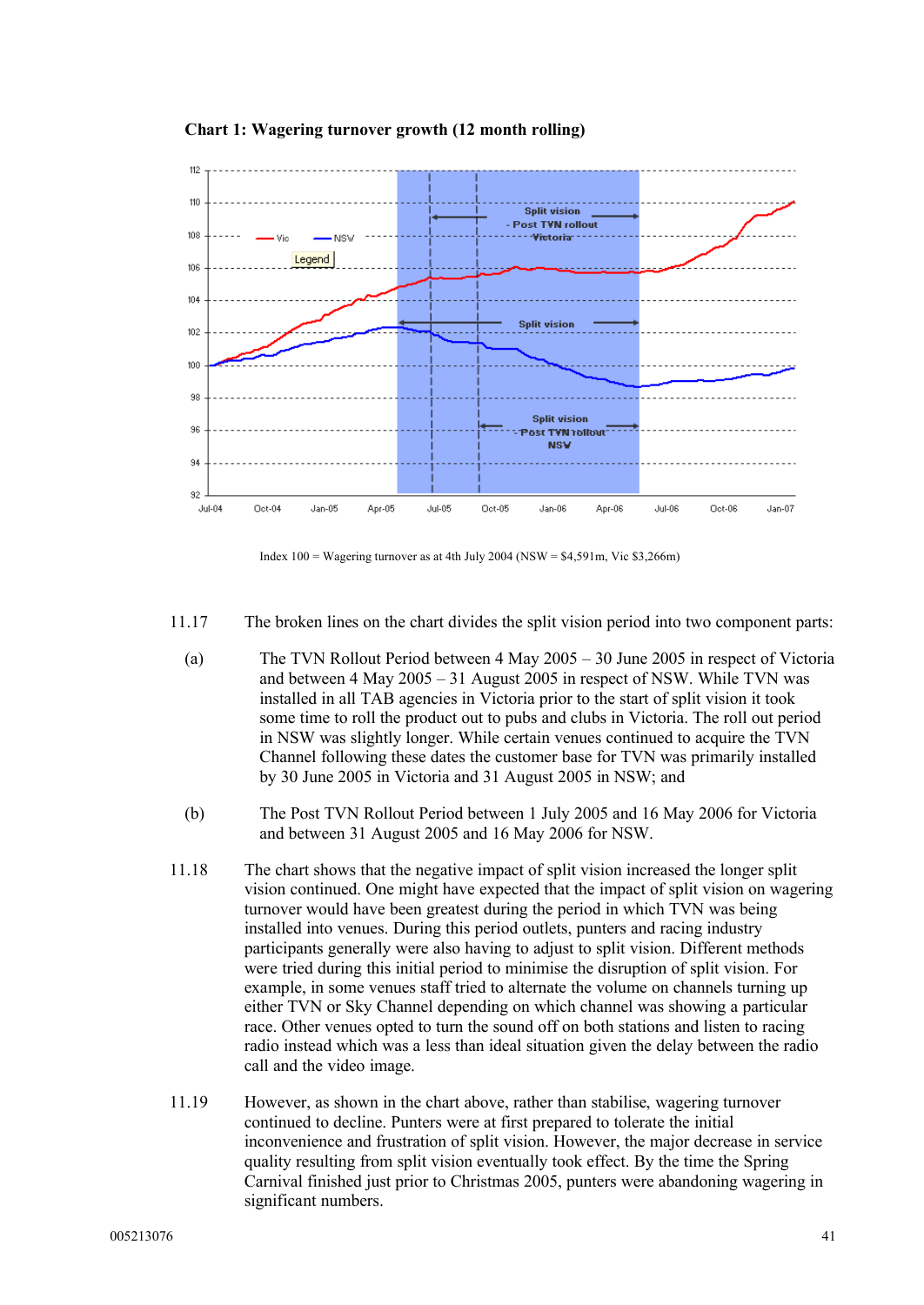**Chart 1: Wagering turnover growth (12 month rolling)**

112
110
108
106
104
102
100
98
96
94
92

Jul-04 Oct-04 Jan-05 Apr-05 Jul-05 Oct-05 Jan-06 Apr-06 Jul-06 Oct-06 Jan-07

Vic NSW

Legend

Split vision - Post TVN rollout Victoria

Split vision

Split vision - Post TVN rollout NSW

Index 100 = Wagering turnover as at 4th July 2004 (NSW = $4,591m, Vic $3,266m)

11.17 The broken lines on the chart divides the split vision period into two component parts:

(a) The TVN Rollout Period between 4 May 2005 – 30 June 2005 in respect of Victoria and between 4 May 2005 – 31 August 2005 in respect of NSW. While TVN was installed in all TAB agencies in Victoria prior to the start of split vision it took some time to roll the product out to pubs and clubs in Victoria. The roll out period in NSW was slightly longer. While certain venues continued to acquire the TVN Channel following these dates the customer base for TVN was primarily installed by 30 June 2005 in Victoria and 31 August 2005 in NSW; and

(b) The Post TVN Rollout Period between 1 July 2005 and 16 May 2006 for Victoria and between 31 August 2005 and 16 May 2006 for NSW.

11.18 The chart shows that the negative impact of split vision increased the longer split vision continued. One might have expected that the impact of split vision on wagering turnover would have been greatest during the period in which TVN was being installed into venues. During this period outlets, punters and racing industry participants generally were also having to adjust to split vision. Different methods were tried during this initial period to minimise the disruption of split vision. For example, in some venues staff tried to alternate the volume on channels turning up either TVN or Sky Channel depending on which channel was showing a particular race. Other venues opted to turn the sound off on both stations and listen to racing radio instead which was a less than ideal situation given the delay between the radio call and the video image.

11.19 However, as shown in the chart above, rather than stabilise, wagering turnover continued to decline. Punters were at first prepared to tolerate the initial inconvenience and frustration of split vision. However, the major decrease in service quality resulting from split vision eventually took effect. By the time the Spring Carnival finished just prior to Christmas 2005, punters were abandoning wagering in significant numbers.

005213076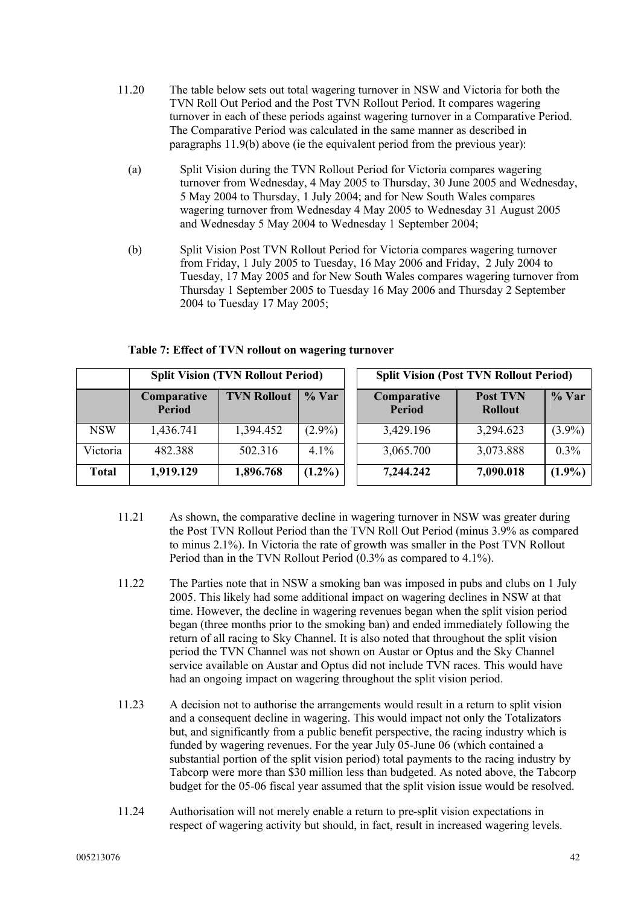11.20 The table below sets out total wagering turnover in NSW and Victoria for both the TVN Roll Out Period and the Post TVN Rollout Period. It compares wagering turnover in each of these periods against wagering turnover in a Comparative Period. The Comparative Period was calculated in the same manner as described in paragraphs 11.9(b) above (ie the equivalent period from the previous year):

(a) Split Vision during the TVN Rollout Period for Victoria compares wagering turnover from Wednesday, 4 May 2005 to Thursday, 30 June 2005 and Wednesday, 5 May 2004 to Thursday, 1 July 2004; and for New South Wales compares wagering turnover from Wednesday 4 May 2005 to Wednesday 31 August 2005 and Wednesday 5 May 2004 to Wednesday 1 September 2004;

(b) Split Vision Post TVN Rollout Period for Victoria compares wagering turnover from Friday, 1 July 2005 to Tuesday, 16 May 2006 and Friday, 2 July 2004 to Tuesday, 17 May 2005 and for New South Wales compares wagering turnover from Thursday 1 September 2005 to Tuesday 16 May 2006 and Thursday 2 September 2004 to Tuesday 17 May 2005;

**Table 7: Effect of TVN rollout on wagering turnover**

| | **Split Vision (TVN Rollout Period)** | | | **Split Vision (Post TVN Rollout Period)** | | |
|---|---|---|---|---|---|---|
| | **Comparative Period** | **TVN Rollout** | **% Var** | **Comparative Period** | **Post TVN Rollout** | **% Var** |
| NSW | 1,436.741 | 1,394.452 | (2.9%) | 3,429.196 | 3,294.623 | (3.9%) |
| Victoria | 482.388 | 502.316 | 4.1% | 3,065.700 | 3,073.888 | 0.3% |
| **Total** | **1,919.129** | **1,896.768** | **(1.2%)** | **7,244.242** | **7,090.018** | **(1.9%)** |

11.21 As shown, the comparative decline in wagering turnover in NSW was greater during the Post TVN Rollout Period than the TVN Roll Out Period (minus 3.9% as compared to minus 2.1%). In Victoria the rate of growth was smaller in the Post TVN Rollout Period than in the TVN Rollout Period (0.3% as compared to 4.1%).

11.22 The Parties note that in NSW a smoking ban was imposed in pubs and clubs on 1 July 2005. This likely had some additional impact on wagering declines in NSW at that time. However, the decline in wagering revenues began when the split vision period began (three months prior to the smoking ban) and ended immediately following the return of all racing to Sky Channel. It is also noted that throughout the split vision period the TVN Channel was not shown on Austar or Optus and the Sky Channel service available on Austar and Optus did not include TVN races. This would have had an ongoing impact on wagering throughout the split vision period.

11.23 A decision not to authorise the arrangements would result in a return to split vision and a consequent decline in wagering. This would impact not only the Totalizators but, and significantly from a public benefit perspective, the racing industry which is funded by wagering revenues. For the year July 05-June 06 (which contained a substantial portion of the split vision period) total payments to the racing industry by Tabcorp were more than $30 million less than budgeted. As noted above, the Tabcorp budget for the 05-06 fiscal year assumed that the split vision issue would be resolved.

11.24 Authorisation will not merely enable a return to pre-split vision expectations in respect of wagering activity but should, in fact, result in increased wagering levels.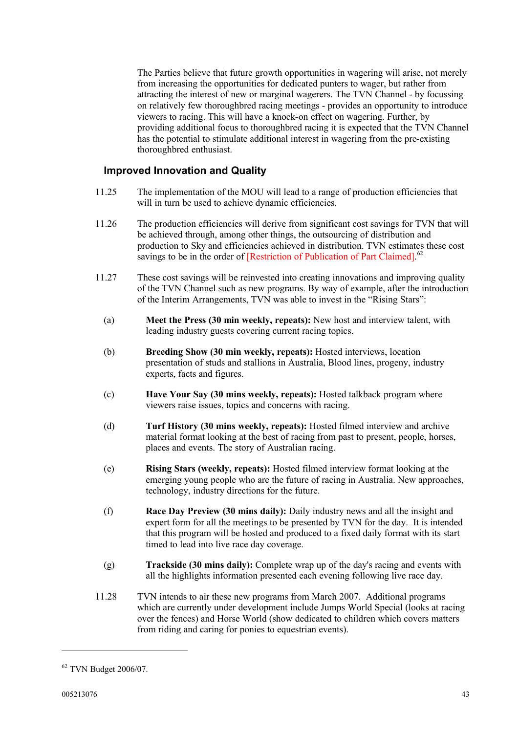The Parties believe that future growth opportunities in wagering will arise, not merely from increasing the opportunities for dedicated punters to wager, but rather from attracting the interest of new or marginal wagerers. The TVN Channel - by focussing on relatively few thoroughbred racing meetings - provides an opportunity to introduce viewers to racing. This will have a knock-on effect on wagering. Further, by providing additional focus to thoroughbred racing it is expected that the TVN Channel has the potential to stimulate additional interest in wagering from the pre-existing thoroughbred enthusiast.

## Improved Innovation and Quality

11.25 The implementation of the MOU will lead to a range of production efficiencies that will in turn be used to achieve dynamic efficiencies.

11.26 The production efficiencies will derive from significant cost savings for TVN that will be achieved through, among other things, the outsourcing of distribution and production to Sky and efficiencies achieved in distribution. TVN estimates these cost savings to be in the order of [Restriction of Publication of Part Claimed].[62]

11.27 These cost savings will be reinvested into creating innovations and improving quality of the TVN Channel such as new programs. By way of example, after the introduction of the Interim Arrangements, TVN was able to invest in the "Rising Stars":

(a) **Meet the Press (30 min weekly, repeats):** New host and interview talent, with leading industry guests covering current racing topics.

(b) **Breeding Show (30 min weekly, repeats):** Hosted interviews, location presentation of studs and stallions in Australia, Blood lines, progeny, industry experts, facts and figures.

(c) **Have Your Say (30 mins weekly, repeats):** Hosted talkback program where viewers raise issues, topics and concerns with racing.

(d) **Turf History (30 mins weekly, repeats):** Hosted filmed interview and archive material format looking at the best of racing from past to present, people, horses, places and events. The story of Australian racing.

(e) **Rising Stars (weekly, repeats):** Hosted filmed interview format looking at the emerging young people who are the future of racing in Australia. New approaches, technology, industry directions for the future.

(f) **Race Day Preview (30 mins daily):** Daily industry news and all the insight and expert form for all the meetings to be presented by TVN for the day. It is intended that this program will be hosted and produced to a fixed daily format with its start timed to lead into live race day coverage.

(g) **Trackside (30 mins daily):** Complete wrap up of the day's racing and events with all the highlights information presented each evening following live race day.

11.28 TVN intends to air these new programs from March 2007. Additional programs which are currently under development include Jumps World Special (looks at racing over the fences) and Horse World (show dedicated to children which covers matters from riding and caring for ponies to equestrian events).

---

[62] TVN Budget 2006/07.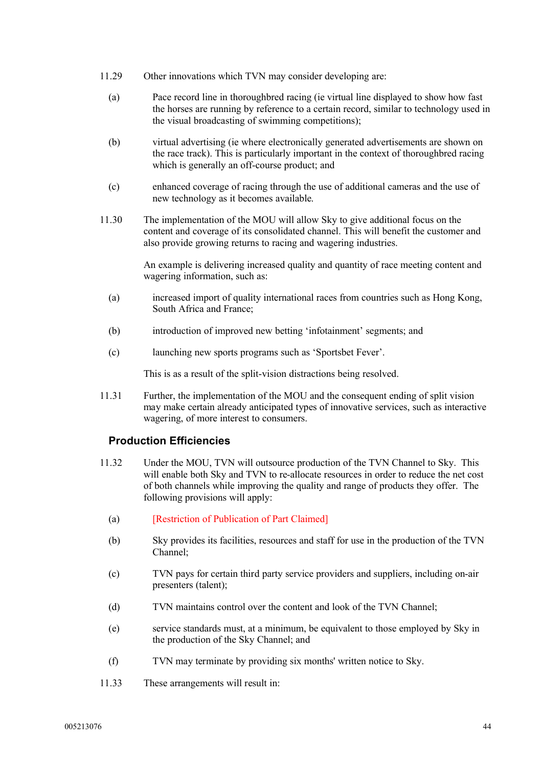11.29 Other innovations which TVN may consider developing are:

(a) Pace record line in thoroughbred racing (ie virtual line displayed to show how fast the horses are running by reference to a certain record, similar to technology used in the visual broadcasting of swimming competitions);

(b) virtual advertising (ie where electronically generated advertisements are shown on the race track). This is particularly important in the context of thoroughbred racing which is generally an off-course product; and

(c) enhanced coverage of racing through the use of additional cameras and the use of new technology as it becomes available.

11.30 The implementation of the MOU will allow Sky to give additional focus on the content and coverage of its consolidated channel. This will benefit the customer and also provide growing returns to racing and wagering industries.

An example is delivering increased quality and quantity of race meeting content and wagering information, such as:

(a) increased import of quality international races from countries such as Hong Kong, South Africa and France;

(b) introduction of improved new betting 'infotainment' segments; and

(c) launching new sports programs such as 'Sportsbet Fever'.

This is as a result of the split-vision distractions being resolved.

11.31 Further, the implementation of the MOU and the consequent ending of split vision may make certain already anticipated types of innovative services, such as interactive wagering, of more interest to consumers.

### Production Efficiencies

11.32 Under the MOU, TVN will outsource production of the TVN Channel to Sky. This will enable both Sky and TVN to re-allocate resources in order to reduce the net cost of both channels while improving the quality and range of products they offer. The following provisions will apply:

(a) [Restriction of Publication of Part Claimed]

(b) Sky provides its facilities, resources and staff for use in the production of the TVN Channel;

(c) TVN pays for certain third party service providers and suppliers, including on-air presenters (talent);

(d) TVN maintains control over the content and look of the TVN Channel;

(e) service standards must, at a minimum, be equivalent to those employed by Sky in the production of the Sky Channel; and

(f) TVN may terminate by providing six months' written notice to Sky.

11.33 These arrangements will result in: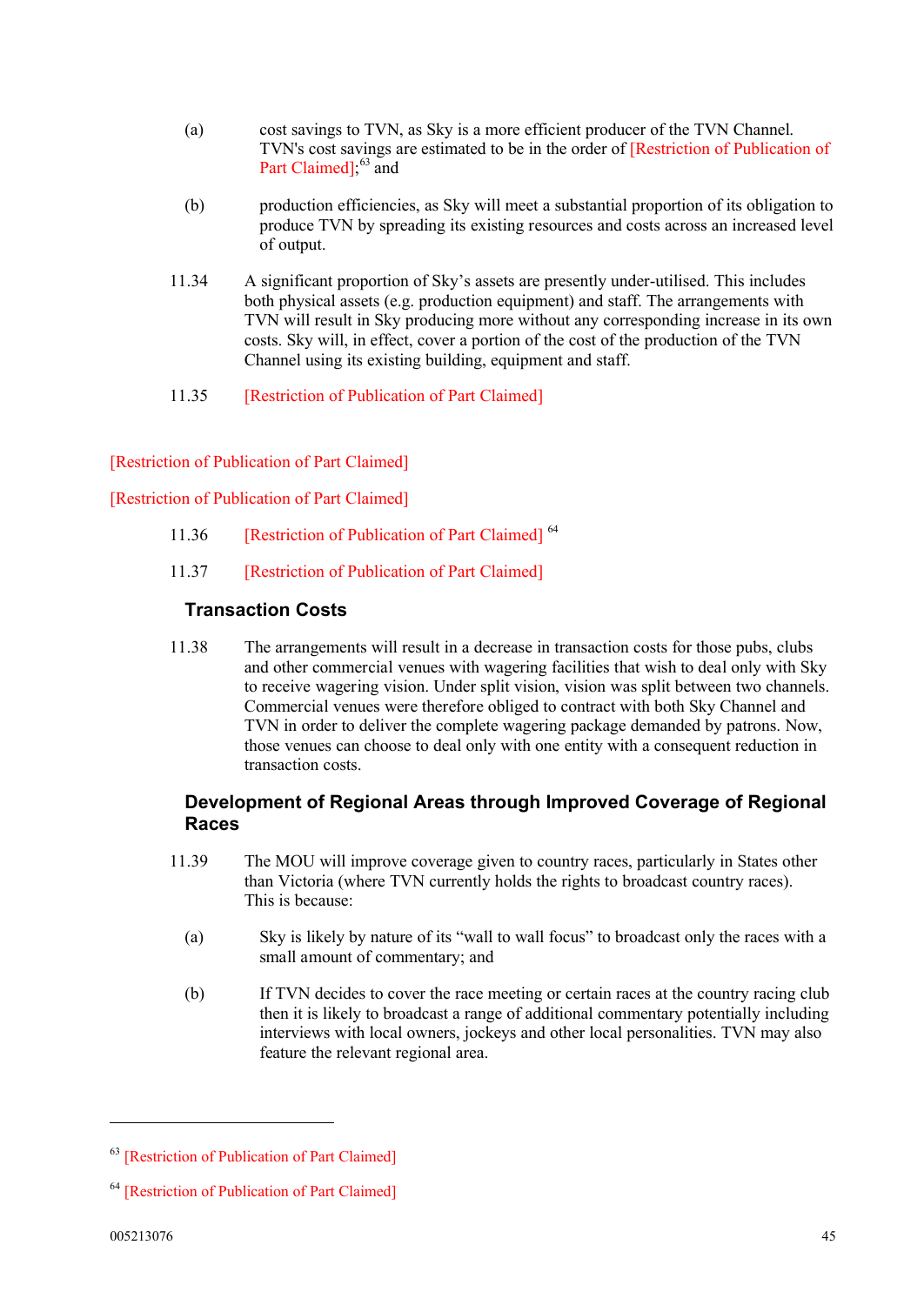(a) cost savings to TVN, as Sky is a more efficient producer of the TVN Channel. TVN's cost savings are estimated to be in the order of [Restriction of Publication of Part Claimed];[63] and

(b) production efficiencies, as Sky will meet a substantial proportion of its obligation to produce TVN by spreading its existing resources and costs across an increased level of output.

11.34 A significant proportion of Sky's assets are presently under-utilised. This includes both physical assets (e.g. production equipment) and staff. The arrangements with TVN will result in Sky producing more without any corresponding increase in its own costs. Sky will, in effect, cover a portion of the cost of the production of the TVN Channel using its existing building, equipment and staff.

11.35 [Restriction of Publication of Part Claimed]

[Restriction of Publication of Part Claimed]

[Restriction of Publication of Part Claimed]

11.36 [Restriction of Publication of Part Claimed] [64]

11.37 [Restriction of Publication of Part Claimed]

## Transaction Costs

11.38 The arrangements will result in a decrease in transaction costs for those pubs, clubs and other commercial venues with wagering facilities that wish to deal only with Sky to receive wagering vision. Under split vision, vision was split between two channels. Commercial venues were therefore obliged to contract with both Sky Channel and TVN in order to deliver the complete wagering package demanded by patrons. Now, those venues can choose to deal only with one entity with a consequent reduction in transaction costs.

## Development of Regional Areas through Improved Coverage of Regional Races

11.39 The MOU will improve coverage given to country races, particularly in States other than Victoria (where TVN currently holds the rights to broadcast country races). This is because:

(a) Sky is likely by nature of its "wall to wall focus" to broadcast only the races with a small amount of commentary; and

(b) If TVN decides to cover the race meeting or certain races at the country racing club then it is likely to broadcast a range of additional commentary potentially including interviews with local owners, jockeys and other local personalities. TVN may also feature the relevant regional area.

---

[63] [Restriction of Publication of Part Claimed]

[64] [Restriction of Publication of Part Claimed]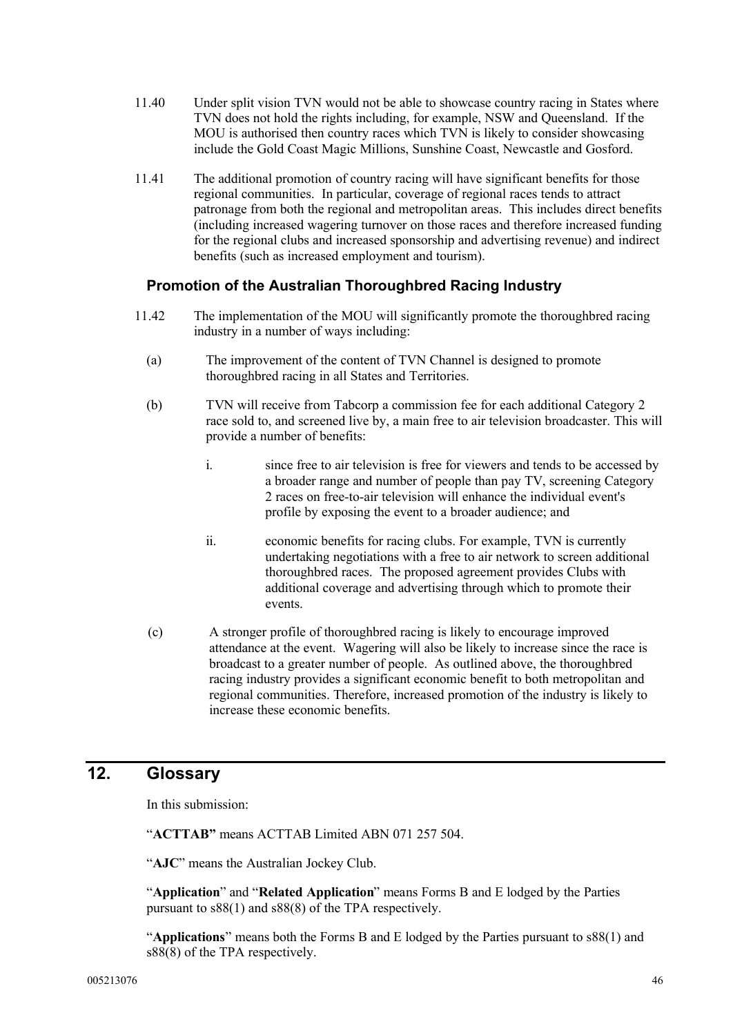11.40 Under split vision TVN would not be able to showcase country racing in States where TVN does not hold the rights including, for example, NSW and Queensland. If the MOU is authorised then country races which TVN is likely to consider showcasing include the Gold Coast Magic Millions, Sunshine Coast, Newcastle and Gosford.

11.41 The additional promotion of country racing will have significant benefits for those regional communities. In particular, coverage of regional races tends to attract patronage from both the regional and metropolitan areas. This includes direct benefits (including increased wagering turnover on those races and therefore increased funding for the regional clubs and increased sponsorship and advertising revenue) and indirect benefits (such as increased employment and tourism).

### Promotion of the Australian Thoroughbred Racing Industry

11.42 The implementation of the MOU will significantly promote the thoroughbred racing industry in a number of ways including:

(a) The improvement of the content of TVN Channel is designed to promote thoroughbred racing in all States and Territories.

(b) TVN will receive from Tabcorp a commission fee for each additional Category 2 race sold to, and screened live by, a main free to air television broadcaster. This will provide a number of benefits:

i. since free to air television is free for viewers and tends to be accessed by a broader range and number of people than pay TV, screening Category 2 races on free-to-air television will enhance the individual event's profile by exposing the event to a broader audience; and

ii. economic benefits for racing clubs. For example, TVN is currently undertaking negotiations with a free to air network to screen additional thoroughbred races. The proposed agreement provides Clubs with additional coverage and advertising through which to promote their events.

(c) A stronger profile of thoroughbred racing is likely to encourage improved attendance at the event. Wagering will also be likely to increase since the race is broadcast to a greater number of people. As outlined above, the thoroughbred racing industry provides a significant economic benefit to both metropolitan and regional communities. Therefore, increased promotion of the industry is likely to increase these economic benefits.

## 12. Glossary

In this submission:

"**ACTTAB"** means ACTTAB Limited ABN 071 257 504.

"**AJC**" means the Australian Jockey Club.

"**Application**" and "**Related Application**" means Forms B and E lodged by the Parties pursuant to s88(1) and s88(8) of the TPA respectively.

"**Applications**" means both the Forms B and E lodged by the Parties pursuant to s88(1) and s88(8) of the TPA respectively.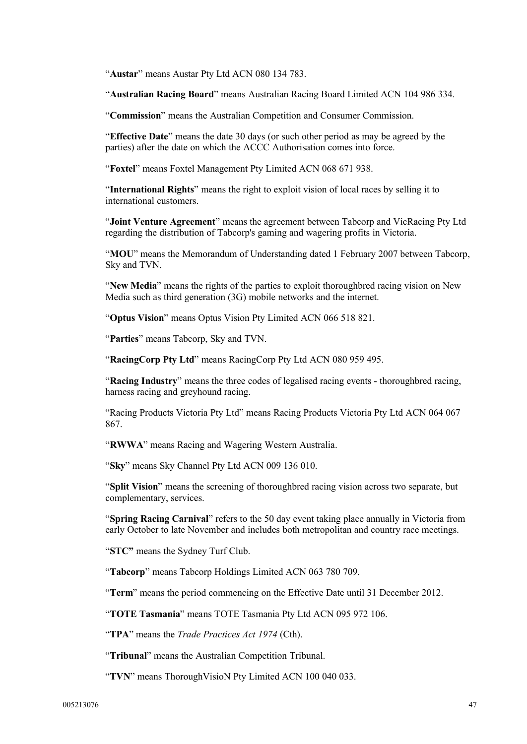"**Austar**" means Austar Pty Ltd ACN 080 134 783.

"**Australian Racing Board**" means Australian Racing Board Limited ACN 104 986 334.

"**Commission**" means the Australian Competition and Consumer Commission.

"**Effective Date**" means the date 30 days (or such other period as may be agreed by the parties) after the date on which the ACCC Authorisation comes into force.

"**Foxtel**" means Foxtel Management Pty Limited ACN 068 671 938.

"**International Rights**" means the right to exploit vision of local races by selling it to international customers.

"**Joint Venture Agreement**" means the agreement between Tabcorp and VicRacing Pty Ltd regarding the distribution of Tabcorp's gaming and wagering profits in Victoria.

"**MOU**" means the Memorandum of Understanding dated 1 February 2007 between Tabcorp, Sky and TVN.

"**New Media**" means the rights of the parties to exploit thoroughbred racing vision on New Media such as third generation (3G) mobile networks and the internet.

"**Optus Vision**" means Optus Vision Pty Limited ACN 066 518 821.

"**Parties**" means Tabcorp, Sky and TVN.

"**RacingCorp Pty Ltd**" means RacingCorp Pty Ltd ACN 080 959 495.

"**Racing Industry**" means the three codes of legalised racing events - thoroughbred racing, harness racing and greyhound racing.

"Racing Products Victoria Pty Ltd" means Racing Products Victoria Pty Ltd ACN 064 067 867.

"**RWWA**" means Racing and Wagering Western Australia.

"**Sky**" means Sky Channel Pty Ltd ACN 009 136 010.

"**Split Vision**" means the screening of thoroughbred racing vision across two separate, but complementary, services.

"**Spring Racing Carnival**" refers to the 50 day event taking place annually in Victoria from early October to late November and includes both metropolitan and country race meetings.

"**STC"** means the Sydney Turf Club.

"**Tabcorp**" means Tabcorp Holdings Limited ACN 063 780 709.

"**Term**" means the period commencing on the Effective Date until 31 December 2012.

"**TOTE Tasmania**" means TOTE Tasmania Pty Ltd ACN 095 972 106.

"**TPA**" means the *Trade Practices Act 1974* (Cth).

"**Tribunal**" means the Australian Competition Tribunal.

"**TVN**" means ThoroughVisioN Pty Limited ACN 100 040 033.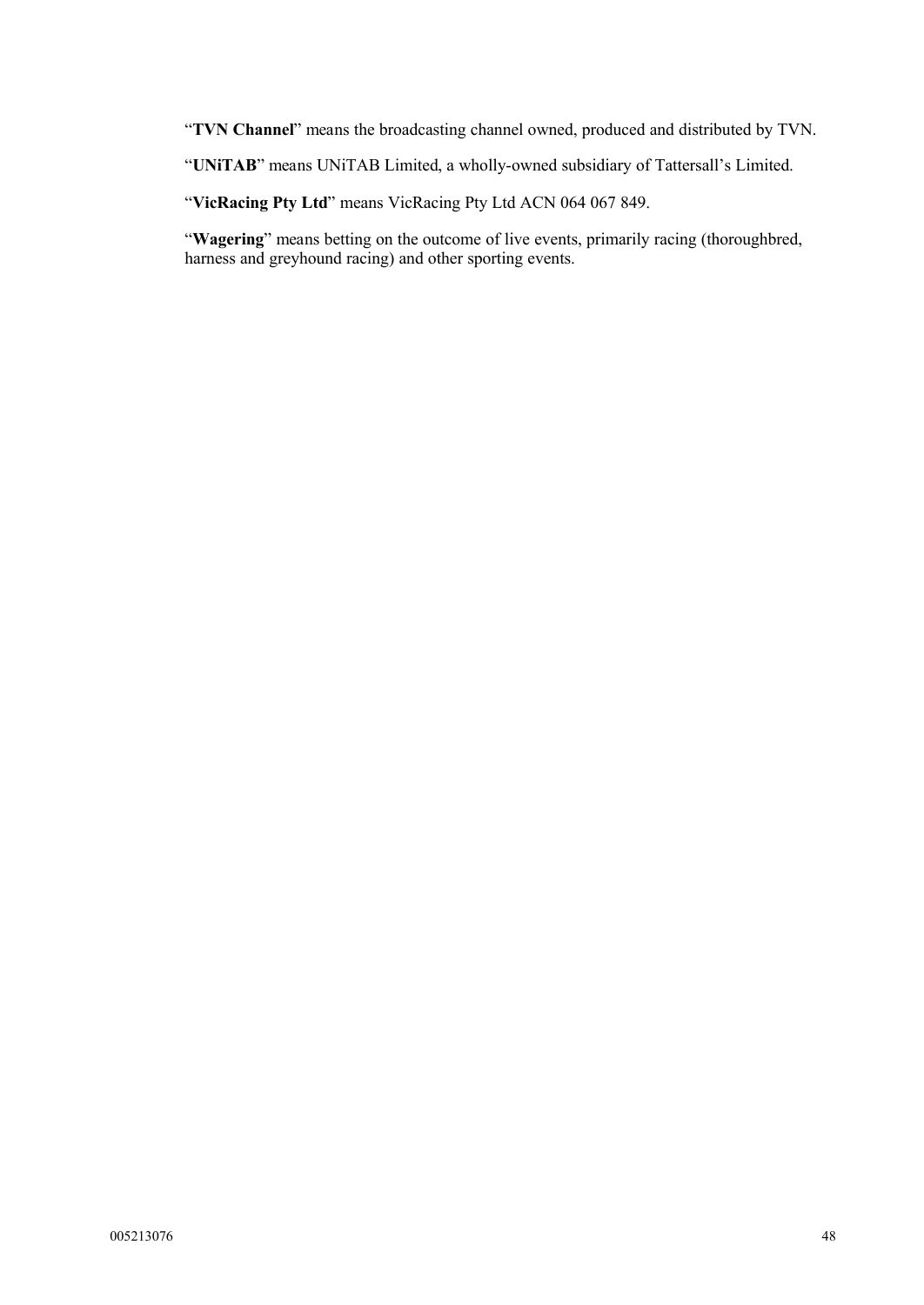"**TVN Channel**" means the broadcasting channel owned, produced and distributed by TVN.

"**UNiTAB**" means UNiTAB Limited, a wholly-owned subsidiary of Tattersall's Limited.

"**VicRacing Pty Ltd**" means VicRacing Pty Ltd ACN 064 067 849.

"**Wagering**" means betting on the outcome of live events, primarily racing (thoroughbred, harness and greyhound racing) and other sporting events.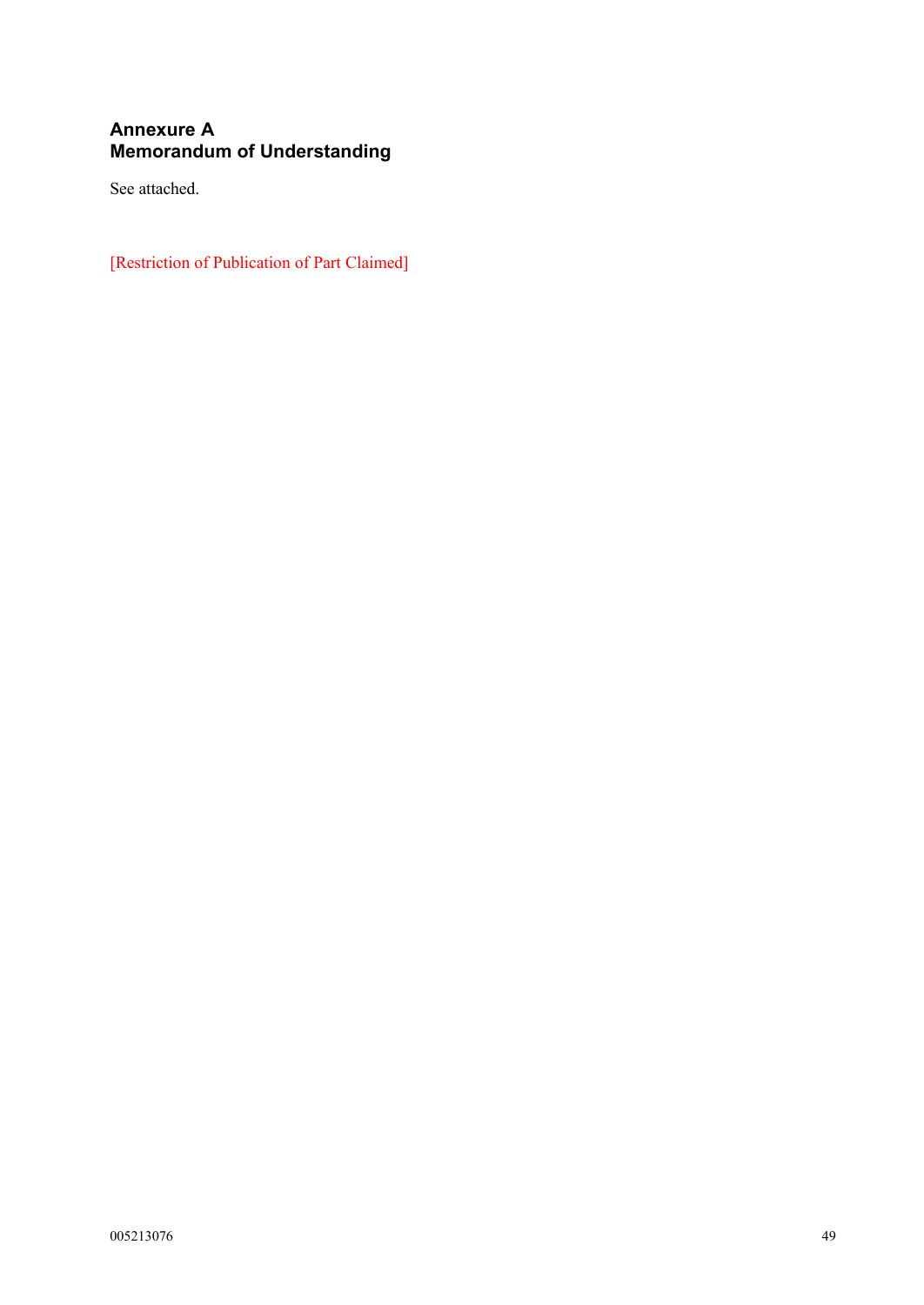## Annexure A
## Memorandum of Understanding

See attached.

[Restriction of Publication of Part Claimed]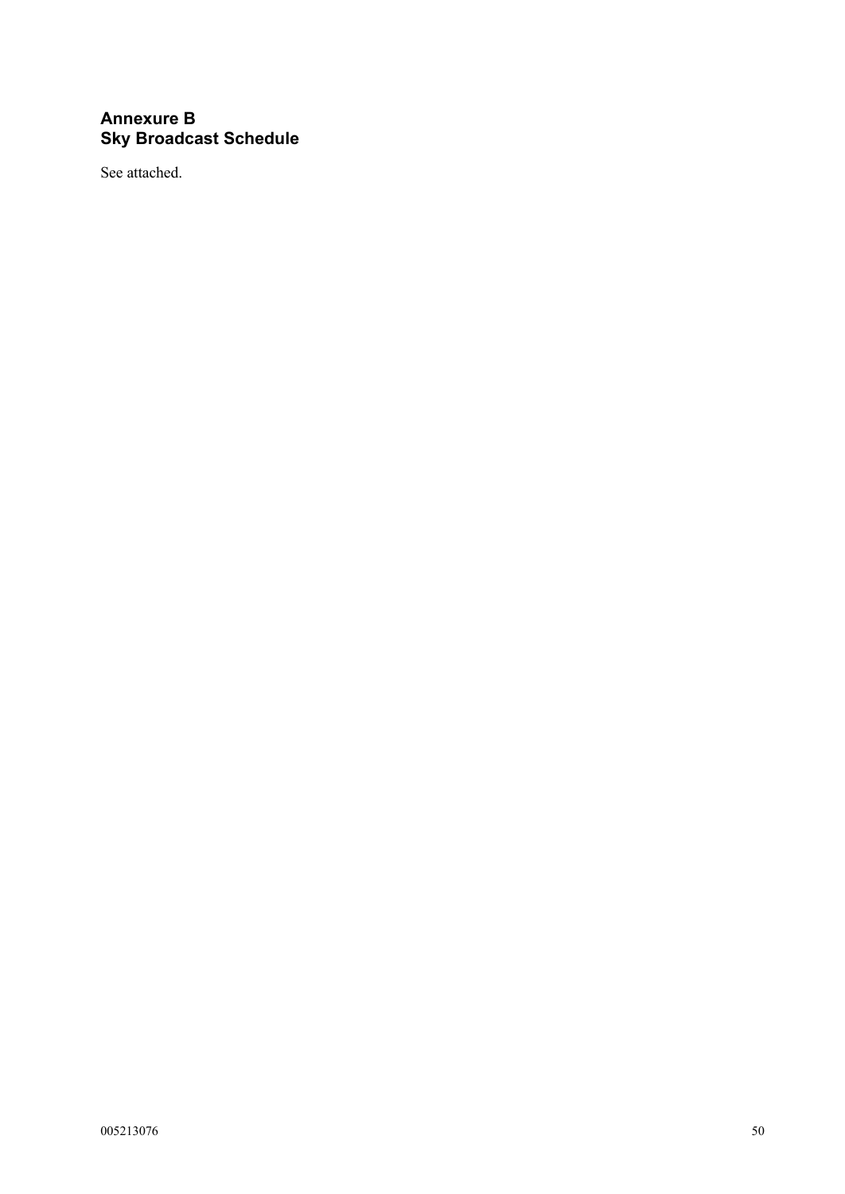## Annexure B
## Sky Broadcast Schedule

See attached.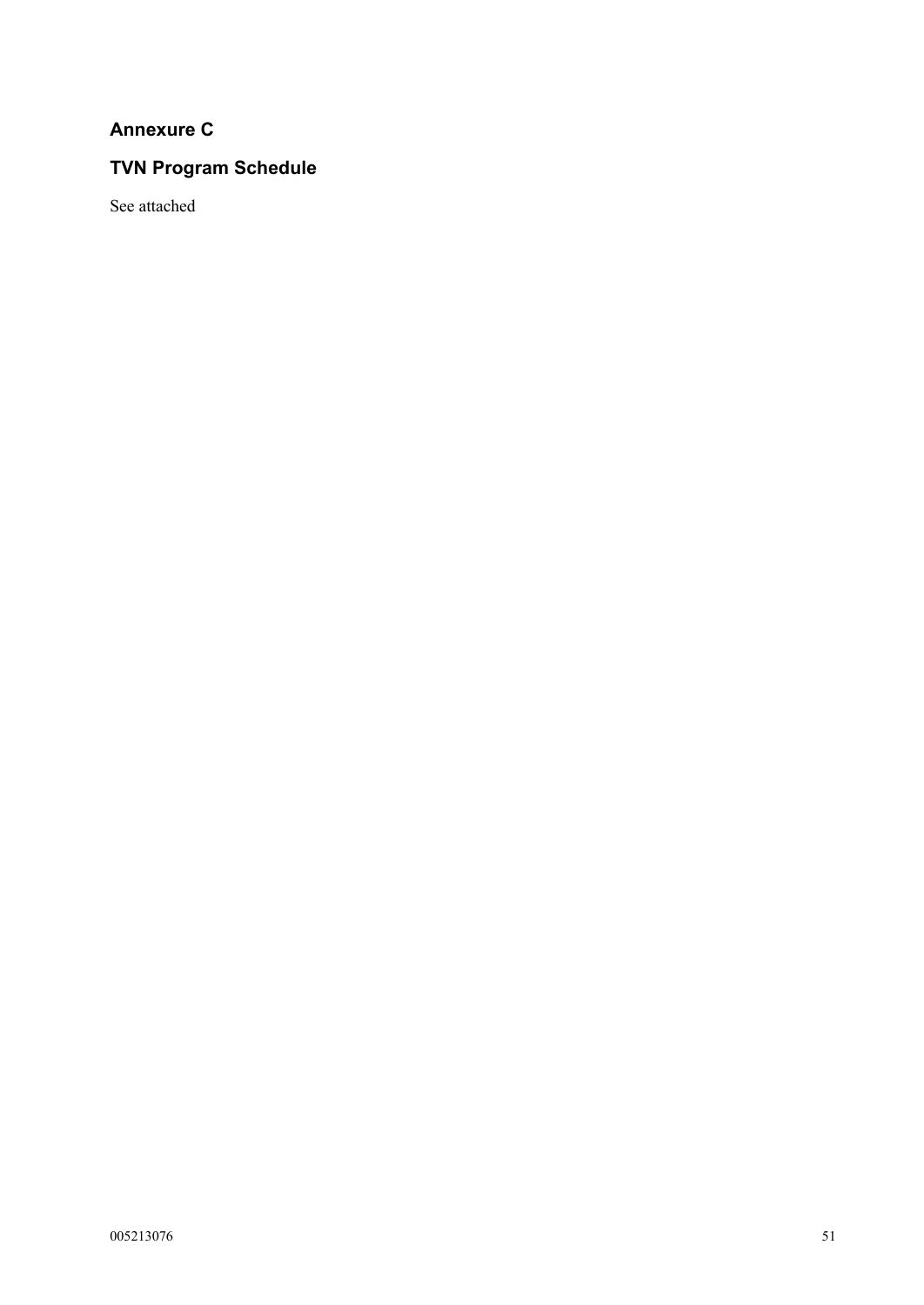## Annexure C

## TVN Program Schedule

See attached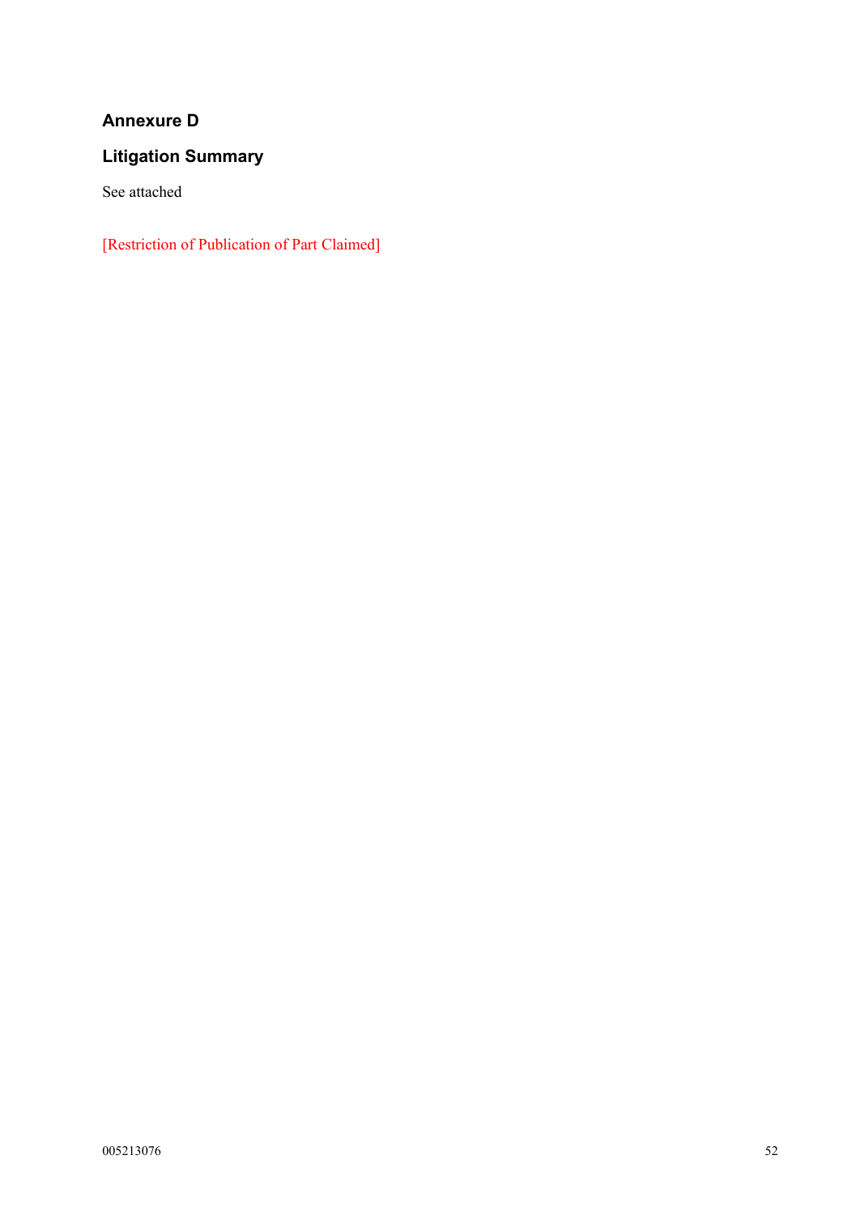## Annexure D

## Litigation Summary

See attached

[Restriction of Publication of Part Claimed]

005213076